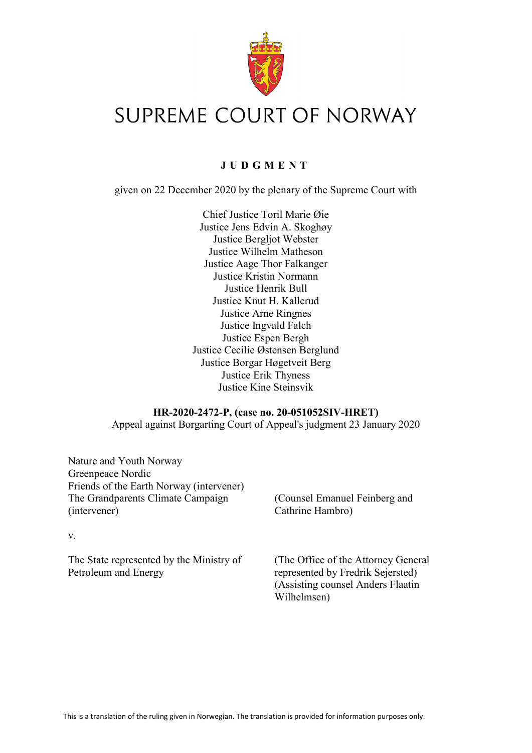# SUPREME COURT OF NORWAY

**J U D G M E N T**

given on 22 December 2020 by the plenary of the Supreme Court with

Chief Justice Toril Marie Øie
Justice Jens Edvin A. Skoghøy
Justice Bergljot Webster
Justice Wilhelm Matheson
Justice Aage Thor Falkanger
Justice Kristin Normann
Justice Henrik Bull
Justice Knut H. Kallerud
Justice Arne Ringnes
Justice Ingvald Falch
Justice Espen Bergh
Justice Cecilie Østensen Berglund
Justice Borgar Høgetveit Berg
Justice Erik Thyness
Justice Kine Steinsvik

**HR-2020-2472-P, (case no. 20-051052SIV-HRET)**
Appeal against Borgarting Court of Appeal's judgment 23 January 2020

Nature and Youth Norway
Greenpeace Nordic
Friends of the Earth Norway (intervener)
The Grandparents Climate Campaign (intervener)
(Counsel Emanuel Feinberg and Cathrine Hambro)

v.

The State represented by the Ministry of Petroleum and Energy
(The Office of the Attorney General represented by Fredrik Sejersted)
(Assisting counsel Anders Flaatin Wilhelmsen)

This is a translation of the ruling given in Norwegian. The translation is provided for information purposes only.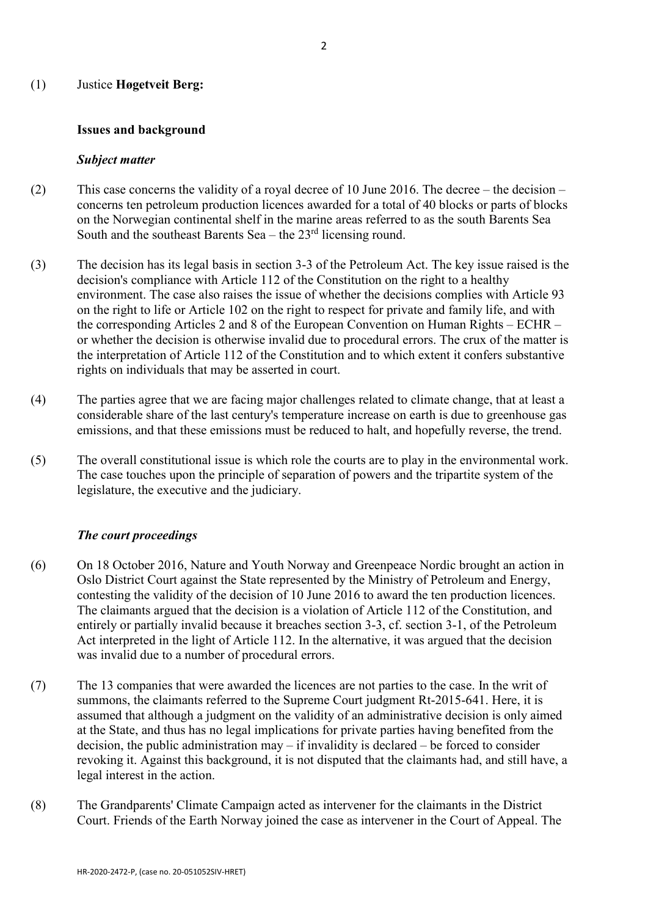(1) Justice **Høgetveit Berg:**

## Issues and background

### *Subject matter*

(2) This case concerns the validity of a royal decree of 10 June 2016. The decree – the decision – concerns ten petroleum production licences awarded for a total of 40 blocks or parts of blocks on the Norwegian continental shelf in the marine areas referred to as the south Barents Sea South and the southeast Barents Sea – the 23rd licensing round.

(3) The decision has its legal basis in section 3-3 of the Petroleum Act. The key issue raised is the decision's compliance with Article 112 of the Constitution on the right to a healthy environment. The case also raises the issue of whether the decisions complies with Article 93 on the right to life or Article 102 on the right to respect for private and family life, and with the corresponding Articles 2 and 8 of the European Convention on Human Rights – ECHR – or whether the decision is otherwise invalid due to procedural errors. The crux of the matter is the interpretation of Article 112 of the Constitution and to which extent it confers substantive rights on individuals that may be asserted in court.

(4) The parties agree that we are facing major challenges related to climate change, that at least a considerable share of the last century's temperature increase on earth is due to greenhouse gas emissions, and that these emissions must be reduced to halt, and hopefully reverse, the trend.

(5) The overall constitutional issue is which role the courts are to play in the environmental work. The case touches upon the principle of separation of powers and the tripartite system of the legislature, the executive and the judiciary.

### *The court proceedings*

(6) On 18 October 2016, Nature and Youth Norway and Greenpeace Nordic brought an action in Oslo District Court against the State represented by the Ministry of Petroleum and Energy, contesting the validity of the decision of 10 June 2016 to award the ten production licences. The claimants argued that the decision is a violation of Article 112 of the Constitution, and entirely or partially invalid because it breaches section 3-3, cf. section 3-1, of the Petroleum Act interpreted in the light of Article 112. In the alternative, it was argued that the decision was invalid due to a number of procedural errors.

(7) The 13 companies that were awarded the licences are not parties to the case. In the writ of summons, the claimants referred to the Supreme Court judgment Rt-2015-641. Here, it is assumed that although a judgment on the validity of an administrative decision is only aimed at the State, and thus has no legal implications for private parties having benefited from the decision, the public administration may – if invalidity is declared – be forced to consider revoking it. Against this background, it is not disputed that the claimants had, and still have, a legal interest in the action.

(8) The Grandparents' Climate Campaign acted as intervener for the claimants in the District Court. Friends of the Earth Norway joined the case as intervener in the Court of Appeal. The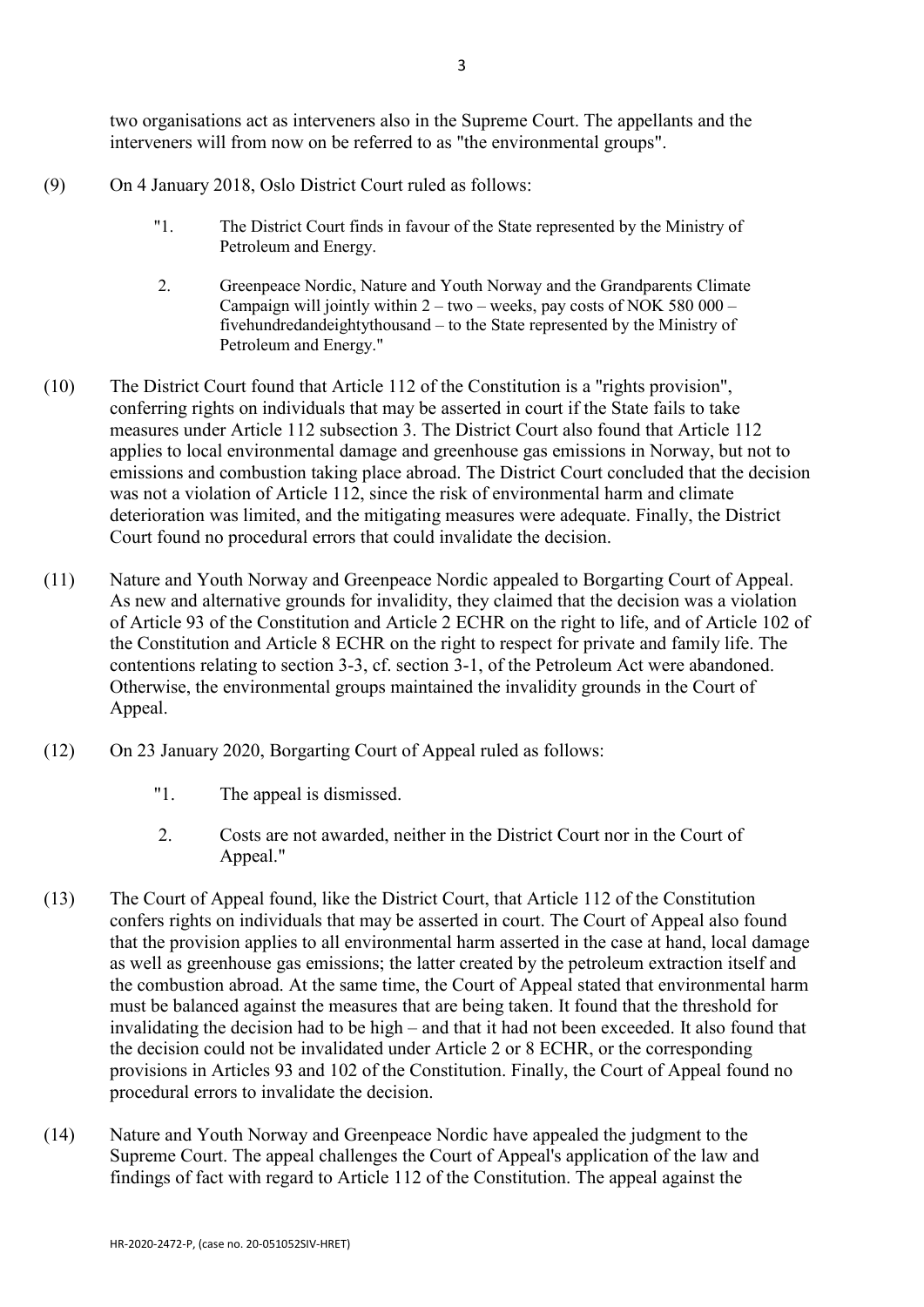two organisations act as interveners also in the Supreme Court. The appellants and the interveners will from now on be referred to as "the environmental groups".

(9) On 4 January 2018, Oslo District Court ruled as follows:

> "1. The District Court finds in favour of the State represented by the Ministry of Petroleum and Energy.
>
> 2. Greenpeace Nordic, Nature and Youth Norway and the Grandparents Climate Campaign will jointly within 2 – two – weeks, pay costs of NOK 580 000 – fivehundredandeightythousand – to the State represented by the Ministry of Petroleum and Energy."

(10) The District Court found that Article 112 of the Constitution is a "rights provision", conferring rights on individuals that may be asserted in court if the State fails to take measures under Article 112 subsection 3. The District Court also found that Article 112 applies to local environmental damage and greenhouse gas emissions in Norway, but not to emissions and combustion taking place abroad. The District Court concluded that the decision was not a violation of Article 112, since the risk of environmental harm and climate deterioration was limited, and the mitigating measures were adequate. Finally, the District Court found no procedural errors that could invalidate the decision.

(11) Nature and Youth Norway and Greenpeace Nordic appealed to Borgarting Court of Appeal. As new and alternative grounds for invalidity, they claimed that the decision was a violation of Article 93 of the Constitution and Article 2 ECHR on the right to life, and of Article 102 of the Constitution and Article 8 ECHR on the right to respect for private and family life. The contentions relating to section 3-3, cf. section 3-1, of the Petroleum Act were abandoned. Otherwise, the environmental groups maintained the invalidity grounds in the Court of Appeal.

(12) On 23 January 2020, Borgarting Court of Appeal ruled as follows:

> "1. The appeal is dismissed.
>
> 2. Costs are not awarded, neither in the District Court nor in the Court of Appeal."

(13) The Court of Appeal found, like the District Court, that Article 112 of the Constitution confers rights on individuals that may be asserted in court. The Court of Appeal also found that the provision applies to all environmental harm asserted in the case at hand, local damage as well as greenhouse gas emissions; the latter created by the petroleum extraction itself and the combustion abroad. At the same time, the Court of Appeal stated that environmental harm must be balanced against the measures that are being taken. It found that the threshold for invalidating the decision had to be high – and that it had not been exceeded. It also found that the decision could not be invalidated under Article 2 or 8 ECHR, or the corresponding provisions in Articles 93 and 102 of the Constitution. Finally, the Court of Appeal found no procedural errors to invalidate the decision.

(14) Nature and Youth Norway and Greenpeace Nordic have appealed the judgment to the Supreme Court. The appeal challenges the Court of Appeal's application of the law and findings of fact with regard to Article 112 of the Constitution. The appeal against the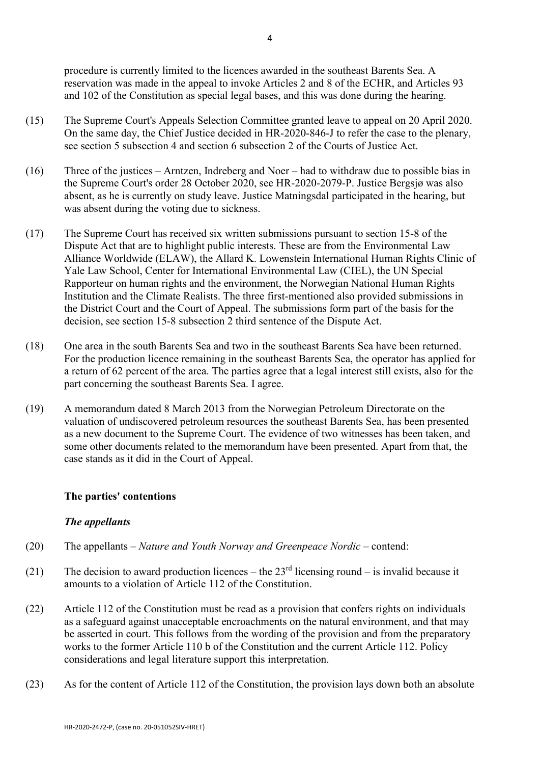procedure is currently limited to the licences awarded in the southeast Barents Sea. A reservation was made in the appeal to invoke Articles 2 and 8 of the ECHR, and Articles 93 and 102 of the Constitution as special legal bases, and this was done during the hearing.

(15) The Supreme Court's Appeals Selection Committee granted leave to appeal on 20 April 2020. On the same day, the Chief Justice decided in HR-2020-846-J to refer the case to the plenary, see section 5 subsection 4 and section 6 subsection 2 of the Courts of Justice Act.

(16) Three of the justices – Arntzen, Indreberg and Noer – had to withdraw due to possible bias in the Supreme Court's order 28 October 2020, see HR-2020-2079-P. Justice Bergsjø was also absent, as he is currently on study leave. Justice Matningsdal participated in the hearing, but was absent during the voting due to sickness.

(17) The Supreme Court has received six written submissions pursuant to section 15-8 of the Dispute Act that are to highlight public interests. These are from the Environmental Law Alliance Worldwide (ELAW), the Allard K. Lowenstein International Human Rights Clinic of Yale Law School, Center for International Environmental Law (CIEL), the UN Special Rapporteur on human rights and the environment, the Norwegian National Human Rights Institution and the Climate Realists. The three first-mentioned also provided submissions in the District Court and the Court of Appeal. The submissions form part of the basis for the decision, see section 15-8 subsection 2 third sentence of the Dispute Act.

(18) One area in the south Barents Sea and two in the southeast Barents Sea have been returned. For the production licence remaining in the southeast Barents Sea, the operator has applied for a return of 62 percent of the area. The parties agree that a legal interest still exists, also for the part concerning the southeast Barents Sea. I agree.

(19) A memorandum dated 8 March 2013 from the Norwegian Petroleum Directorate on the valuation of undiscovered petroleum resources the southeast Barents Sea, has been presented as a new document to the Supreme Court. The evidence of two witnesses has been taken, and some other documents related to the memorandum have been presented. Apart from that, the case stands as it did in the Court of Appeal.

## The parties' contentions

### *The appellants*

(20) The appellants – *Nature and Youth Norway and Greenpeace Nordic* – contend:

(21) The decision to award production licences – the 23rd licensing round – is invalid because it amounts to a violation of Article 112 of the Constitution.

(22) Article 112 of the Constitution must be read as a provision that confers rights on individuals as a safeguard against unacceptable encroachments on the natural environment, and that may be asserted in court. This follows from the wording of the provision and from the preparatory works to the former Article 110 b of the Constitution and the current Article 112. Policy considerations and legal literature support this interpretation.

(23) As for the content of Article 112 of the Constitution, the provision lays down both an absolute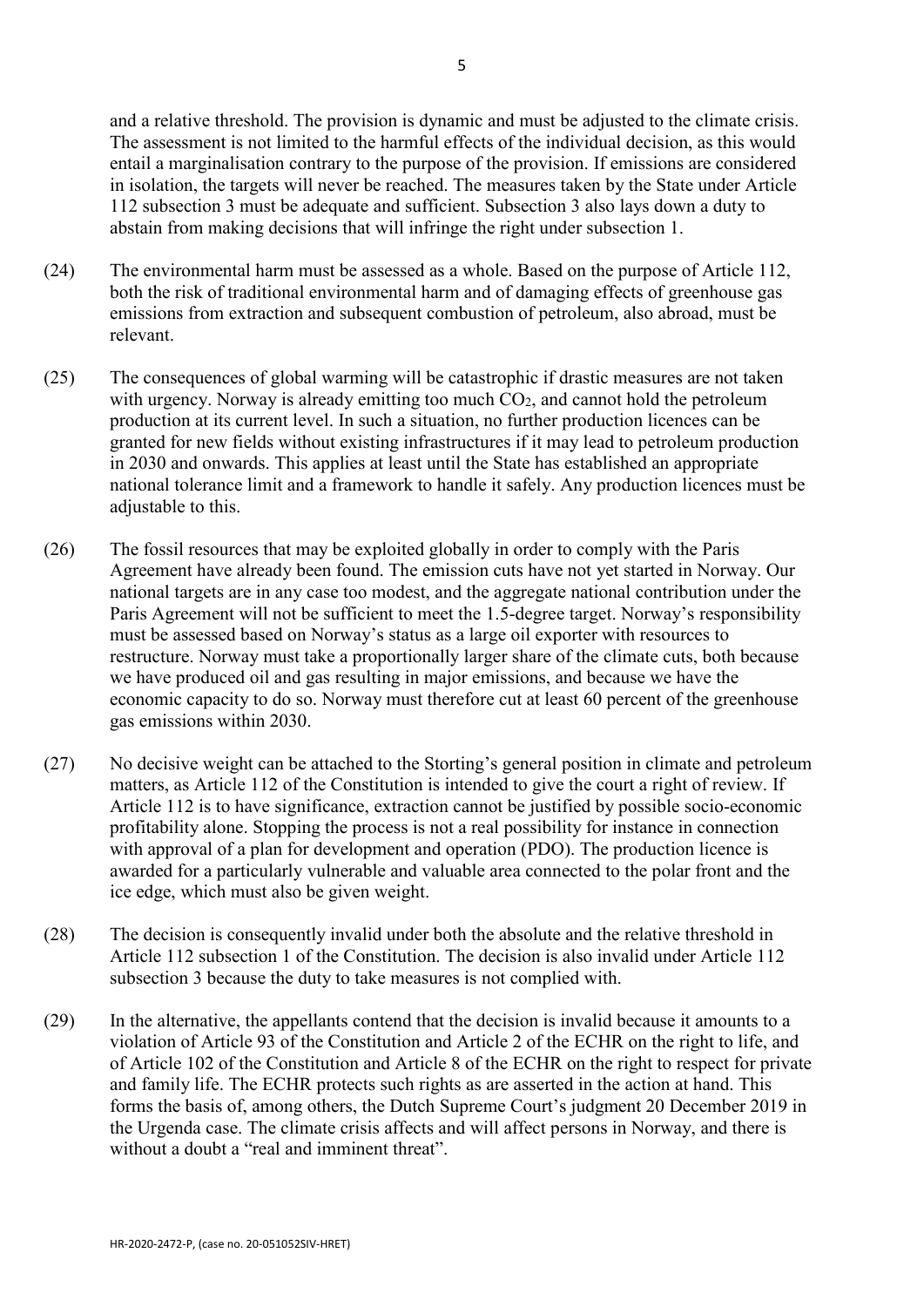and a relative threshold. The provision is dynamic and must be adjusted to the climate crisis. The assessment is not limited to the harmful effects of the individual decision, as this would entail a marginalisation contrary to the purpose of the provision. If emissions are considered in isolation, the targets will never be reached. The measures taken by the State under Article 112 subsection 3 must be adequate and sufficient. Subsection 3 also lays down a duty to abstain from making decisions that will infringe the right under subsection 1.

(24) The environmental harm must be assessed as a whole. Based on the purpose of Article 112, both the risk of traditional environmental harm and of damaging effects of greenhouse gas emissions from extraction and subsequent combustion of petroleum, also abroad, must be relevant.

(25) The consequences of global warming will be catastrophic if drastic measures are not taken with urgency. Norway is already emitting too much $CO_2$, and cannot hold the petroleum production at its current level. In such a situation, no further production licences can be granted for new fields without existing infrastructures if it may lead to petroleum production in 2030 and onwards. This applies at least until the State has established an appropriate national tolerance limit and a framework to handle it safely. Any production licences must be adjustable to this.

(26) The fossil resources that may be exploited globally in order to comply with the Paris Agreement have already been found. The emission cuts have not yet started in Norway. Our national targets are in any case too modest, and the aggregate national contribution under the Paris Agreement will not be sufficient to meet the 1.5-degree target. Norway's responsibility must be assessed based on Norway's status as a large oil exporter with resources to restructure. Norway must take a proportionally larger share of the climate cuts, both because we have produced oil and gas resulting in major emissions, and because we have the economic capacity to do so. Norway must therefore cut at least 60 percent of the greenhouse gas emissions within 2030.

(27) No decisive weight can be attached to the Storting's general position in climate and petroleum matters, as Article 112 of the Constitution is intended to give the court a right of review. If Article 112 is to have significance, extraction cannot be justified by possible socio-economic profitability alone. Stopping the process is not a real possibility for instance in connection with approval of a plan for development and operation (PDO). The production licence is awarded for a particularly vulnerable and valuable area connected to the polar front and the ice edge, which must also be given weight.

(28) The decision is consequently invalid under both the absolute and the relative threshold in Article 112 subsection 1 of the Constitution. The decision is also invalid under Article 112 subsection 3 because the duty to take measures is not complied with.

(29) In the alternative, the appellants contend that the decision is invalid because it amounts to a violation of Article 93 of the Constitution and Article 2 of the ECHR on the right to life, and of Article 102 of the Constitution and Article 8 of the ECHR on the right to respect for private and family life. The ECHR protects such rights as are asserted in the action at hand. This forms the basis of, among others, the Dutch Supreme Court's judgment 20 December 2019 in the Urgenda case. The climate crisis affects and will affect persons in Norway, and there is without a doubt a "real and imminent threat".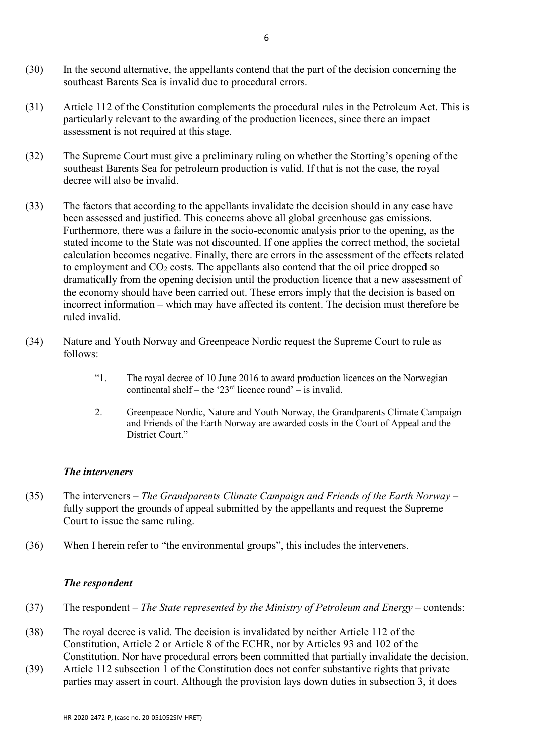(30) In the second alternative, the appellants contend that the part of the decision concerning the southeast Barents Sea is invalid due to procedural errors.

(31) Article 112 of the Constitution complements the procedural rules in the Petroleum Act. This is particularly relevant to the awarding of the production licences, since there an impact assessment is not required at this stage.

(32) The Supreme Court must give a preliminary ruling on whether the Storting's opening of the southeast Barents Sea for petroleum production is valid. If that is not the case, the royal decree will also be invalid.

(33) The factors that according to the appellants invalidate the decision should in any case have been assessed and justified. This concerns above all global greenhouse gas emissions. Furthermore, there was a failure in the socio-economic analysis prior to the opening, as the stated income to the State was not discounted. If one applies the correct method, the societal calculation becomes negative. Finally, there are errors in the assessment of the effects related to employment and $CO_2$ costs. The appellants also contend that the oil price dropped so dramatically from the opening decision until the production licence that a new assessment of the economy should have been carried out. These errors imply that the decision is based on incorrect information – which may have affected its content. The decision must therefore be ruled invalid.

(34) Nature and Youth Norway and Greenpeace Nordic request the Supreme Court to rule as follows:

> "1. The royal decree of 10 June 2016 to award production licences on the Norwegian continental shelf – the '23rd licence round' – is invalid.
>
> 2. Greenpeace Nordic, Nature and Youth Norway, the Grandparents Climate Campaign and Friends of the Earth Norway are awarded costs in the Court of Appeal and the District Court."

### *The interveners*

(35) The interveners – *The Grandparents Climate Campaign and Friends of the Earth Norway* – fully support the grounds of appeal submitted by the appellants and request the Supreme Court to issue the same ruling.

(36) When I herein refer to "the environmental groups", this includes the interveners.

### *The respondent*

(37) The respondent – *The State represented by the Ministry of Petroleum and Energy* – contends:

(38) The royal decree is valid. The decision is invalidated by neither Article 112 of the Constitution, Article 2 or Article 8 of the ECHR, nor by Articles 93 and 102 of the Constitution. Nor have procedural errors been committed that partially invalidate the decision.

(39) Article 112 subsection 1 of the Constitution does not confer substantive rights that private parties may assert in court. Although the provision lays down duties in subsection 3, it does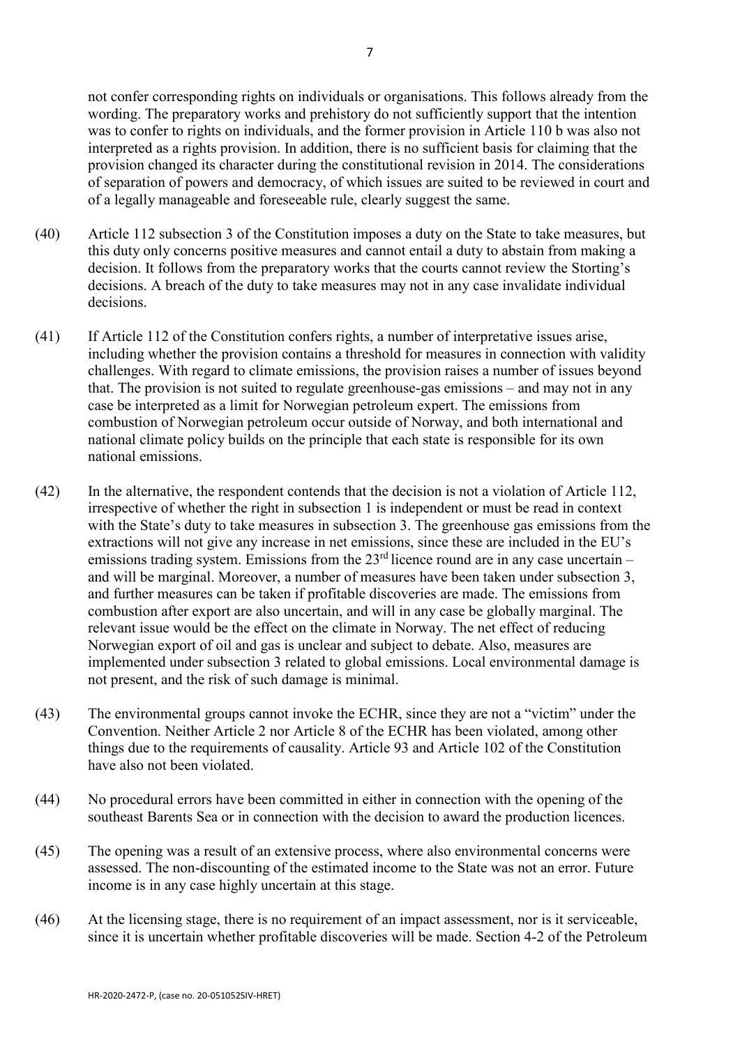not confer corresponding rights on individuals or organisations. This follows already from the wording. The preparatory works and prehistory do not sufficiently support that the intention was to confer to rights on individuals, and the former provision in Article 110 b was also not interpreted as a rights provision. In addition, there is no sufficient basis for claiming that the provision changed its character during the constitutional revision in 2014. The considerations of separation of powers and democracy, of which issues are suited to be reviewed in court and of a legally manageable and foreseeable rule, clearly suggest the same.

(40) Article 112 subsection 3 of the Constitution imposes a duty on the State to take measures, but this duty only concerns positive measures and cannot entail a duty to abstain from making a decision. It follows from the preparatory works that the courts cannot review the Storting's decisions. A breach of the duty to take measures may not in any case invalidate individual decisions.

(41) If Article 112 of the Constitution confers rights, a number of interpretative issues arise, including whether the provision contains a threshold for measures in connection with validity challenges. With regard to climate emissions, the provision raises a number of issues beyond that. The provision is not suited to regulate greenhouse-gas emissions – and may not in any case be interpreted as a limit for Norwegian petroleum expert. The emissions from combustion of Norwegian petroleum occur outside of Norway, and both international and national climate policy builds on the principle that each state is responsible for its own national emissions.

(42) In the alternative, the respondent contends that the decision is not a violation of Article 112, irrespective of whether the right in subsection 1 is independent or must be read in context with the State's duty to take measures in subsection 3. The greenhouse gas emissions from the extractions will not give any increase in net emissions, since these are included in the EU's emissions trading system. Emissions from the 23rd licence round are in any case uncertain – and will be marginal. Moreover, a number of measures have been taken under subsection 3, and further measures can be taken if profitable discoveries are made. The emissions from combustion after export are also uncertain, and will in any case be globally marginal. The relevant issue would be the effect on the climate in Norway. The net effect of reducing Norwegian export of oil and gas is unclear and subject to debate. Also, measures are implemented under subsection 3 related to global emissions. Local environmental damage is not present, and the risk of such damage is minimal.

(43) The environmental groups cannot invoke the ECHR, since they are not a "victim" under the Convention. Neither Article 2 nor Article 8 of the ECHR has been violated, among other things due to the requirements of causality. Article 93 and Article 102 of the Constitution have also not been violated.

(44) No procedural errors have been committed in either in connection with the opening of the southeast Barents Sea or in connection with the decision to award the production licences.

(45) The opening was a result of an extensive process, where also environmental concerns were assessed. The non-discounting of the estimated income to the State was not an error. Future income is in any case highly uncertain at this stage.

(46) At the licensing stage, there is no requirement of an impact assessment, nor is it serviceable, since it is uncertain whether profitable discoveries will be made. Section 4-2 of the Petroleum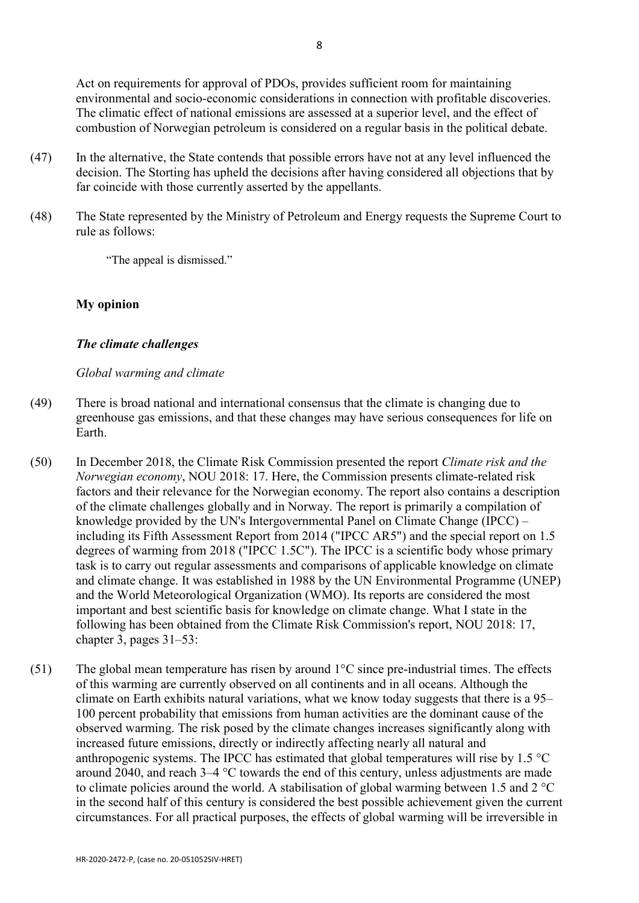Act on requirements for approval of PDOs, provides sufficient room for maintaining environmental and socio-economic considerations in connection with profitable discoveries. The climatic effect of national emissions are assessed at a superior level, and the effect of combustion of Norwegian petroleum is considered on a regular basis in the political debate.

(47) In the alternative, the State contends that possible errors have not at any level influenced the decision. The Storting has upheld the decisions after having considered all objections that by far coincide with those currently asserted by the appellants.

(48) The State represented by the Ministry of Petroleum and Energy requests the Supreme Court to rule as follows:

> "The appeal is dismissed."

## My opinion

### *The climate challenges*

*Global warming and climate*

(49) There is broad national and international consensus that the climate is changing due to greenhouse gas emissions, and that these changes may have serious consequences for life on Earth.

(50) In December 2018, the Climate Risk Commission presented the report *Climate risk and the Norwegian economy*, NOU 2018: 17. Here, the Commission presents climate-related risk factors and their relevance for the Norwegian economy. The report also contains a description of the climate challenges globally and in Norway. The report is primarily a compilation of knowledge provided by the UN's Intergovernmental Panel on Climate Change (IPCC) – including its Fifth Assessment Report from 2014 ("IPCC AR5") and the special report on 1.5 degrees of warming from 2018 ("IPCC 1.5C"). The IPCC is a scientific body whose primary task is to carry out regular assessments and comparisons of applicable knowledge on climate and climate change. It was established in 1988 by the UN Environmental Programme (UNEP) and the World Meteorological Organization (WMO). Its reports are considered the most important and best scientific basis for knowledge on climate change. What I state in the following has been obtained from the Climate Risk Commission's report, NOU 2018: 17, chapter 3, pages 31–53:

(51) The global mean temperature has risen by around 1°C since pre-industrial times. The effects of this warming are currently observed on all continents and in all oceans. Although the climate on Earth exhibits natural variations, what we know today suggests that there is a 95–100 percent probability that emissions from human activities are the dominant cause of the observed warming. The risk posed by the climate changes increases significantly along with increased future emissions, directly or indirectly affecting nearly all natural and anthropogenic systems. The IPCC has estimated that global temperatures will rise by 1.5 °C around 2040, and reach 3–4 °C towards the end of this century, unless adjustments are made to climate policies around the world. A stabilisation of global warming between 1.5 and 2 °C in the second half of this century is considered the best possible achievement given the current circumstances. For all practical purposes, the effects of global warming will be irreversible in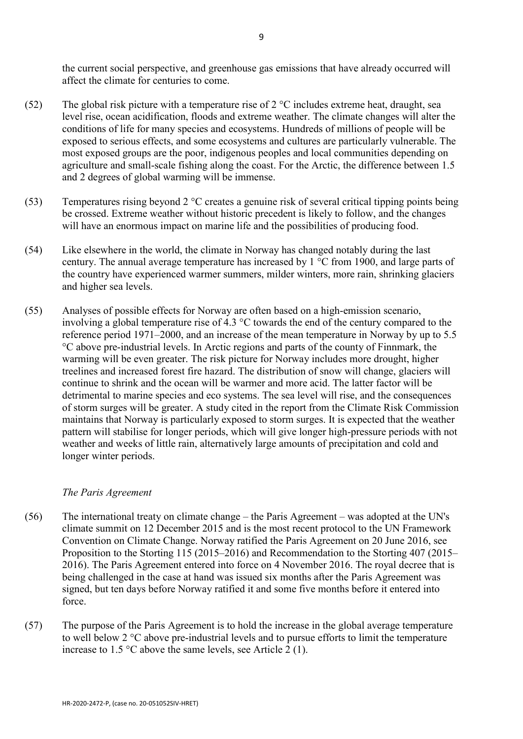the current social perspective, and greenhouse gas emissions that have already occurred will affect the climate for centuries to come.

(52) The global risk picture with a temperature rise of 2 °C includes extreme heat, draught, sea level rise, ocean acidification, floods and extreme weather. The climate changes will alter the conditions of life for many species and ecosystems. Hundreds of millions of people will be exposed to serious effects, and some ecosystems and cultures are particularly vulnerable. The most exposed groups are the poor, indigenous peoples and local communities depending on agriculture and small-scale fishing along the coast. For the Arctic, the difference between 1.5 and 2 degrees of global warming will be immense.

(53) Temperatures rising beyond 2 °C creates a genuine risk of several critical tipping points being be crossed. Extreme weather without historic precedent is likely to follow, and the changes will have an enormous impact on marine life and the possibilities of producing food.

(54) Like elsewhere in the world, the climate in Norway has changed notably during the last century. The annual average temperature has increased by 1 °C from 1900, and large parts of the country have experienced warmer summers, milder winters, more rain, shrinking glaciers and higher sea levels.

(55) Analyses of possible effects for Norway are often based on a high-emission scenario, involving a global temperature rise of 4.3 °C towards the end of the century compared to the reference period 1971–2000, and an increase of the mean temperature in Norway by up to 5.5 °C above pre-industrial levels. In Arctic regions and parts of the county of Finnmark, the warming will be even greater. The risk picture for Norway includes more drought, higher treelines and increased forest fire hazard. The distribution of snow will change, glaciers will continue to shrink and the ocean will be warmer and more acid. The latter factor will be detrimental to marine species and eco systems. The sea level will rise, and the consequences of storm surges will be greater. A study cited in the report from the Climate Risk Commission maintains that Norway is particularly exposed to storm surges. It is expected that the weather pattern will stabilise for longer periods, which will give longer high-pressure periods with not weather and weeks of little rain, alternatively large amounts of precipitation and cold and longer winter periods.

*The Paris Agreement*

(56) The international treaty on climate change – the Paris Agreement – was adopted at the UN's climate summit on 12 December 2015 and is the most recent protocol to the UN Framework Convention on Climate Change. Norway ratified the Paris Agreement on 20 June 2016, see Proposition to the Storting 115 (2015–2016) and Recommendation to the Storting 407 (2015–2016). The Paris Agreement entered into force on 4 November 2016. The royal decree that is being challenged in the case at hand was issued six months after the Paris Agreement was signed, but ten days before Norway ratified it and some five months before it entered into force.

(57) The purpose of the Paris Agreement is to hold the increase in the global average temperature to well below 2 °C above pre-industrial levels and to pursue efforts to limit the temperature increase to 1.5 °C above the same levels, see Article 2 (1).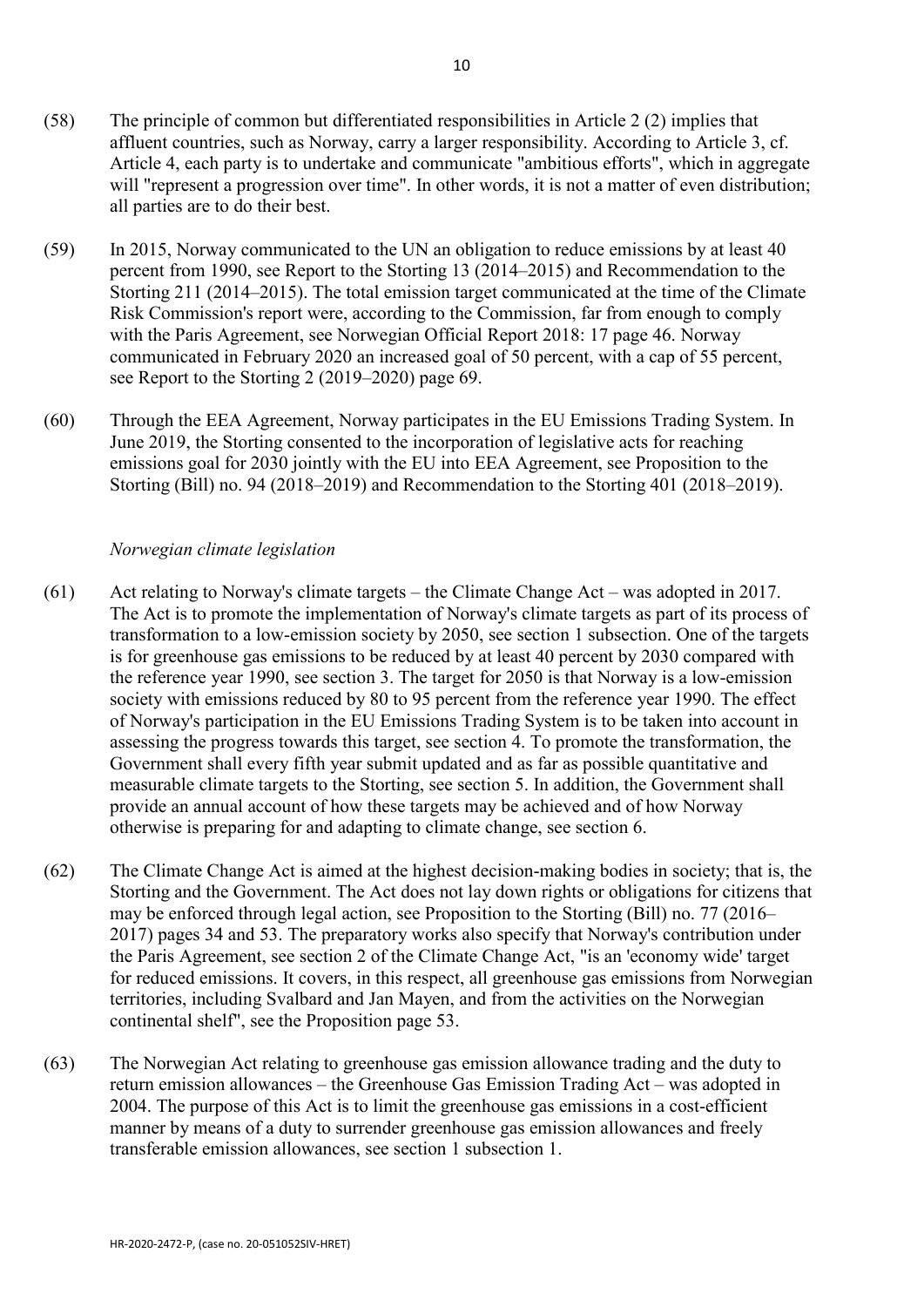(58) The principle of common but differentiated responsibilities in Article 2 (2) implies that affluent countries, such as Norway, carry a larger responsibility. According to Article 3, cf. Article 4, each party is to undertake and communicate "ambitious efforts", which in aggregate will "represent a progression over time". In other words, it is not a matter of even distribution; all parties are to do their best.

(59) In 2015, Norway communicated to the UN an obligation to reduce emissions by at least 40 percent from 1990, see Report to the Storting 13 (2014–2015) and Recommendation to the Storting 211 (2014–2015). The total emission target communicated at the time of the Climate Risk Commission's report were, according to the Commission, far from enough to comply with the Paris Agreement, see Norwegian Official Report 2018: 17 page 46. Norway communicated in February 2020 an increased goal of 50 percent, with a cap of 55 percent, see Report to the Storting 2 (2019–2020) page 69.

(60) Through the EEA Agreement, Norway participates in the EU Emissions Trading System. In June 2019, the Storting consented to the incorporation of legislative acts for reaching emissions goal for 2030 jointly with the EU into EEA Agreement, see Proposition to the Storting (Bill) no. 94 (2018–2019) and Recommendation to the Storting 401 (2018–2019).

*Norwegian climate legislation*

(61) Act relating to Norway's climate targets – the Climate Change Act – was adopted in 2017. The Act is to promote the implementation of Norway's climate targets as part of its process of transformation to a low-emission society by 2050, see section 1 subsection. One of the targets is for greenhouse gas emissions to be reduced by at least 40 percent by 2030 compared with the reference year 1990, see section 3. The target for 2050 is that Norway is a low-emission society with emissions reduced by 80 to 95 percent from the reference year 1990. The effect of Norway's participation in the EU Emissions Trading System is to be taken into account in assessing the progress towards this target, see section 4. To promote the transformation, the Government shall every fifth year submit updated and as far as possible quantitative and measurable climate targets to the Storting, see section 5. In addition, the Government shall provide an annual account of how these targets may be achieved and of how Norway otherwise is preparing for and adapting to climate change, see section 6.

(62) The Climate Change Act is aimed at the highest decision-making bodies in society; that is, the Storting and the Government. The Act does not lay down rights or obligations for citizens that may be enforced through legal action, see Proposition to the Storting (Bill) no. 77 (2016–2017) pages 34 and 53. The preparatory works also specify that Norway's contribution under the Paris Agreement, see section 2 of the Climate Change Act, "is an 'economy wide' target for reduced emissions. It covers, in this respect, all greenhouse gas emissions from Norwegian territories, including Svalbard and Jan Mayen, and from the activities on the Norwegian continental shelf", see the Proposition page 53.

(63) The Norwegian Act relating to greenhouse gas emission allowance trading and the duty to return emission allowances – the Greenhouse Gas Emission Trading Act – was adopted in 2004. The purpose of this Act is to limit the greenhouse gas emissions in a cost-efficient manner by means of a duty to surrender greenhouse gas emission allowances and freely transferable emission allowances, see section 1 subsection 1.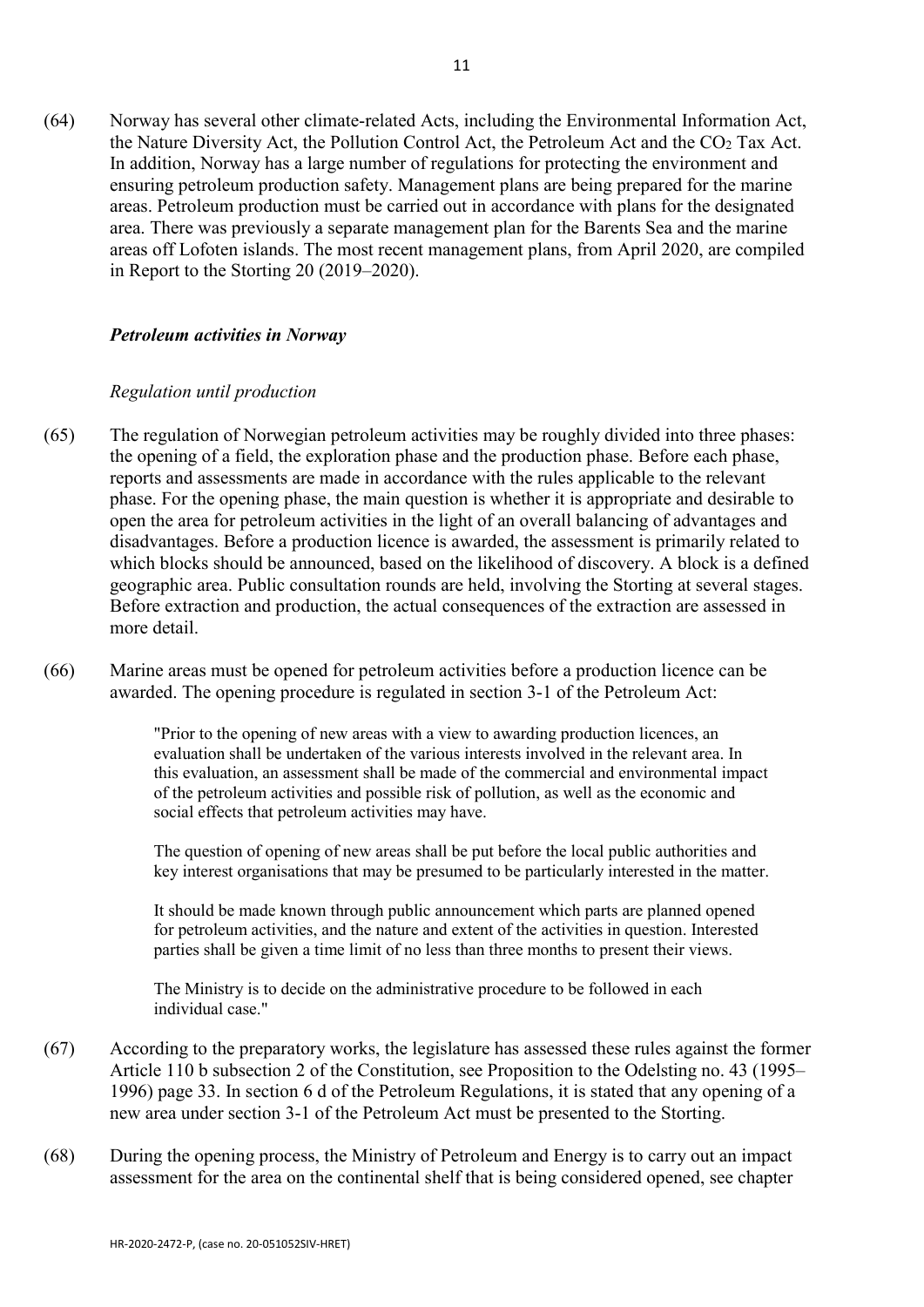(64) Norway has several other climate-related Acts, including the Environmental Information Act, the Nature Diversity Act, the Pollution Control Act, the Petroleum Act and the $CO_2$ Tax Act. In addition, Norway has a large number of regulations for protecting the environment and ensuring petroleum production safety. Management plans are being prepared for the marine areas. Petroleum production must be carried out in accordance with plans for the designated area. There was previously a separate management plan for the Barents Sea and the marine areas off Lofoten islands. The most recent management plans, from April 2020, are compiled in Report to the Storting 20 (2019–2020).

### *Petroleum activities in Norway*

#### *Regulation until production*

(65) The regulation of Norwegian petroleum activities may be roughly divided into three phases: the opening of a field, the exploration phase and the production phase. Before each phase, reports and assessments are made in accordance with the rules applicable to the relevant phase. For the opening phase, the main question is whether it is appropriate and desirable to open the area for petroleum activities in the light of an overall balancing of advantages and disadvantages. Before a production licence is awarded, the assessment is primarily related to which blocks should be announced, based on the likelihood of discovery. A block is a defined geographic area. Public consultation rounds are held, involving the Storting at several stages. Before extraction and production, the actual consequences of the extraction are assessed in more detail.

(66) Marine areas must be opened for petroleum activities before a production licence can be awarded. The opening procedure is regulated in section 3-1 of the Petroleum Act:

> "Prior to the opening of new areas with a view to awarding production licences, an evaluation shall be undertaken of the various interests involved in the relevant area. In this evaluation, an assessment shall be made of the commercial and environmental impact of the petroleum activities and possible risk of pollution, as well as the economic and social effects that petroleum activities may have.
>
> The question of opening of new areas shall be put before the local public authorities and key interest organisations that may be presumed to be particularly interested in the matter.
>
> It should be made known through public announcement which parts are planned opened for petroleum activities, and the nature and extent of the activities in question. Interested parties shall be given a time limit of no less than three months to present their views.
>
> The Ministry is to decide on the administrative procedure to be followed in each individual case."

(67) According to the preparatory works, the legislature has assessed these rules against the former Article 110 b subsection 2 of the Constitution, see Proposition to the Odelsting no. 43 (1995–1996) page 33. In section 6 d of the Petroleum Regulations, it is stated that any opening of a new area under section 3-1 of the Petroleum Act must be presented to the Storting.

(68) During the opening process, the Ministry of Petroleum and Energy is to carry out an impact assessment for the area on the continental shelf that is being considered opened, see chapter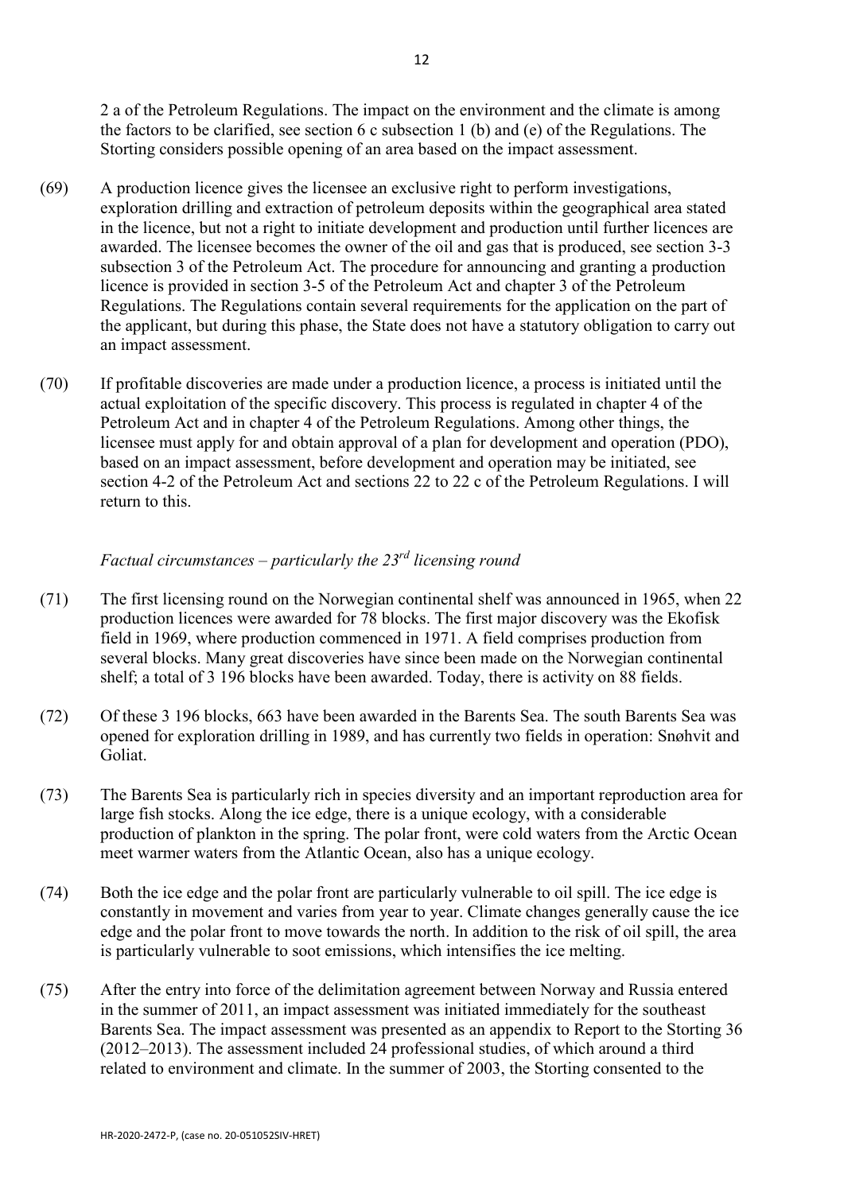2 a of the Petroleum Regulations. The impact on the environment and the climate is among the factors to be clarified, see section 6 c subsection 1 (b) and (e) of the Regulations. The Storting considers possible opening of an area based on the impact assessment.

(69) A production licence gives the licensee an exclusive right to perform investigations, exploration drilling and extraction of petroleum deposits within the geographical area stated in the licence, but not a right to initiate development and production until further licences are awarded. The licensee becomes the owner of the oil and gas that is produced, see section 3-3 subsection 3 of the Petroleum Act. The procedure for announcing and granting a production licence is provided in section 3-5 of the Petroleum Act and chapter 3 of the Petroleum Regulations. The Regulations contain several requirements for the application on the part of the applicant, but during this phase, the State does not have a statutory obligation to carry out an impact assessment.

(70) If profitable discoveries are made under a production licence, a process is initiated until the actual exploitation of the specific discovery. This process is regulated in chapter 4 of the Petroleum Act and in chapter 4 of the Petroleum Regulations. Among other things, the licensee must apply for and obtain approval of a plan for development and operation (PDO), based on an impact assessment, before development and operation may be initiated, see section 4-2 of the Petroleum Act and sections 22 to 22 c of the Petroleum Regulations. I will return to this.

*Factual circumstances – particularly the 23rd licensing round*

(71) The first licensing round on the Norwegian continental shelf was announced in 1965, when 22 production licences were awarded for 78 blocks. The first major discovery was the Ekofisk field in 1969, where production commenced in 1971. A field comprises production from several blocks. Many great discoveries have since been made on the Norwegian continental shelf; a total of 3 196 blocks have been awarded. Today, there is activity on 88 fields.

(72) Of these 3 196 blocks, 663 have been awarded in the Barents Sea. The south Barents Sea was opened for exploration drilling in 1989, and has currently two fields in operation: Snøhvit and Goliat.

(73) The Barents Sea is particularly rich in species diversity and an important reproduction area for large fish stocks. Along the ice edge, there is a unique ecology, with a considerable production of plankton in the spring. The polar front, were cold waters from the Arctic Ocean meet warmer waters from the Atlantic Ocean, also has a unique ecology.

(74) Both the ice edge and the polar front are particularly vulnerable to oil spill. The ice edge is constantly in movement and varies from year to year. Climate changes generally cause the ice edge and the polar front to move towards the north. In addition to the risk of oil spill, the area is particularly vulnerable to soot emissions, which intensifies the ice melting.

(75) After the entry into force of the delimitation agreement between Norway and Russia entered in the summer of 2011, an impact assessment was initiated immediately for the southeast Barents Sea. The impact assessment was presented as an appendix to Report to the Storting 36 (2012–2013). The assessment included 24 professional studies, of which around a third related to environment and climate. In the summer of 2003, the Storting consented to the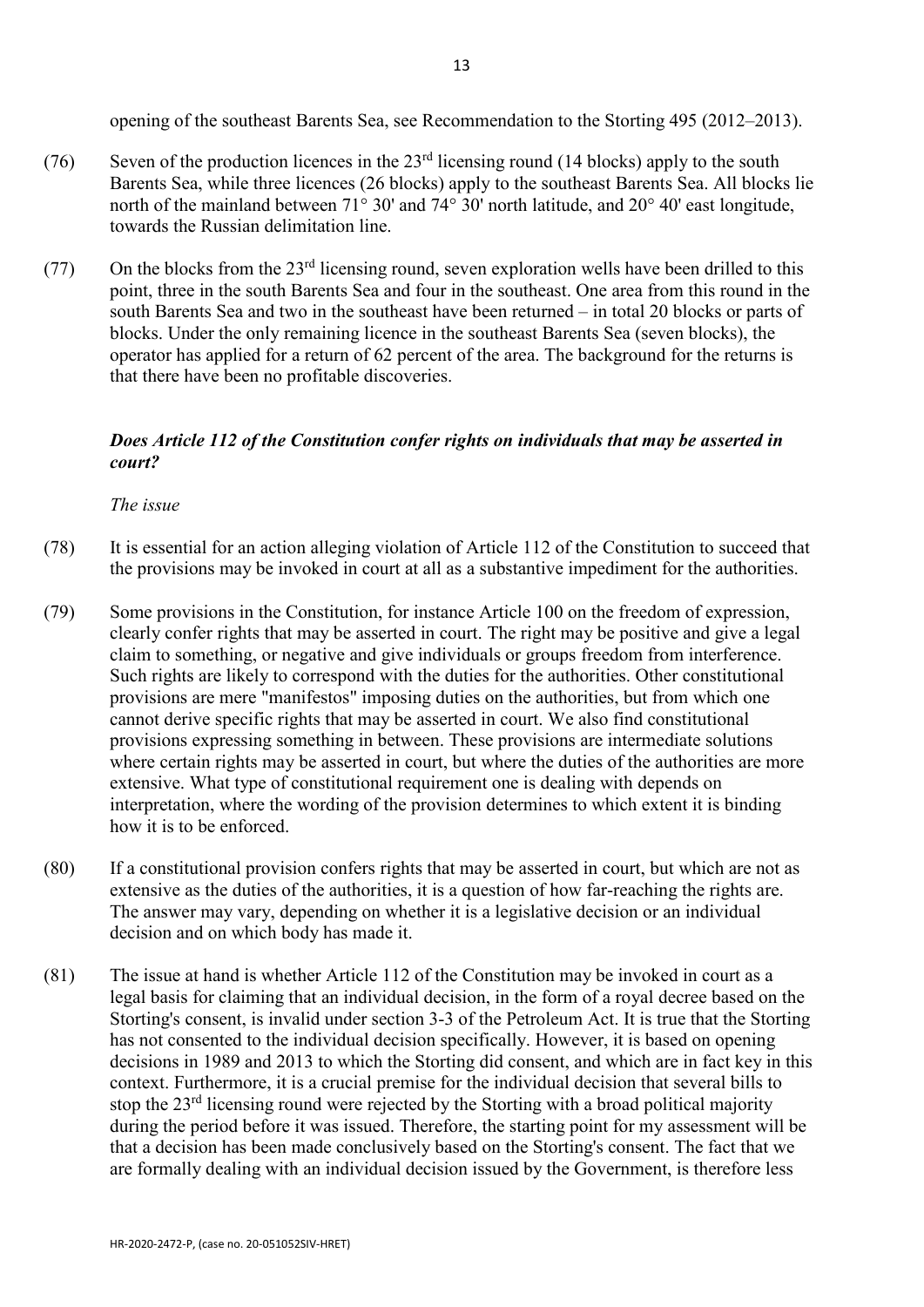opening of the southeast Barents Sea, see Recommendation to the Storting 495 (2012–2013).

(76) Seven of the production licences in the 23rd licensing round (14 blocks) apply to the south Barents Sea, while three licences (26 blocks) apply to the southeast Barents Sea. All blocks lie north of the mainland between 71° 30' and 74° 30' north latitude, and 20° 40' east longitude, towards the Russian delimitation line.

(77) On the blocks from the 23rd licensing round, seven exploration wells have been drilled to this point, three in the south Barents Sea and four in the southeast. One area from this round in the south Barents Sea and two in the southeast have been returned – in total 20 blocks or parts of blocks. Under the only remaining licence in the southeast Barents Sea (seven blocks), the operator has applied for a return of 62 percent of the area. The background for the returns is that there have been no profitable discoveries.

### *Does Article 112 of the Constitution confer rights on individuals that may be asserted in court?*

*The issue*

(78) It is essential for an action alleging violation of Article 112 of the Constitution to succeed that the provisions may be invoked in court at all as a substantive impediment for the authorities.

(79) Some provisions in the Constitution, for instance Article 100 on the freedom of expression, clearly confer rights that may be asserted in court. The right may be positive and give a legal claim to something, or negative and give individuals or groups freedom from interference. Such rights are likely to correspond with the duties for the authorities. Other constitutional provisions are mere "manifestos" imposing duties on the authorities, but from which one cannot derive specific rights that may be asserted in court. We also find constitutional provisions expressing something in between. These provisions are intermediate solutions where certain rights may be asserted in court, but where the duties of the authorities are more extensive. What type of constitutional requirement one is dealing with depends on interpretation, where the wording of the provision determines to which extent it is binding how it is to be enforced.

(80) If a constitutional provision confers rights that may be asserted in court, but which are not as extensive as the duties of the authorities, it is a question of how far-reaching the rights are. The answer may vary, depending on whether it is a legislative decision or an individual decision and on which body has made it.

(81) The issue at hand is whether Article 112 of the Constitution may be invoked in court as a legal basis for claiming that an individual decision, in the form of a royal decree based on the Storting's consent, is invalid under section 3-3 of the Petroleum Act. It is true that the Storting has not consented to the individual decision specifically. However, it is based on opening decisions in 1989 and 2013 to which the Storting did consent, and which are in fact key in this context. Furthermore, it is a crucial premise for the individual decision that several bills to stop the 23rd licensing round were rejected by the Storting with a broad political majority during the period before it was issued. Therefore, the starting point for my assessment will be that a decision has been made conclusively based on the Storting's consent. The fact that we are formally dealing with an individual decision issued by the Government, is therefore less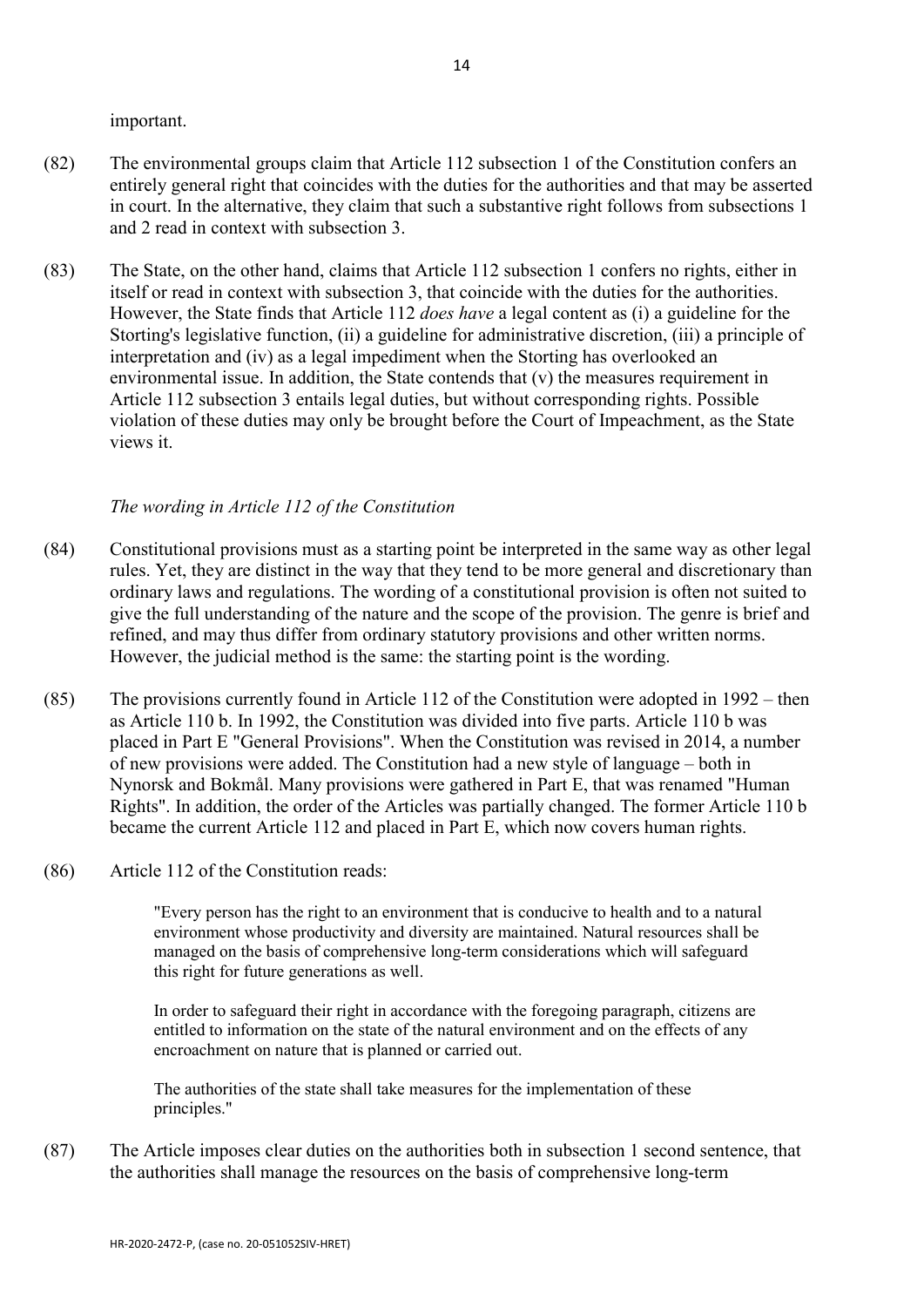important.

(82) The environmental groups claim that Article 112 subsection 1 of the Constitution confers an entirely general right that coincides with the duties for the authorities and that may be asserted in court. In the alternative, they claim that such a substantive right follows from subsections 1 and 2 read in context with subsection 3.

(83) The State, on the other hand, claims that Article 112 subsection 1 confers no rights, either in itself or read in context with subsection 3, that coincide with the duties for the authorities. However, the State finds that Article 112 *does have* a legal content as (i) a guideline for the Storting's legislative function, (ii) a guideline for administrative discretion, (iii) a principle of interpretation and (iv) as a legal impediment when the Storting has overlooked an environmental issue. In addition, the State contends that (v) the measures requirement in Article 112 subsection 3 entails legal duties, but without corresponding rights. Possible violation of these duties may only be brought before the Court of Impeachment, as the State views it.

*The wording in Article 112 of the Constitution*

(84) Constitutional provisions must as a starting point be interpreted in the same way as other legal rules. Yet, they are distinct in the way that they tend to be more general and discretionary than ordinary laws and regulations. The wording of a constitutional provision is often not suited to give the full understanding of the nature and the scope of the provision. The genre is brief and refined, and may thus differ from ordinary statutory provisions and other written norms. However, the judicial method is the same: the starting point is the wording.

(85) The provisions currently found in Article 112 of the Constitution were adopted in 1992 – then as Article 110 b. In 1992, the Constitution was divided into five parts. Article 110 b was placed in Part E "General Provisions". When the Constitution was revised in 2014, a number of new provisions were added. The Constitution had a new style of language – both in Nynorsk and Bokmål. Many provisions were gathered in Part E, that was renamed "Human Rights". In addition, the order of the Articles was partially changed. The former Article 110 b became the current Article 112 and placed in Part E, which now covers human rights.

(86) Article 112 of the Constitution reads:

> "Every person has the right to an environment that is conducive to health and to a natural environment whose productivity and diversity are maintained. Natural resources shall be managed on the basis of comprehensive long-term considerations which will safeguard this right for future generations as well.
>
> In order to safeguard their right in accordance with the foregoing paragraph, citizens are entitled to information on the state of the natural environment and on the effects of any encroachment on nature that is planned or carried out.
>
> The authorities of the state shall take measures for the implementation of these principles."

(87) The Article imposes clear duties on the authorities both in subsection 1 second sentence, that the authorities shall manage the resources on the basis of comprehensive long-term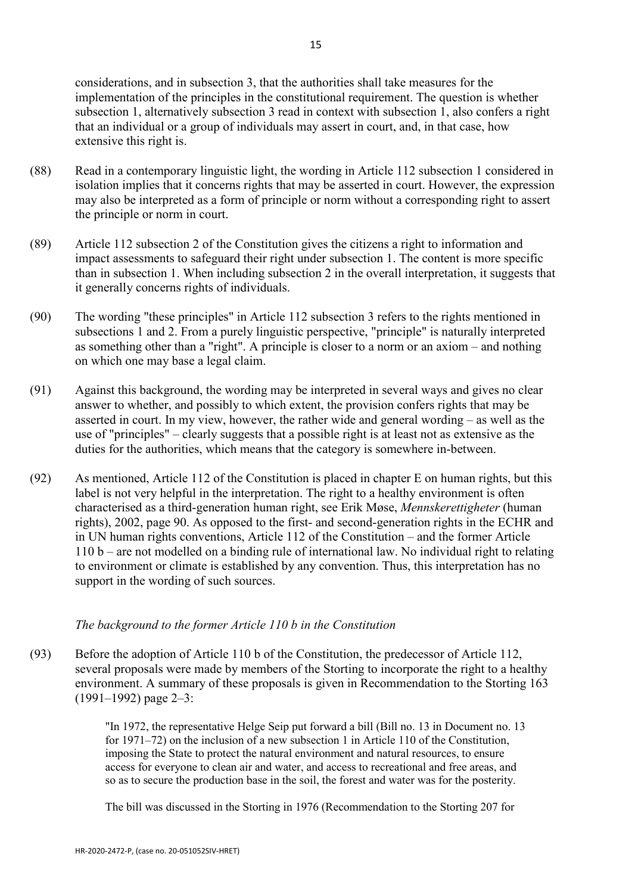considerations, and in subsection 3, that the authorities shall take measures for the implementation of the principles in the constitutional requirement. The question is whether subsection 1, alternatively subsection 3 read in context with subsection 1, also confers a right that an individual or a group of individuals may assert in court, and, in that case, how extensive this right is.

(88) Read in a contemporary linguistic light, the wording in Article 112 subsection 1 considered in isolation implies that it concerns rights that may be asserted in court. However, the expression may also be interpreted as a form of principle or norm without a corresponding right to assert the principle or norm in court.

(89) Article 112 subsection 2 of the Constitution gives the citizens a right to information and impact assessments to safeguard their right under subsection 1. The content is more specific than in subsection 1. When including subsection 2 in the overall interpretation, it suggests that it generally concerns rights of individuals.

(90) The wording "these principles" in Article 112 subsection 3 refers to the rights mentioned in subsections 1 and 2. From a purely linguistic perspective, "principle" is naturally interpreted as something other than a "right". A principle is closer to a norm or an axiom – and nothing on which one may base a legal claim.

(91) Against this background, the wording may be interpreted in several ways and gives no clear answer to whether, and possibly to which extent, the provision confers rights that may be asserted in court. In my view, however, the rather wide and general wording – as well as the use of "principles" – clearly suggests that a possible right is at least not as extensive as the duties for the authorities, which means that the category is somewhere in-between.

(92) As mentioned, Article 112 of the Constitution is placed in chapter E on human rights, but this label is not very helpful in the interpretation. The right to a healthy environment is often characterised as a third-generation human right, see Erik Møse, *Mennskerettigheter* (human rights), 2002, page 90. As opposed to the first- and second-generation rights in the ECHR and in UN human rights conventions, Article 112 of the Constitution – and the former Article 110 b – are not modelled on a binding rule of international law. No individual right to relating to environment or climate is established by any convention. Thus, this interpretation has no support in the wording of such sources.

*The background to the former Article 110 b in the Constitution*

(93) Before the adoption of Article 110 b of the Constitution, the predecessor of Article 112, several proposals were made by members of the Storting to incorporate the right to a healthy environment. A summary of these proposals is given in Recommendation to the Storting 163 (1991–1992) page 2–3:

> "In 1972, the representative Helge Seip put forward a bill (Bill no. 13 in Document no. 13 for 1971–72) on the inclusion of a new subsection 1 in Article 110 of the Constitution, imposing the State to protect the natural environment and natural resources, to ensure access for everyone to clean air and water, and access to recreational and free areas, and so as to secure the production base in the soil, the forest and water was for the posterity.
>
> The bill was discussed in the Storting in 1976 (Recommendation to the Storting 207 for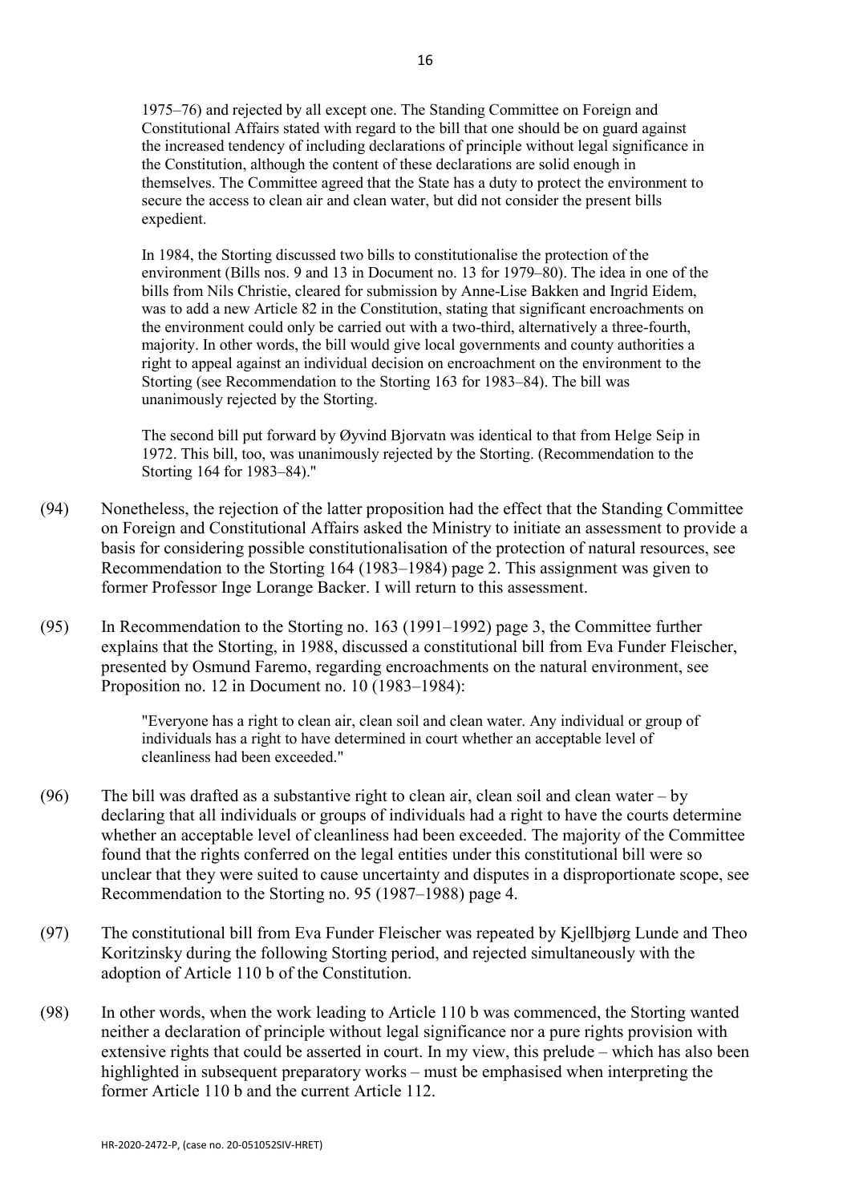1975–76) and rejected by all except one. The Standing Committee on Foreign and Constitutional Affairs stated with regard to the bill that one should be on guard against the increased tendency of including declarations of principle without legal significance in the Constitution, although the content of these declarations are solid enough in themselves. The Committee agreed that the State has a duty to protect the environment to secure the access to clean air and clean water, but did not consider the present bills expedient.

> In 1984, the Storting discussed two bills to constitutionalise the protection of the environment (Bills nos. 9 and 13 in Document no. 13 for 1979–80). The idea in one of the bills from Nils Christie, cleared for submission by Anne-Lise Bakken and Ingrid Eidem, was to add a new Article 82 in the Constitution, stating that significant encroachments on the environment could only be carried out with a two-third, alternatively a three-fourth, majority. In other words, the bill would give local governments and county authorities a right to appeal against an individual decision on encroachment on the environment to the Storting (see Recommendation to the Storting 163 for 1983–84). The bill was unanimously rejected by the Storting.
>
> The second bill put forward by Øyvind Bjorvatn was identical to that from Helge Seip in 1972. This bill, too, was unanimously rejected by the Storting. (Recommendation to the Storting 164 for 1983–84)."

(94) Nonetheless, the rejection of the latter proposition had the effect that the Standing Committee on Foreign and Constitutional Affairs asked the Ministry to initiate an assessment to provide a basis for considering possible constitutionalisation of the protection of natural resources, see Recommendation to the Storting 164 (1983–1984) page 2. This assignment was given to former Professor Inge Lorange Backer. I will return to this assessment.

(95) In Recommendation to the Storting no. 163 (1991–1992) page 3, the Committee further explains that the Storting, in 1988, discussed a constitutional bill from Eva Funder Fleischer, presented by Osmund Faremo, regarding encroachments on the natural environment, see Proposition no. 12 in Document no. 10 (1983–1984):

> "Everyone has a right to clean air, clean soil and clean water. Any individual or group of individuals has a right to have determined in court whether an acceptable level of cleanliness had been exceeded."

(96) The bill was drafted as a substantive right to clean air, clean soil and clean water – by declaring that all individuals or groups of individuals had a right to have the courts determine whether an acceptable level of cleanliness had been exceeded. The majority of the Committee found that the rights conferred on the legal entities under this constitutional bill were so unclear that they were suited to cause uncertainty and disputes in a disproportionate scope, see Recommendation to the Storting no. 95 (1987–1988) page 4.

(97) The constitutional bill from Eva Funder Fleischer was repeated by Kjellbjørg Lunde and Theo Koritzinsky during the following Storting period, and rejected simultaneously with the adoption of Article 110 b of the Constitution.

(98) In other words, when the work leading to Article 110 b was commenced, the Storting wanted neither a declaration of principle without legal significance nor a pure rights provision with extensive rights that could be asserted in court. In my view, this prelude – which has also been highlighted in subsequent preparatory works – must be emphasised when interpreting the former Article 110 b and the current Article 112.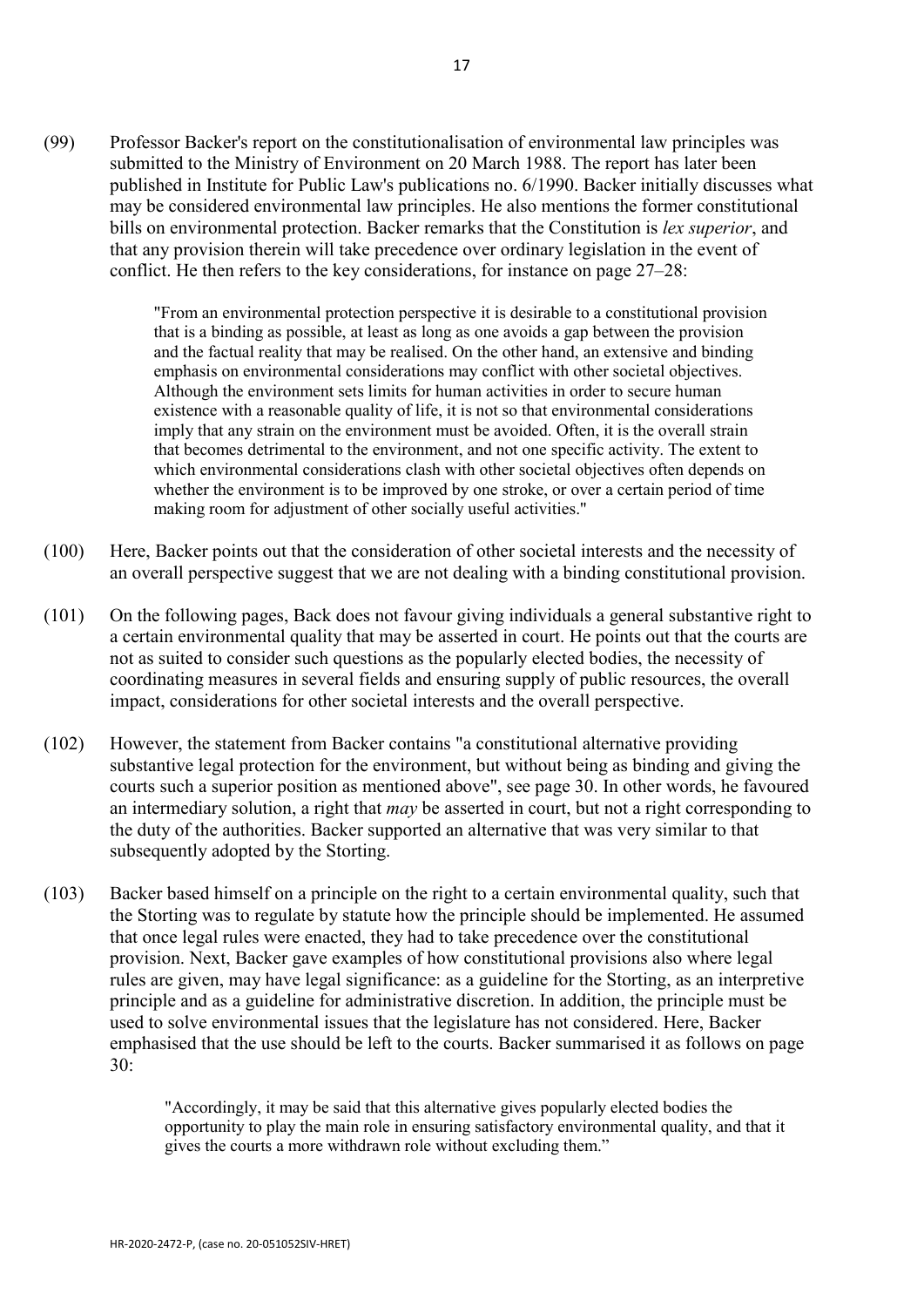(99) Professor Backer's report on the constitutionalisation of environmental law principles was submitted to the Ministry of Environment on 20 March 1988. The report has later been published in Institute for Public Law's publications no. 6/1990. Backer initially discusses what may be considered environmental law principles. He also mentions the former constitutional bills on environmental protection. Backer remarks that the Constitution is *lex superior*, and that any provision therein will take precedence over ordinary legislation in the event of conflict. He then refers to the key considerations, for instance on page 27–28:

> "From an environmental protection perspective it is desirable to a constitutional provision that is a binding as possible, at least as long as one avoids a gap between the provision and the factual reality that may be realised. On the other hand, an extensive and binding emphasis on environmental considerations may conflict with other societal objectives. Although the environment sets limits for human activities in order to secure human existence with a reasonable quality of life, it is not so that environmental considerations imply that any strain on the environment must be avoided. Often, it is the overall strain that becomes detrimental to the environment, and not one specific activity. The extent to which environmental considerations clash with other societal objectives often depends on whether the environment is to be improved by one stroke, or over a certain period of time making room for adjustment of other socially useful activities."

(100) Here, Backer points out that the consideration of other societal interests and the necessity of an overall perspective suggest that we are not dealing with a binding constitutional provision.

(101) On the following pages, Back does not favour giving individuals a general substantive right to a certain environmental quality that may be asserted in court. He points out that the courts are not as suited to consider such questions as the popularly elected bodies, the necessity of coordinating measures in several fields and ensuring supply of public resources, the overall impact, considerations for other societal interests and the overall perspective.

(102) However, the statement from Backer contains "a constitutional alternative providing substantive legal protection for the environment, but without being as binding and giving the courts such a superior position as mentioned above", see page 30. In other words, he favoured an intermediary solution, a right that *may* be asserted in court, but not a right corresponding to the duty of the authorities. Backer supported an alternative that was very similar to that subsequently adopted by the Storting.

(103) Backer based himself on a principle on the right to a certain environmental quality, such that the Storting was to regulate by statute how the principle should be implemented. He assumed that once legal rules were enacted, they had to take precedence over the constitutional provision. Next, Backer gave examples of how constitutional provisions also where legal rules are given, may have legal significance: as a guideline for the Storting, as an interpretive principle and as a guideline for administrative discretion. In addition, the principle must be used to solve environmental issues that the legislature has not considered. Here, Backer emphasised that the use should be left to the courts. Backer summarised it as follows on page 30:

> "Accordingly, it may be said that this alternative gives popularly elected bodies the opportunity to play the main role in ensuring satisfactory environmental quality, and that it gives the courts a more withdrawn role without excluding them."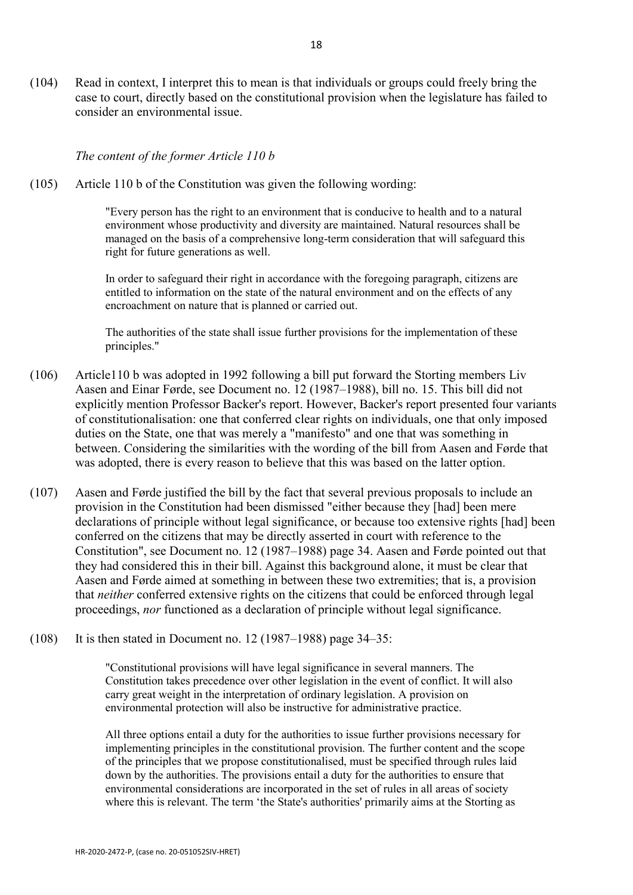(104) Read in context, I interpret this to mean is that individuals or groups could freely bring the case to court, directly based on the constitutional provision when the legislature has failed to consider an environmental issue.

*The content of the former Article 110 b*

(105) Article 110 b of the Constitution was given the following wording:

> "Every person has the right to an environment that is conducive to health and to a natural environment whose productivity and diversity are maintained. Natural resources shall be managed on the basis of a comprehensive long-term consideration that will safeguard this right for future generations as well.
>
> In order to safeguard their right in accordance with the foregoing paragraph, citizens are entitled to information on the state of the natural environment and on the effects of any encroachment on nature that is planned or carried out.
>
> The authorities of the state shall issue further provisions for the implementation of these principles."

(106) Article110 b was adopted in 1992 following a bill put forward the Storting members Liv Aasen and Einar Førde, see Document no. 12 (1987–1988), bill no. 15. This bill did not explicitly mention Professor Backer's report. However, Backer's report presented four variants of constitutionalisation: one that conferred clear rights on individuals, one that only imposed duties on the State, one that was merely a "manifesto" and one that was something in between. Considering the similarities with the wording of the bill from Aasen and Førde that was adopted, there is every reason to believe that this was based on the latter option.

(107) Aasen and Førde justified the bill by the fact that several previous proposals to include an provision in the Constitution had been dismissed "either because they [had] been mere declarations of principle without legal significance, or because too extensive rights [had] been conferred on the citizens that may be directly asserted in court with reference to the Constitution", see Document no. 12 (1987–1988) page 34. Aasen and Førde pointed out that they had considered this in their bill. Against this background alone, it must be clear that Aasen and Førde aimed at something in between these two extremities; that is, a provision that *neither* conferred extensive rights on the citizens that could be enforced through legal proceedings, *nor* functioned as a declaration of principle without legal significance.

(108) It is then stated in Document no. 12 (1987–1988) page 34–35:

> "Constitutional provisions will have legal significance in several manners. The Constitution takes precedence over other legislation in the event of conflict. It will also carry great weight in the interpretation of ordinary legislation. A provision on environmental protection will also be instructive for administrative practice.
>
> All three options entail a duty for the authorities to issue further provisions necessary for implementing principles in the constitutional provision. The further content and the scope of the principles that we propose constitutionalised, must be specified through rules laid down by the authorities. The provisions entail a duty for the authorities to ensure that environmental considerations are incorporated in the set of rules in all areas of society where this is relevant. The term 'the State's authorities' primarily aims at the Storting as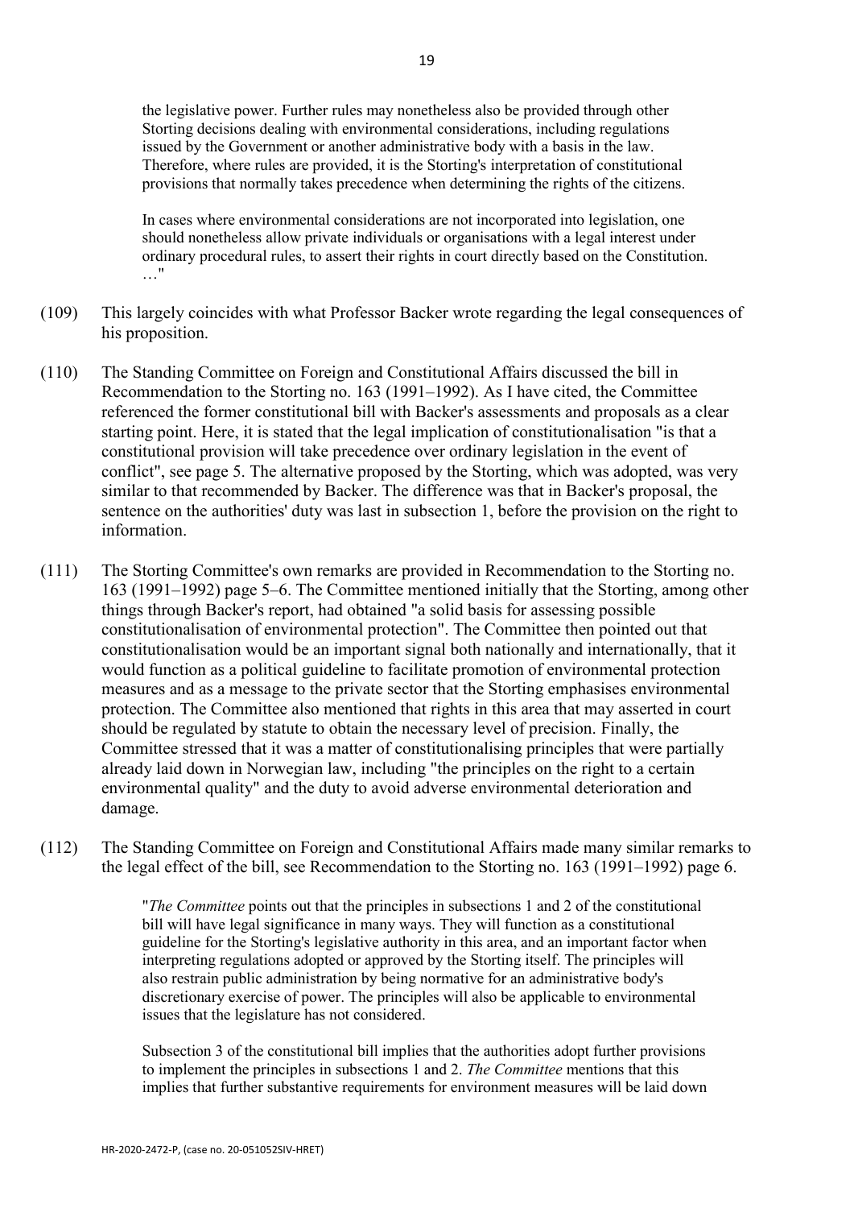> the legislative power. Further rules may nonetheless also be provided through other Storting decisions dealing with environmental considerations, including regulations issued by the Government or another administrative body with a basis in the law. Therefore, where rules are provided, it is the Storting's interpretation of constitutional provisions that normally takes precedence when determining the rights of the citizens.
>
> In cases where environmental considerations are not incorporated into legislation, one should nonetheless allow private individuals or organisations with a legal interest under ordinary procedural rules, to assert their rights in court directly based on the Constitution. …"

(109) This largely coincides with what Professor Backer wrote regarding the legal consequences of his proposition.

(110) The Standing Committee on Foreign and Constitutional Affairs discussed the bill in Recommendation to the Storting no. 163 (1991–1992). As I have cited, the Committee referenced the former constitutional bill with Backer's assessments and proposals as a clear starting point. Here, it is stated that the legal implication of constitutionalisation "is that a constitutional provision will take precedence over ordinary legislation in the event of conflict", see page 5. The alternative proposed by the Storting, which was adopted, was very similar to that recommended by Backer. The difference was that in Backer's proposal, the sentence on the authorities' duty was last in subsection 1, before the provision on the right to information.

(111) The Storting Committee's own remarks are provided in Recommendation to the Storting no. 163 (1991–1992) page 5–6. The Committee mentioned initially that the Storting, among other things through Backer's report, had obtained "a solid basis for assessing possible constitutionalisation of environmental protection". The Committee then pointed out that constitutionalisation would be an important signal both nationally and internationally, that it would function as a political guideline to facilitate promotion of environmental protection measures and as a message to the private sector that the Storting emphasises environmental protection. The Committee also mentioned that rights in this area that may asserted in court should be regulated by statute to obtain the necessary level of precision. Finally, the Committee stressed that it was a matter of constitutionalising principles that were partially already laid down in Norwegian law, including "the principles on the right to a certain environmental quality" and the duty to avoid adverse environmental deterioration and damage.

(112) The Standing Committee on Foreign and Constitutional Affairs made many similar remarks to the legal effect of the bill, see Recommendation to the Storting no. 163 (1991–1992) page 6.

> "*The Committee* points out that the principles in subsections 1 and 2 of the constitutional bill will have legal significance in many ways. They will function as a constitutional guideline for the Storting's legislative authority in this area, and an important factor when interpreting regulations adopted or approved by the Storting itself. The principles will also restrain public administration by being normative for an administrative body's discretionary exercise of power. The principles will also be applicable to environmental issues that the legislature has not considered.
>
> Subsection 3 of the constitutional bill implies that the authorities adopt further provisions to implement the principles in subsections 1 and 2. *The Committee* mentions that this implies that further substantive requirements for environment measures will be laid down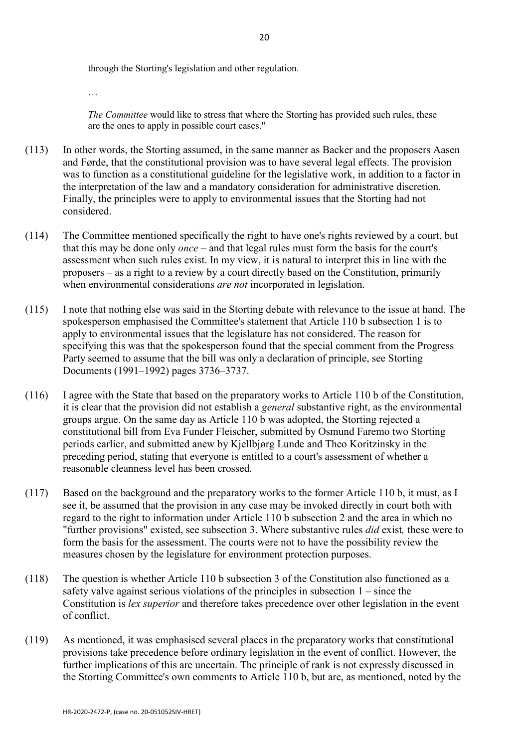through the Storting's legislation and other regulation.

…

*The Committee* would like to stress that where the Storting has provided such rules, these are the ones to apply in possible court cases."

(113) In other words, the Storting assumed, in the same manner as Backer and the proposers Aasen and Førde, that the constitutional provision was to have several legal effects. The provision was to function as a constitutional guideline for the legislative work, in addition to a factor in the interpretation of the law and a mandatory consideration for administrative discretion. Finally, the principles were to apply to environmental issues that the Storting had not considered.

(114) The Committee mentioned specifically the right to have one's rights reviewed by a court, but that this may be done only *once* – and that legal rules must form the basis for the court's assessment when such rules exist. In my view, it is natural to interpret this in line with the proposers – as a right to a review by a court directly based on the Constitution, primarily when environmental considerations *are not* incorporated in legislation.

(115) I note that nothing else was said in the Storting debate with relevance to the issue at hand. The spokesperson emphasised the Committee's statement that Article 110 b subsection 1 is to apply to environmental issues that the legislature has not considered. The reason for specifying this was that the spokesperson found that the special comment from the Progress Party seemed to assume that the bill was only a declaration of principle, see Storting Documents (1991–1992) pages 3736–3737.

(116) I agree with the State that based on the preparatory works to Article 110 b of the Constitution, it is clear that the provision did not establish a *general* substantive right, as the environmental groups argue. On the same day as Article 110 b was adopted, the Storting rejected a constitutional bill from Eva Funder Fleischer, submitted by Osmund Faremo two Storting periods earlier, and submitted anew by Kjellbjørg Lunde and Theo Koritzinsky in the preceding period, stating that everyone is entitled to a court's assessment of whether a reasonable cleanness level has been crossed.

(117) Based on the background and the preparatory works to the former Article 110 b, it must, as I see it, be assumed that the provision in any case may be invoked directly in court both with regard to the right to information under Article 110 b subsection 2 and the area in which no "further provisions" existed, see subsection 3. Where substantive rules *did* exist*,* these were to form the basis for the assessment. The courts were not to have the possibility review the measures chosen by the legislature for environment protection purposes.

(118) The question is whether Article 110 b subsection 3 of the Constitution also functioned as a safety valve against serious violations of the principles in subsection 1 – since the Constitution is *lex superior* and therefore takes precedence over other legislation in the event of conflict.

(119) As mentioned, it was emphasised several places in the preparatory works that constitutional provisions take precedence before ordinary legislation in the event of conflict. However, the further implications of this are uncertain. The principle of rank is not expressly discussed in the Storting Committee's own comments to Article 110 b, but are, as mentioned, noted by the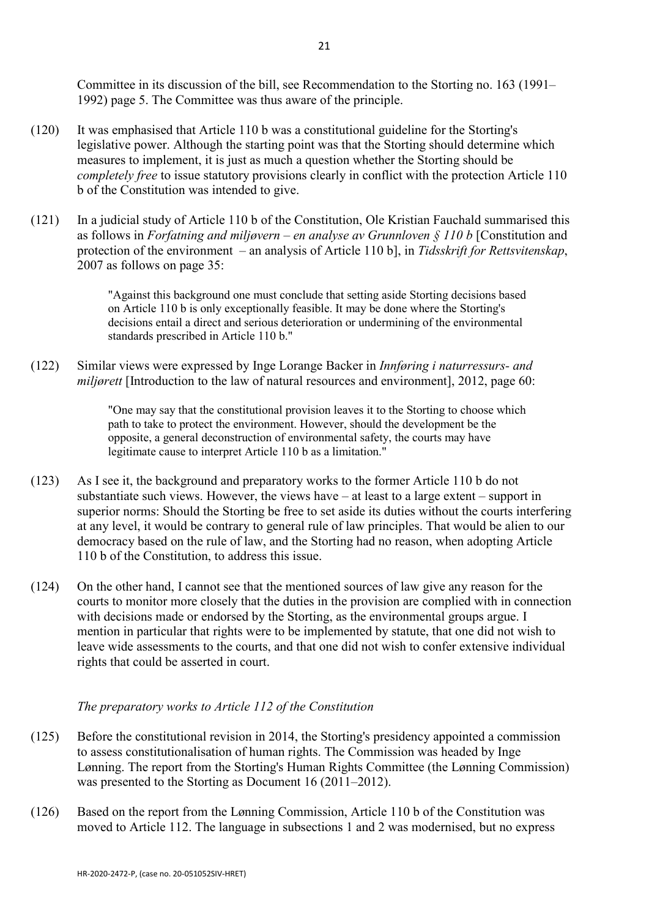Committee in its discussion of the bill, see Recommendation to the Storting no. 163 (1991–1992) page 5. The Committee was thus aware of the principle.

(120) It was emphasised that Article 110 b was a constitutional guideline for the Storting's legislative power. Although the starting point was that the Storting should determine which measures to implement, it is just as much a question whether the Storting should be *completely free* to issue statutory provisions clearly in conflict with the protection Article 110 b of the Constitution was intended to give.

(121) In a judicial study of Article 110 b of the Constitution, Ole Kristian Fauchald summarised this as follows in *Forfatning and miljøvern – en analyse av Grunnloven § 110 b* [Constitution and protection of the environment – an analysis of Article 110 b], in *Tidsskrift for Rettsvitenskap*, 2007 as follows on page 35:

> "Against this background one must conclude that setting aside Storting decisions based on Article 110 b is only exceptionally feasible. It may be done where the Storting's decisions entail a direct and serious deterioration or undermining of the environmental standards prescribed in Article 110 b."

(122) Similar views were expressed by Inge Lorange Backer in *Innføring i naturressurs- and miljørett* [Introduction to the law of natural resources and environment], 2012, page 60:

> "One may say that the constitutional provision leaves it to the Storting to choose which path to take to protect the environment. However, should the development be the opposite, a general deconstruction of environmental safety, the courts may have legitimate cause to interpret Article 110 b as a limitation."

(123) As I see it, the background and preparatory works to the former Article 110 b do not substantiate such views. However, the views have – at least to a large extent – support in superior norms: Should the Storting be free to set aside its duties without the courts interfering at any level, it would be contrary to general rule of law principles. That would be alien to our democracy based on the rule of law, and the Storting had no reason, when adopting Article 110 b of the Constitution, to address this issue.

(124) On the other hand, I cannot see that the mentioned sources of law give any reason for the courts to monitor more closely that the duties in the provision are complied with in connection with decisions made or endorsed by the Storting, as the environmental groups argue. I mention in particular that rights were to be implemented by statute, that one did not wish to leave wide assessments to the courts, and that one did not wish to confer extensive individual rights that could be asserted in court.

*The preparatory works to Article 112 of the Constitution*

(125) Before the constitutional revision in 2014, the Storting's presidency appointed a commission to assess constitutionalisation of human rights. The Commission was headed by Inge Lønning. The report from the Storting's Human Rights Committee (the Lønning Commission) was presented to the Storting as Document 16 (2011–2012).

(126) Based on the report from the Lønning Commission, Article 110 b of the Constitution was moved to Article 112. The language in subsections 1 and 2 was modernised, but no express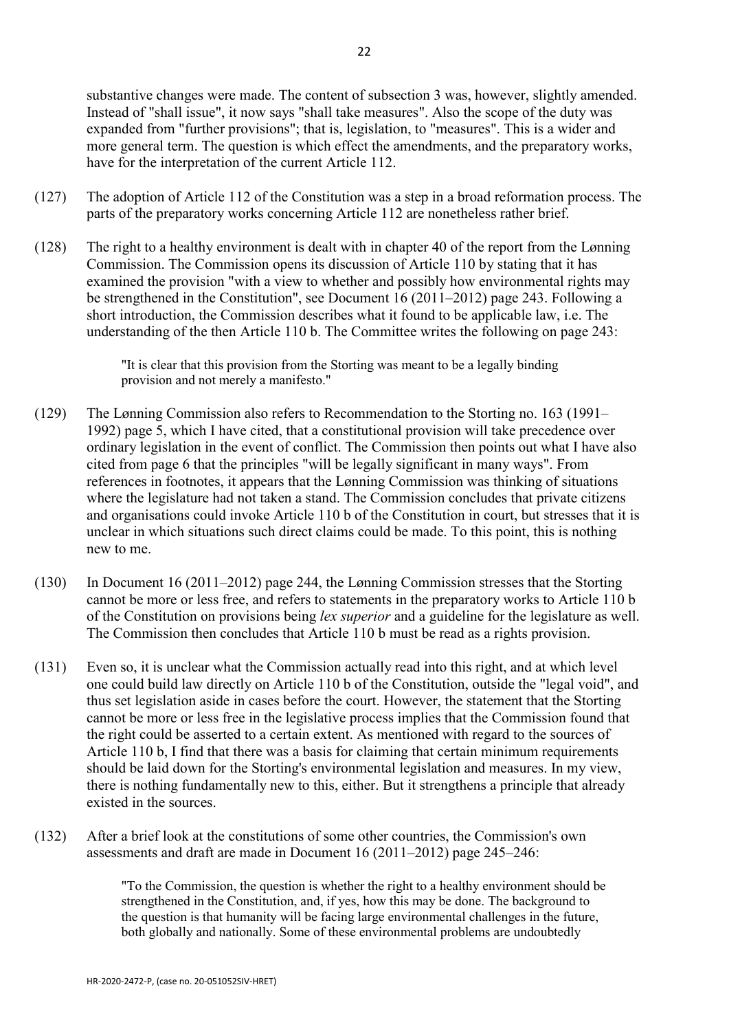substantive changes were made. The content of subsection 3 was, however, slightly amended. Instead of "shall issue", it now says "shall take measures". Also the scope of the duty was expanded from "further provisions"; that is, legislation, to "measures". This is a wider and more general term. The question is which effect the amendments, and the preparatory works, have for the interpretation of the current Article 112.

(127) The adoption of Article 112 of the Constitution was a step in a broad reformation process. The parts of the preparatory works concerning Article 112 are nonetheless rather brief.

(128) The right to a healthy environment is dealt with in chapter 40 of the report from the Lønning Commission. The Commission opens its discussion of Article 110 by stating that it has examined the provision "with a view to whether and possibly how environmental rights may be strengthened in the Constitution", see Document 16 (2011–2012) page 243. Following a short introduction, the Commission describes what it found to be applicable law, i.e. The understanding of the then Article 110 b. The Committee writes the following on page 243:

> "It is clear that this provision from the Storting was meant to be a legally binding provision and not merely a manifesto."

(129) The Lønning Commission also refers to Recommendation to the Storting no. 163 (1991–1992) page 5, which I have cited, that a constitutional provision will take precedence over ordinary legislation in the event of conflict. The Commission then points out what I have also cited from page 6 that the principles "will be legally significant in many ways". From references in footnotes, it appears that the Lønning Commission was thinking of situations where the legislature had not taken a stand. The Commission concludes that private citizens and organisations could invoke Article 110 b of the Constitution in court, but stresses that it is unclear in which situations such direct claims could be made. To this point, this is nothing new to me.

(130) In Document 16 (2011–2012) page 244, the Lønning Commission stresses that the Storting cannot be more or less free, and refers to statements in the preparatory works to Article 110 b of the Constitution on provisions being *lex superior* and a guideline for the legislature as well. The Commission then concludes that Article 110 b must be read as a rights provision.

(131) Even so, it is unclear what the Commission actually read into this right, and at which level one could build law directly on Article 110 b of the Constitution, outside the "legal void", and thus set legislation aside in cases before the court. However, the statement that the Storting cannot be more or less free in the legislative process implies that the Commission found that the right could be asserted to a certain extent. As mentioned with regard to the sources of Article 110 b, I find that there was a basis for claiming that certain minimum requirements should be laid down for the Storting's environmental legislation and measures. In my view, there is nothing fundamentally new to this, either. But it strengthens a principle that already existed in the sources.

(132) After a brief look at the constitutions of some other countries, the Commission's own assessments and draft are made in Document 16 (2011–2012) page 245–246:

> "To the Commission, the question is whether the right to a healthy environment should be strengthened in the Constitution, and, if yes, how this may be done. The background to the question is that humanity will be facing large environmental challenges in the future, both globally and nationally. Some of these environmental problems are undoubtedly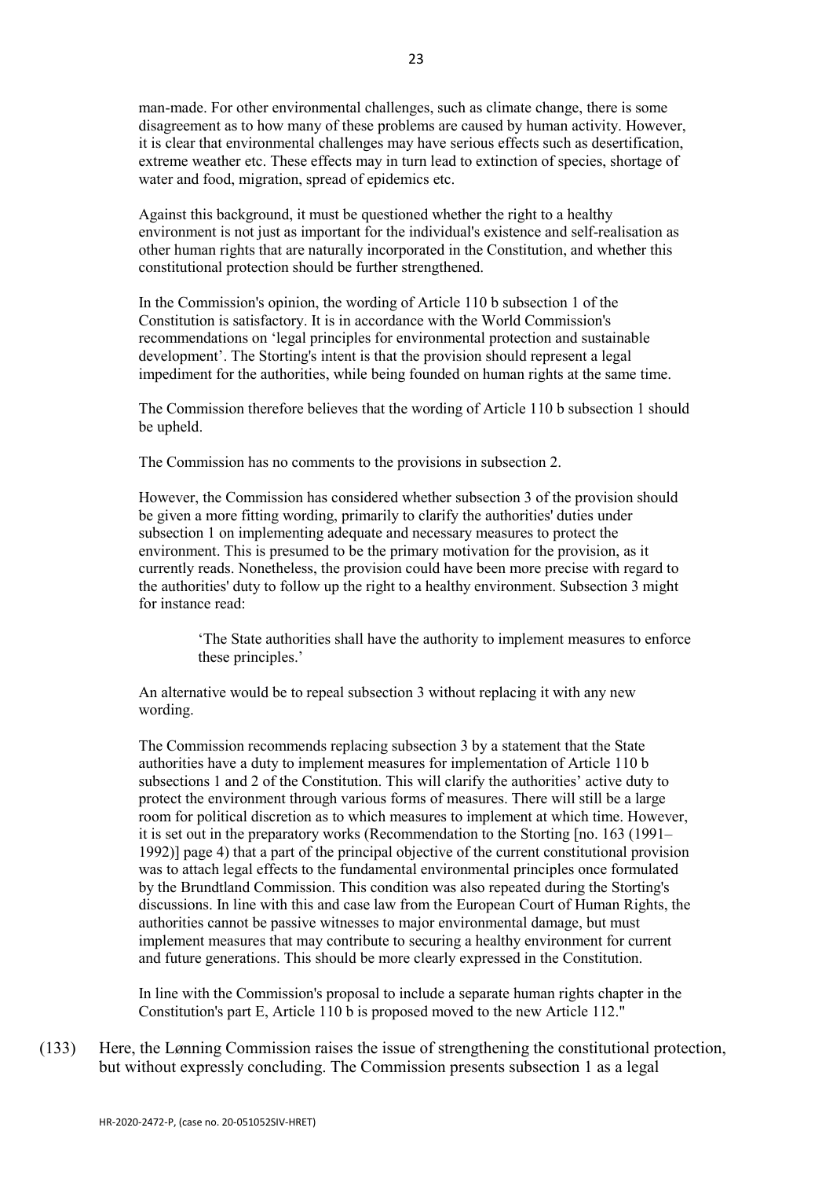man-made. For other environmental challenges, such as climate change, there is some disagreement as to how many of these problems are caused by human activity. However, it is clear that environmental challenges may have serious effects such as desertification, extreme weather etc. These effects may in turn lead to extinction of species, shortage of water and food, migration, spread of epidemics etc.

Against this background, it must be questioned whether the right to a healthy environment is not just as important for the individual's existence and self-realisation as other human rights that are naturally incorporated in the Constitution, and whether this constitutional protection should be further strengthened.

In the Commission's opinion, the wording of Article 110 b subsection 1 of the Constitution is satisfactory. It is in accordance with the World Commission's recommendations on 'legal principles for environmental protection and sustainable development'. The Storting's intent is that the provision should represent a legal impediment for the authorities, while being founded on human rights at the same time.

The Commission therefore believes that the wording of Article 110 b subsection 1 should be upheld.

The Commission has no comments to the provisions in subsection 2.

However, the Commission has considered whether subsection 3 of the provision should be given a more fitting wording, primarily to clarify the authorities' duties under subsection 1 on implementing adequate and necessary measures to protect the environment. This is presumed to be the primary motivation for the provision, as it currently reads. Nonetheless, the provision could have been more precise with regard to the authorities' duty to follow up the right to a healthy environment. Subsection 3 might for instance read:

> 'The State authorities shall have the authority to implement measures to enforce these principles.'

An alternative would be to repeal subsection 3 without replacing it with any new wording.

The Commission recommends replacing subsection 3 by a statement that the State authorities have a duty to implement measures for implementation of Article 110 b subsections 1 and 2 of the Constitution. This will clarify the authorities' active duty to protect the environment through various forms of measures. There will still be a large room for political discretion as to which measures to implement at which time. However, it is set out in the preparatory works (Recommendation to the Storting [no. 163 (1991–1992)] page 4) that a part of the principal objective of the current constitutional provision was to attach legal effects to the fundamental environmental principles once formulated by the Brundtland Commission. This condition was also repeated during the Storting's discussions. In line with this and case law from the European Court of Human Rights, the authorities cannot be passive witnesses to major environmental damage, but must implement measures that may contribute to securing a healthy environment for current and future generations. This should be more clearly expressed in the Constitution.

In line with the Commission's proposal to include a separate human rights chapter in the Constitution's part E, Article 110 b is proposed moved to the new Article 112."

(133) Here, the Lønning Commission raises the issue of strengthening the constitutional protection, but without expressly concluding. The Commission presents subsection 1 as a legal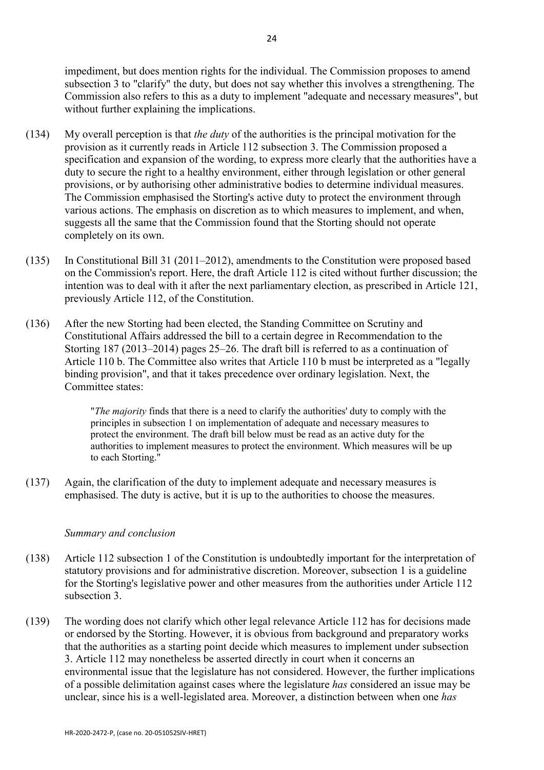impediment, but does mention rights for the individual. The Commission proposes to amend subsection 3 to "clarify" the duty, but does not say whether this involves a strengthening. The Commission also refers to this as a duty to implement "adequate and necessary measures", but without further explaining the implications.

(134) My overall perception is that *the duty* of the authorities is the principal motivation for the provision as it currently reads in Article 112 subsection 3. The Commission proposed a specification and expansion of the wording, to express more clearly that the authorities have a duty to secure the right to a healthy environment, either through legislation or other general provisions, or by authorising other administrative bodies to determine individual measures. The Commission emphasised the Storting's active duty to protect the environment through various actions. The emphasis on discretion as to which measures to implement, and when, suggests all the same that the Commission found that the Storting should not operate completely on its own.

(135) In Constitutional Bill 31 (2011–2012), amendments to the Constitution were proposed based on the Commission's report. Here, the draft Article 112 is cited without further discussion; the intention was to deal with it after the next parliamentary election, as prescribed in Article 121, previously Article 112, of the Constitution.

(136) After the new Storting had been elected, the Standing Committee on Scrutiny and Constitutional Affairs addressed the bill to a certain degree in Recommendation to the Storting 187 (2013–2014) pages 25–26. The draft bill is referred to as a continuation of Article 110 b. The Committee also writes that Article 110 b must be interpreted as a "legally binding provision", and that it takes precedence over ordinary legislation. Next, the Committee states:

> "*The majority* finds that there is a need to clarify the authorities' duty to comply with the principles in subsection 1 on implementation of adequate and necessary measures to protect the environment. The draft bill below must be read as an active duty for the authorities to implement measures to protect the environment. Which measures will be up to each Storting."

(137) Again, the clarification of the duty to implement adequate and necessary measures is emphasised. The duty is active, but it is up to the authorities to choose the measures.

*Summary and conclusion*

(138) Article 112 subsection 1 of the Constitution is undoubtedly important for the interpretation of statutory provisions and for administrative discretion. Moreover, subsection 1 is a guideline for the Storting's legislative power and other measures from the authorities under Article 112 subsection 3.

(139) The wording does not clarify which other legal relevance Article 112 has for decisions made or endorsed by the Storting. However, it is obvious from background and preparatory works that the authorities as a starting point decide which measures to implement under subsection 3. Article 112 may nonetheless be asserted directly in court when it concerns an environmental issue that the legislature has not considered. However, the further implications of a possible delimitation against cases where the legislature *has* considered an issue may be unclear, since his is a well-legislated area. Moreover, a distinction between when one *has*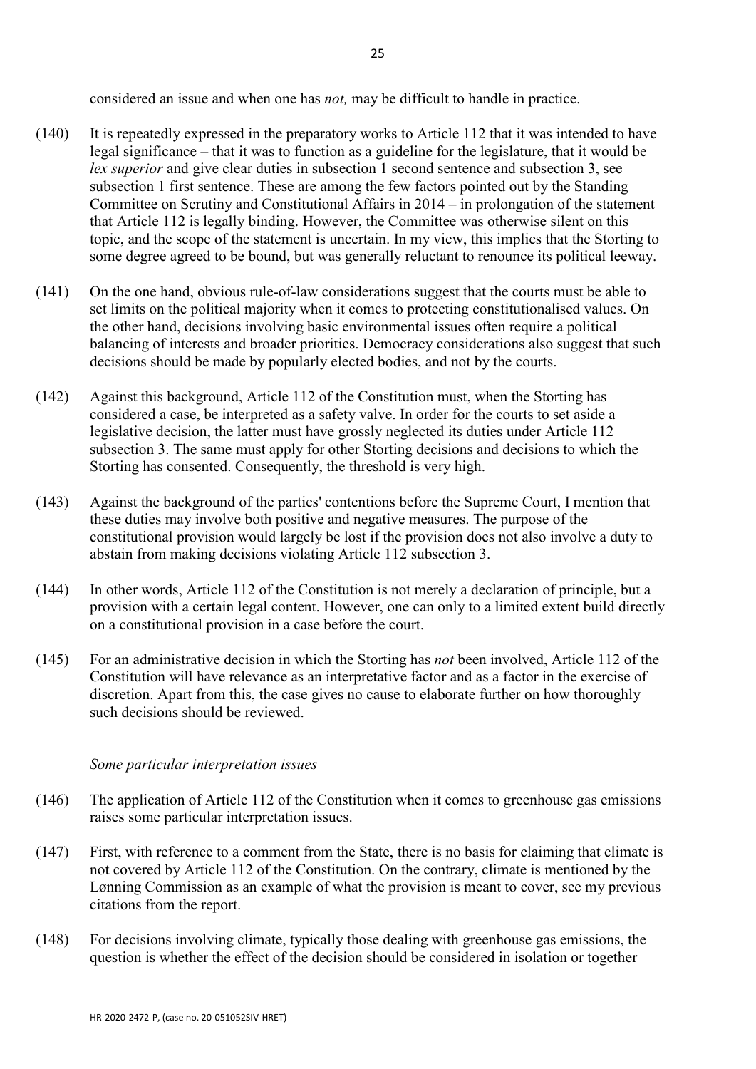considered an issue and when one has *not,* may be difficult to handle in practice.

(140) It is repeatedly expressed in the preparatory works to Article 112 that it was intended to have legal significance – that it was to function as a guideline for the legislature, that it would be *lex superior* and give clear duties in subsection 1 second sentence and subsection 3, see subsection 1 first sentence. These are among the few factors pointed out by the Standing Committee on Scrutiny and Constitutional Affairs in 2014 – in prolongation of the statement that Article 112 is legally binding. However, the Committee was otherwise silent on this topic, and the scope of the statement is uncertain. In my view, this implies that the Storting to some degree agreed to be bound, but was generally reluctant to renounce its political leeway.

(141) On the one hand, obvious rule-of-law considerations suggest that the courts must be able to set limits on the political majority when it comes to protecting constitutionalised values. On the other hand, decisions involving basic environmental issues often require a political balancing of interests and broader priorities. Democracy considerations also suggest that such decisions should be made by popularly elected bodies, and not by the courts.

(142) Against this background, Article 112 of the Constitution must, when the Storting has considered a case, be interpreted as a safety valve. In order for the courts to set aside a legislative decision, the latter must have grossly neglected its duties under Article 112 subsection 3. The same must apply for other Storting decisions and decisions to which the Storting has consented. Consequently, the threshold is very high.

(143) Against the background of the parties' contentions before the Supreme Court, I mention that these duties may involve both positive and negative measures. The purpose of the constitutional provision would largely be lost if the provision does not also involve a duty to abstain from making decisions violating Article 112 subsection 3.

(144) In other words, Article 112 of the Constitution is not merely a declaration of principle, but a provision with a certain legal content. However, one can only to a limited extent build directly on a constitutional provision in a case before the court.

(145) For an administrative decision in which the Storting has *not* been involved, Article 112 of the Constitution will have relevance as an interpretative factor and as a factor in the exercise of discretion. Apart from this, the case gives no cause to elaborate further on how thoroughly such decisions should be reviewed.

*Some particular interpretation issues*

(146) The application of Article 112 of the Constitution when it comes to greenhouse gas emissions raises some particular interpretation issues.

(147) First, with reference to a comment from the State, there is no basis for claiming that climate is not covered by Article 112 of the Constitution. On the contrary, climate is mentioned by the Lønning Commission as an example of what the provision is meant to cover, see my previous citations from the report.

(148) For decisions involving climate, typically those dealing with greenhouse gas emissions, the question is whether the effect of the decision should be considered in isolation or together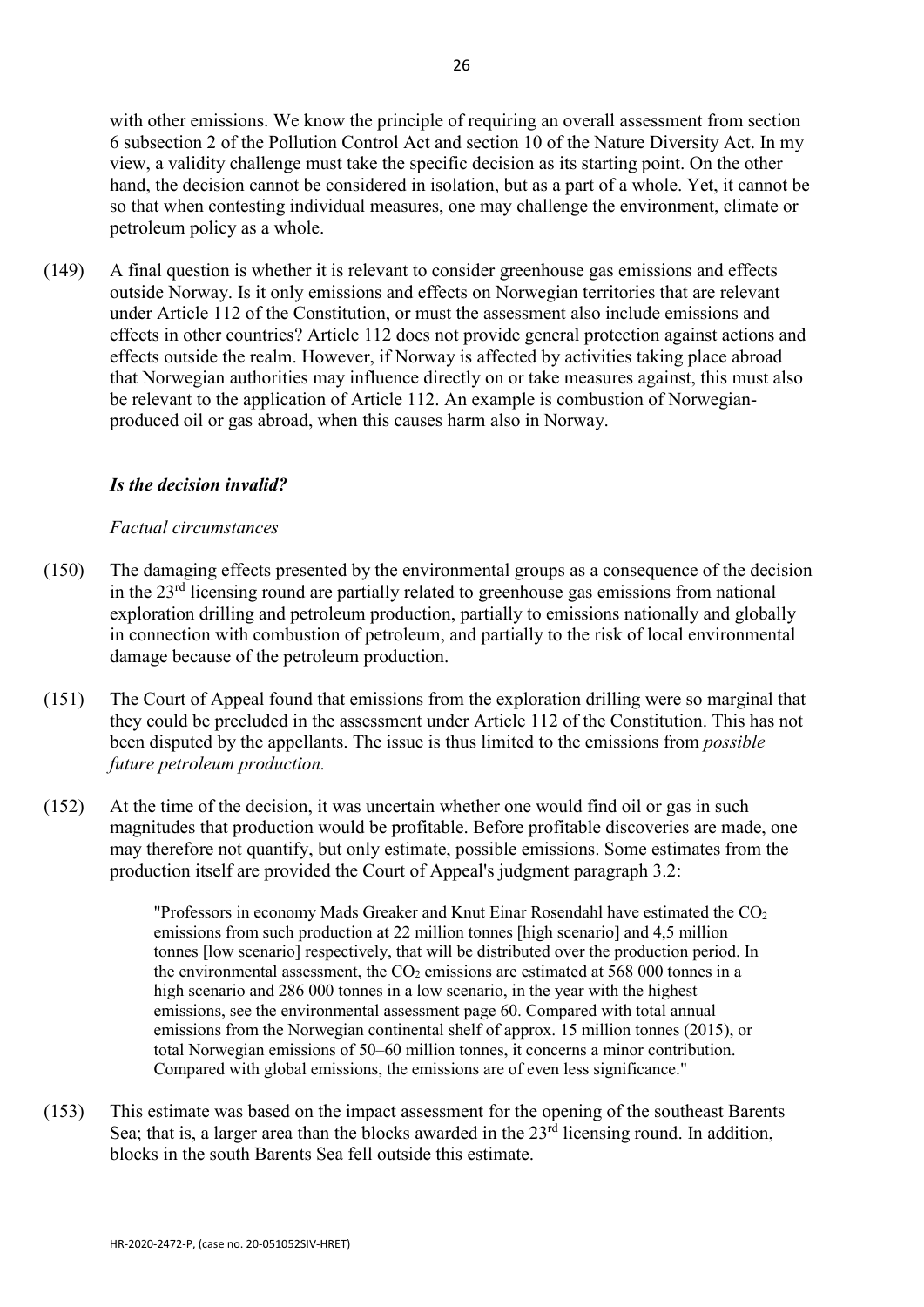with other emissions. We know the principle of requiring an overall assessment from section 6 subsection 2 of the Pollution Control Act and section 10 of the Nature Diversity Act. In my view, a validity challenge must take the specific decision as its starting point. On the other hand, the decision cannot be considered in isolation, but as a part of a whole. Yet, it cannot be so that when contesting individual measures, one may challenge the environment, climate or petroleum policy as a whole.

(149) A final question is whether it is relevant to consider greenhouse gas emissions and effects outside Norway. Is it only emissions and effects on Norwegian territories that are relevant under Article 112 of the Constitution, or must the assessment also include emissions and effects in other countries? Article 112 does not provide general protection against actions and effects outside the realm. However, if Norway is affected by activities taking place abroad that Norwegian authorities may influence directly on or take measures against, this must also be relevant to the application of Article 112. An example is combustion of Norwegian-produced oil or gas abroad, when this causes harm also in Norway.

### *Is the decision invalid?*

*Factual circumstances*

(150) The damaging effects presented by the environmental groups as a consequence of the decision in the 23rd licensing round are partially related to greenhouse gas emissions from national exploration drilling and petroleum production, partially to emissions nationally and globally in connection with combustion of petroleum, and partially to the risk of local environmental damage because of the petroleum production.

(151) The Court of Appeal found that emissions from the exploration drilling were so marginal that they could be precluded in the assessment under Article 112 of the Constitution. This has not been disputed by the appellants. The issue is thus limited to the emissions from *possible future petroleum production.*

(152) At the time of the decision, it was uncertain whether one would find oil or gas in such magnitudes that production would be profitable. Before profitable discoveries are made, one may therefore not quantify, but only estimate, possible emissions. Some estimates from the production itself are provided the Court of Appeal's judgment paragraph 3.2:

> "Professors in economy Mads Greaker and Knut Einar Rosendahl have estimated the $CO_2$ emissions from such production at 22 million tonnes [high scenario] and 4,5 million tonnes [low scenario] respectively, that will be distributed over the production period. In the environmental assessment, the $CO_2$ emissions are estimated at 568 000 tonnes in a high scenario and 286 000 tonnes in a low scenario, in the year with the highest emissions, see the environmental assessment page 60. Compared with total annual emissions from the Norwegian continental shelf of approx. 15 million tonnes (2015), or total Norwegian emissions of 50–60 million tonnes, it concerns a minor contribution. Compared with global emissions, the emissions are of even less significance."

(153) This estimate was based on the impact assessment for the opening of the southeast Barents Sea; that is, a larger area than the blocks awarded in the 23rd licensing round. In addition, blocks in the south Barents Sea fell outside this estimate.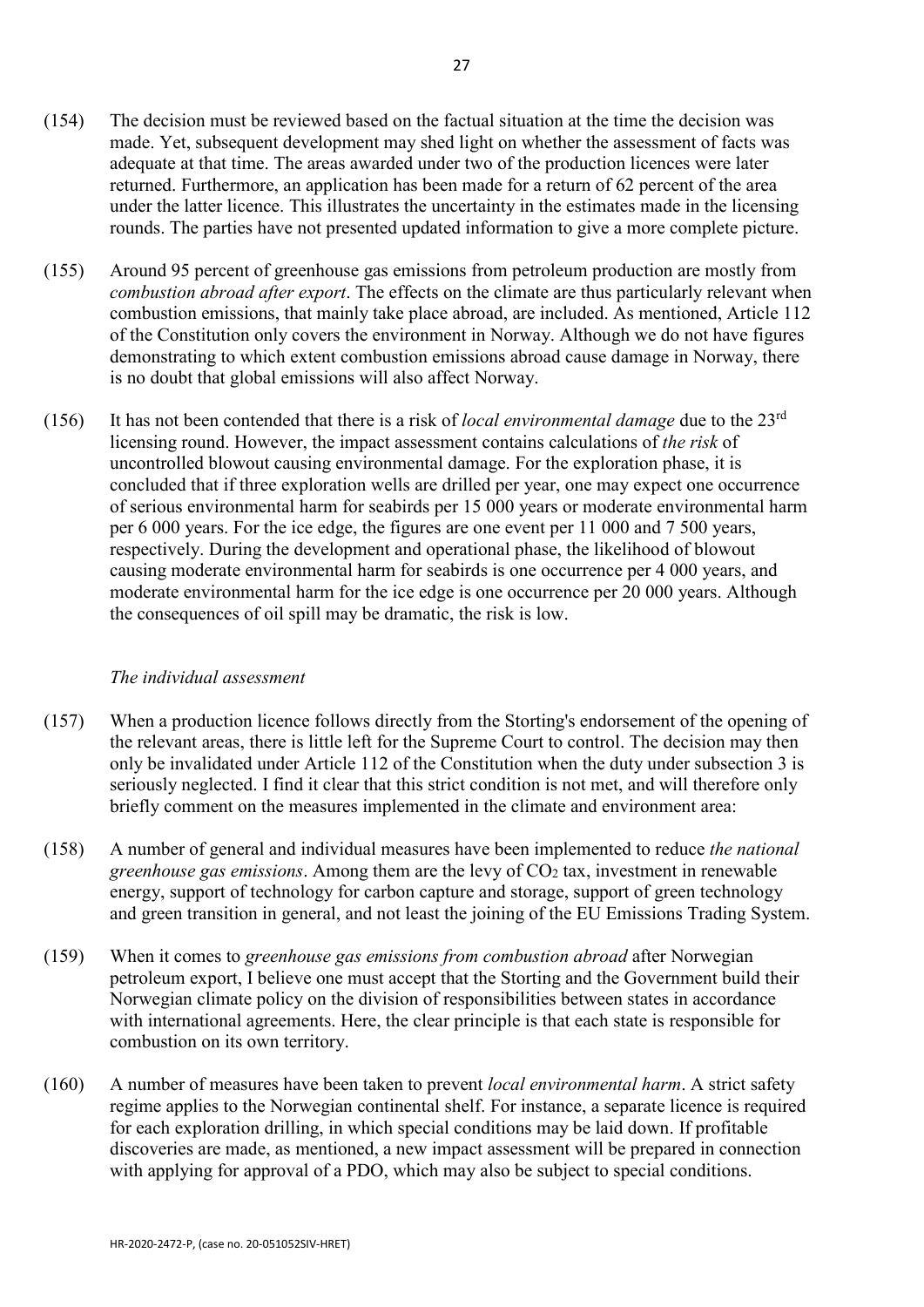(154) The decision must be reviewed based on the factual situation at the time the decision was made. Yet, subsequent development may shed light on whether the assessment of facts was adequate at that time. The areas awarded under two of the production licences were later returned. Furthermore, an application has been made for a return of 62 percent of the area under the latter licence. This illustrates the uncertainty in the estimates made in the licensing rounds. The parties have not presented updated information to give a more complete picture.

(155) Around 95 percent of greenhouse gas emissions from petroleum production are mostly from *combustion abroad after export*. The effects on the climate are thus particularly relevant when combustion emissions, that mainly take place abroad, are included. As mentioned, Article 112 of the Constitution only covers the environment in Norway. Although we do not have figures demonstrating to which extent combustion emissions abroad cause damage in Norway, there is no doubt that global emissions will also affect Norway.

(156) It has not been contended that there is a risk of *local environmental damage* due to the 23rd licensing round. However, the impact assessment contains calculations of *the risk* of uncontrolled blowout causing environmental damage. For the exploration phase, it is concluded that if three exploration wells are drilled per year, one may expect one occurrence of serious environmental harm for seabirds per 15 000 years or moderate environmental harm per 6 000 years. For the ice edge, the figures are one event per 11 000 and 7 500 years, respectively. During the development and operational phase, the likelihood of blowout causing moderate environmental harm for seabirds is one occurrence per 4 000 years, and moderate environmental harm for the ice edge is one occurrence per 20 000 years. Although the consequences of oil spill may be dramatic, the risk is low.

*The individual assessment*

(157) When a production licence follows directly from the Storting's endorsement of the opening of the relevant areas, there is little left for the Supreme Court to control. The decision may then only be invalidated under Article 112 of the Constitution when the duty under subsection 3 is seriously neglected. I find it clear that this strict condition is not met, and will therefore only briefly comment on the measures implemented in the climate and environment area:

(158) A number of general and individual measures have been implemented to reduce *the national greenhouse gas emissions*. Among them are the levy of $CO_2$ tax, investment in renewable energy, support of technology for carbon capture and storage, support of green technology and green transition in general, and not least the joining of the EU Emissions Trading System.

(159) When it comes to *greenhouse gas emissions from combustion abroad* after Norwegian petroleum export, I believe one must accept that the Storting and the Government build their Norwegian climate policy on the division of responsibilities between states in accordance with international agreements. Here, the clear principle is that each state is responsible for combustion on its own territory.

(160) A number of measures have been taken to prevent *local environmental harm*. A strict safety regime applies to the Norwegian continental shelf. For instance, a separate licence is required for each exploration drilling, in which special conditions may be laid down. If profitable discoveries are made, as mentioned, a new impact assessment will be prepared in connection with applying for approval of a PDO, which may also be subject to special conditions.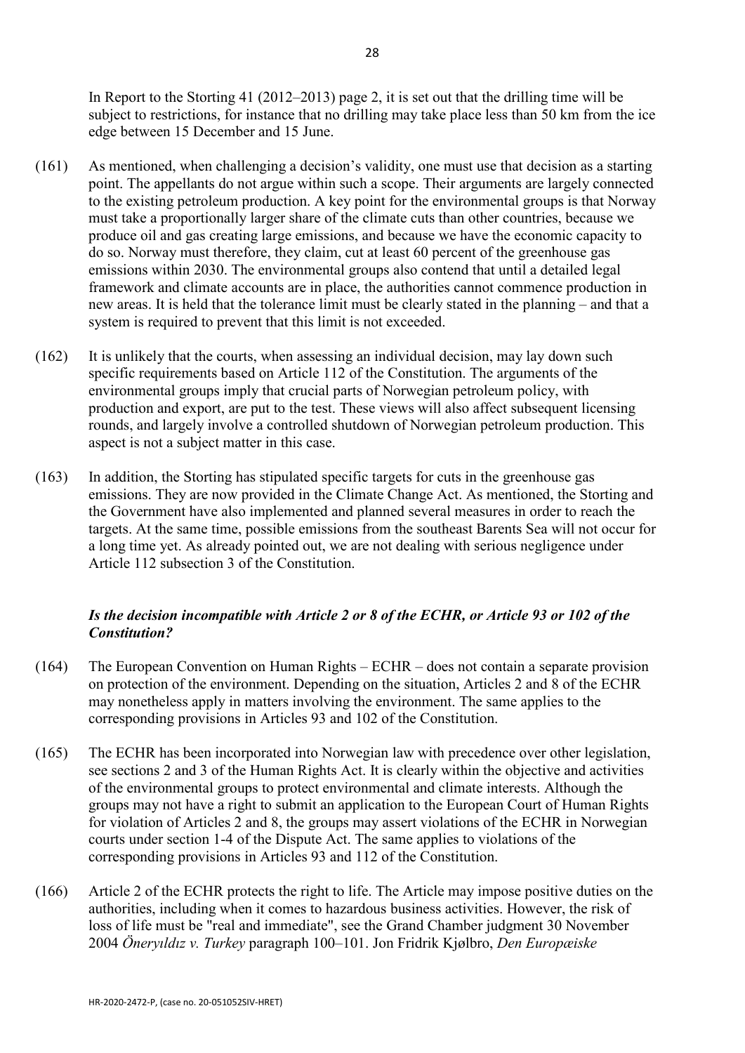In Report to the Storting 41 (2012–2013) page 2, it is set out that the drilling time will be subject to restrictions, for instance that no drilling may take place less than 50 km from the ice edge between 15 December and 15 June.

(161) As mentioned, when challenging a decision's validity, one must use that decision as a starting point. The appellants do not argue within such a scope. Their arguments are largely connected to the existing petroleum production. A key point for the environmental groups is that Norway must take a proportionally larger share of the climate cuts than other countries, because we produce oil and gas creating large emissions, and because we have the economic capacity to do so. Norway must therefore, they claim, cut at least 60 percent of the greenhouse gas emissions within 2030. The environmental groups also contend that until a detailed legal framework and climate accounts are in place, the authorities cannot commence production in new areas. It is held that the tolerance limit must be clearly stated in the planning – and that a system is required to prevent that this limit is not exceeded.

(162) It is unlikely that the courts, when assessing an individual decision, may lay down such specific requirements based on Article 112 of the Constitution. The arguments of the environmental groups imply that crucial parts of Norwegian petroleum policy, with production and export, are put to the test. These views will also affect subsequent licensing rounds, and largely involve a controlled shutdown of Norwegian petroleum production. This aspect is not a subject matter in this case.

(163) In addition, the Storting has stipulated specific targets for cuts in the greenhouse gas emissions. They are now provided in the Climate Change Act. As mentioned, the Storting and the Government have also implemented and planned several measures in order to reach the targets. At the same time, possible emissions from the southeast Barents Sea will not occur for a long time yet. As already pointed out, we are not dealing with serious negligence under Article 112 subsection 3 of the Constitution.

### *Is the decision incompatible with Article 2 or 8 of the ECHR, or Article 93 or 102 of the Constitution?*

(164) The European Convention on Human Rights – ECHR – does not contain a separate provision on protection of the environment. Depending on the situation, Articles 2 and 8 of the ECHR may nonetheless apply in matters involving the environment. The same applies to the corresponding provisions in Articles 93 and 102 of the Constitution.

(165) The ECHR has been incorporated into Norwegian law with precedence over other legislation, see sections 2 and 3 of the Human Rights Act. It is clearly within the objective and activities of the environmental groups to protect environmental and climate interests. Although the groups may not have a right to submit an application to the European Court of Human Rights for violation of Articles 2 and 8, the groups may assert violations of the ECHR in Norwegian courts under section 1-4 of the Dispute Act. The same applies to violations of the corresponding provisions in Articles 93 and 112 of the Constitution.

(166) Article 2 of the ECHR protects the right to life. The Article may impose positive duties on the authorities, including when it comes to hazardous business activities. However, the risk of loss of life must be "real and immediate", see the Grand Chamber judgment 30 November 2004 *Öneryıldız v. Turkey* paragraph 100–101. Jon Fridrik Kjølbro, *Den Europæiske*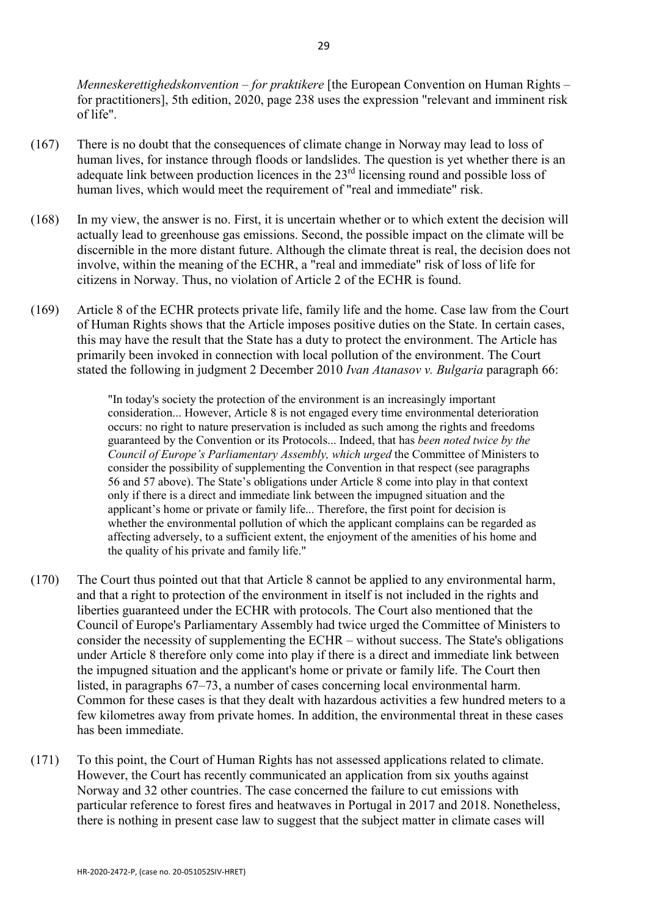*Menneskerettighedskonvention – for praktikere* [the European Convention on Human Rights – for practitioners], 5th edition, 2020, page 238 uses the expression "relevant and imminent risk of life".

(167) There is no doubt that the consequences of climate change in Norway may lead to loss of human lives, for instance through floods or landslides. The question is yet whether there is an adequate link between production licences in the 23rd licensing round and possible loss of human lives, which would meet the requirement of "real and immediate" risk.

(168) In my view, the answer is no. First, it is uncertain whether or to which extent the decision will actually lead to greenhouse gas emissions. Second, the possible impact on the climate will be discernible in the more distant future. Although the climate threat is real, the decision does not involve, within the meaning of the ECHR, a "real and immediate" risk of loss of life for citizens in Norway. Thus, no violation of Article 2 of the ECHR is found.

(169) Article 8 of the ECHR protects private life, family life and the home. Case law from the Court of Human Rights shows that the Article imposes positive duties on the State. In certain cases, this may have the result that the State has a duty to protect the environment. The Article has primarily been invoked in connection with local pollution of the environment. The Court stated the following in judgment 2 December 2010 *Ivan Atanasov v. Bulgaria* paragraph 66:

> "In today's society the protection of the environment is an increasingly important consideration... However, Article 8 is not engaged every time environmental deterioration occurs: no right to nature preservation is included as such among the rights and freedoms guaranteed by the Convention or its Protocols... Indeed, that has *been noted twice by the Council of Europe's Parliamentary Assembly, which urged* the Committee of Ministers to consider the possibility of supplementing the Convention in that respect (see paragraphs 56 and 57 above). The State's obligations under Article 8 come into play in that context only if there is a direct and immediate link between the impugned situation and the applicant's home or private or family life... Therefore, the first point for decision is whether the environmental pollution of which the applicant complains can be regarded as affecting adversely, to a sufficient extent, the enjoyment of the amenities of his home and the quality of his private and family life."

(170) The Court thus pointed out that that Article 8 cannot be applied to any environmental harm, and that a right to protection of the environment in itself is not included in the rights and liberties guaranteed under the ECHR with protocols. The Court also mentioned that the Council of Europe's Parliamentary Assembly had twice urged the Committee of Ministers to consider the necessity of supplementing the ECHR – without success. The State's obligations under Article 8 therefore only come into play if there is a direct and immediate link between the impugned situation and the applicant's home or private or family life. The Court then listed, in paragraphs 67–73, a number of cases concerning local environmental harm. Common for these cases is that they dealt with hazardous activities a few hundred meters to a few kilometres away from private homes. In addition, the environmental threat in these cases has been immediate.

(171) To this point, the Court of Human Rights has not assessed applications related to climate. However, the Court has recently communicated an application from six youths against Norway and 32 other countries. The case concerned the failure to cut emissions with particular reference to forest fires and heatwaves in Portugal in 2017 and 2018. Nonetheless, there is nothing in present case law to suggest that the subject matter in climate cases will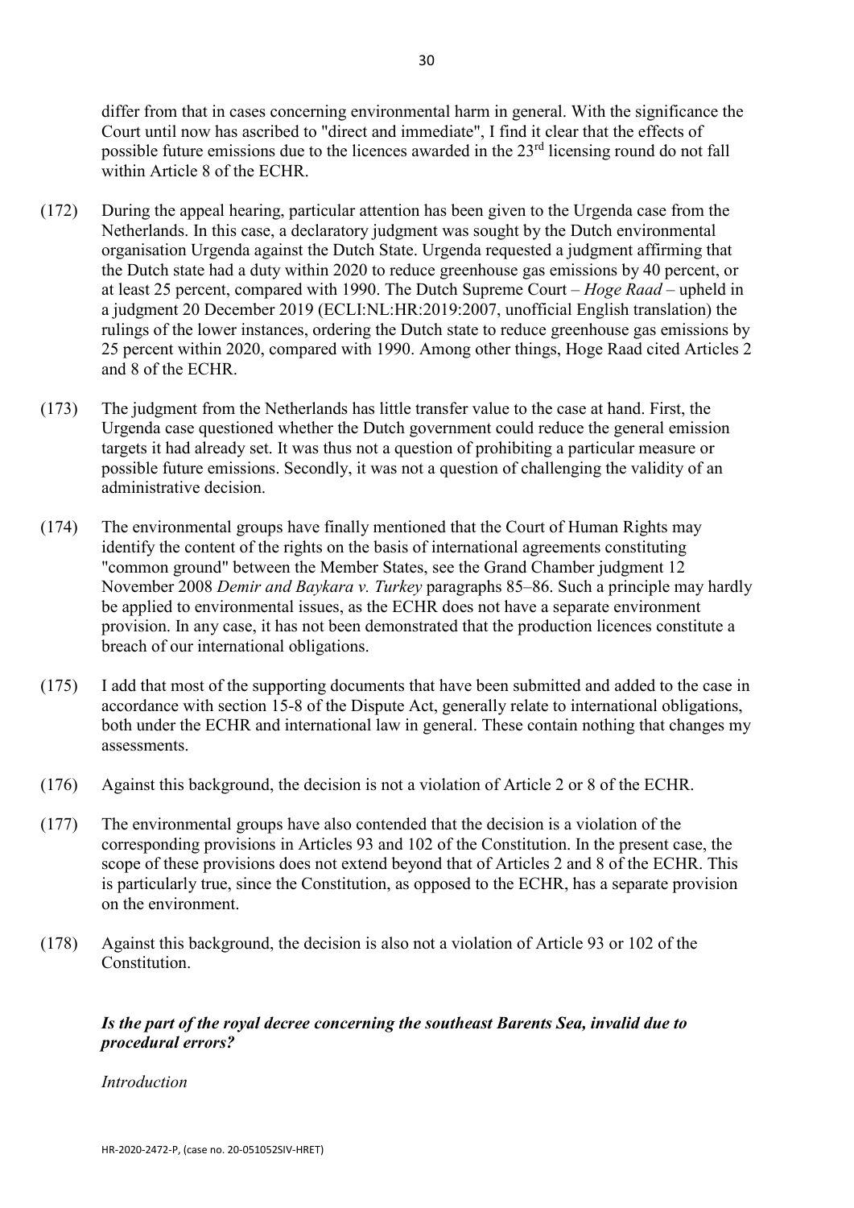differ from that in cases concerning environmental harm in general. With the significance the Court until now has ascribed to "direct and immediate", I find it clear that the effects of possible future emissions due to the licences awarded in the 23rd licensing round do not fall within Article 8 of the ECHR.

(172) During the appeal hearing, particular attention has been given to the Urgenda case from the Netherlands. In this case, a declaratory judgment was sought by the Dutch environmental organisation Urgenda against the Dutch State. Urgenda requested a judgment affirming that the Dutch state had a duty within 2020 to reduce greenhouse gas emissions by 40 percent, or at least 25 percent, compared with 1990. The Dutch Supreme Court – *Hoge Raad* – upheld in a judgment 20 December 2019 (ECLI:NL:HR:2019:2007, unofficial English translation) the rulings of the lower instances, ordering the Dutch state to reduce greenhouse gas emissions by 25 percent within 2020, compared with 1990. Among other things, Hoge Raad cited Articles 2 and 8 of the ECHR.

(173) The judgment from the Netherlands has little transfer value to the case at hand. First, the Urgenda case questioned whether the Dutch government could reduce the general emission targets it had already set. It was thus not a question of prohibiting a particular measure or possible future emissions. Secondly, it was not a question of challenging the validity of an administrative decision.

(174) The environmental groups have finally mentioned that the Court of Human Rights may identify the content of the rights on the basis of international agreements constituting "common ground" between the Member States, see the Grand Chamber judgment 12 November 2008 *Demir and Baykara v. Turkey* paragraphs 85–86. Such a principle may hardly be applied to environmental issues, as the ECHR does not have a separate environment provision. In any case, it has not been demonstrated that the production licences constitute a breach of our international obligations.

(175) I add that most of the supporting documents that have been submitted and added to the case in accordance with section 15-8 of the Dispute Act, generally relate to international obligations, both under the ECHR and international law in general. These contain nothing that changes my assessments.

(176) Against this background, the decision is not a violation of Article 2 or 8 of the ECHR.

(177) The environmental groups have also contended that the decision is a violation of the corresponding provisions in Articles 93 and 102 of the Constitution. In the present case, the scope of these provisions does not extend beyond that of Articles 2 and 8 of the ECHR. This is particularly true, since the Constitution, as opposed to the ECHR, has a separate provision on the environment.

(178) Against this background, the decision is also not a violation of Article 93 or 102 of the Constitution.

***Is the part of the royal decree concerning the southeast Barents Sea, invalid due to procedural errors?***

*Introduction*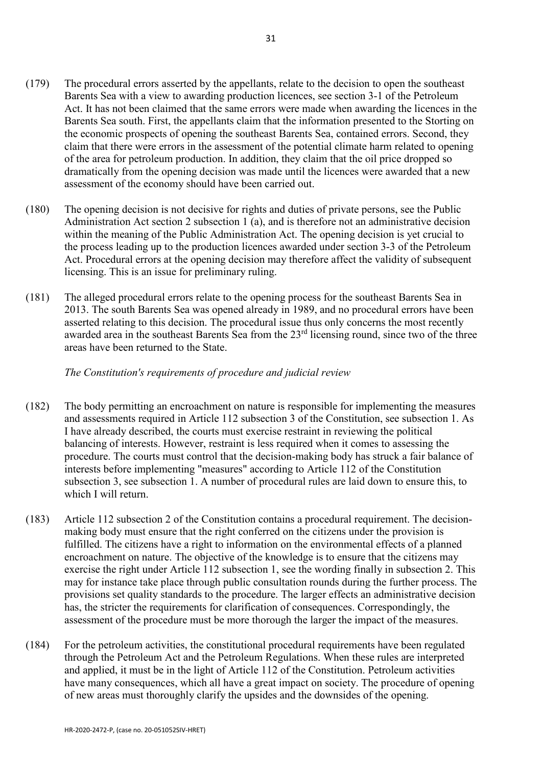(179) The procedural errors asserted by the appellants, relate to the decision to open the southeast Barents Sea with a view to awarding production licences, see section 3-1 of the Petroleum Act. It has not been claimed that the same errors were made when awarding the licences in the Barents Sea south. First, the appellants claim that the information presented to the Storting on the economic prospects of opening the southeast Barents Sea, contained errors. Second, they claim that there were errors in the assessment of the potential climate harm related to opening of the area for petroleum production. In addition, they claim that the oil price dropped so dramatically from the opening decision was made until the licences were awarded that a new assessment of the economy should have been carried out.

(180) The opening decision is not decisive for rights and duties of private persons, see the Public Administration Act section 2 subsection 1 (a), and is therefore not an administrative decision within the meaning of the Public Administration Act. The opening decision is yet crucial to the process leading up to the production licences awarded under section 3-3 of the Petroleum Act. Procedural errors at the opening decision may therefore affect the validity of subsequent licensing. This is an issue for preliminary ruling.

(181) The alleged procedural errors relate to the opening process for the southeast Barents Sea in 2013. The south Barents Sea was opened already in 1989, and no procedural errors have been asserted relating to this decision. The procedural issue thus only concerns the most recently awarded area in the southeast Barents Sea from the 23rd licensing round, since two of the three areas have been returned to the State.

*The Constitution's requirements of procedure and judicial review*

(182) The body permitting an encroachment on nature is responsible for implementing the measures and assessments required in Article 112 subsection 3 of the Constitution, see subsection 1. As I have already described, the courts must exercise restraint in reviewing the political balancing of interests. However, restraint is less required when it comes to assessing the procedure. The courts must control that the decision-making body has struck a fair balance of interests before implementing "measures" according to Article 112 of the Constitution subsection 3, see subsection 1. A number of procedural rules are laid down to ensure this, to which I will return.

(183) Article 112 subsection 2 of the Constitution contains a procedural requirement. The decision-making body must ensure that the right conferred on the citizens under the provision is fulfilled. The citizens have a right to information on the environmental effects of a planned encroachment on nature. The objective of the knowledge is to ensure that the citizens may exercise the right under Article 112 subsection 1, see the wording finally in subsection 2. This may for instance take place through public consultation rounds during the further process. The provisions set quality standards to the procedure. The larger effects an administrative decision has, the stricter the requirements for clarification of consequences. Correspondingly, the assessment of the procedure must be more thorough the larger the impact of the measures.

(184) For the petroleum activities, the constitutional procedural requirements have been regulated through the Petroleum Act and the Petroleum Regulations. When these rules are interpreted and applied, it must be in the light of Article 112 of the Constitution. Petroleum activities have many consequences, which all have a great impact on society. The procedure of opening of new areas must thoroughly clarify the upsides and the downsides of the opening.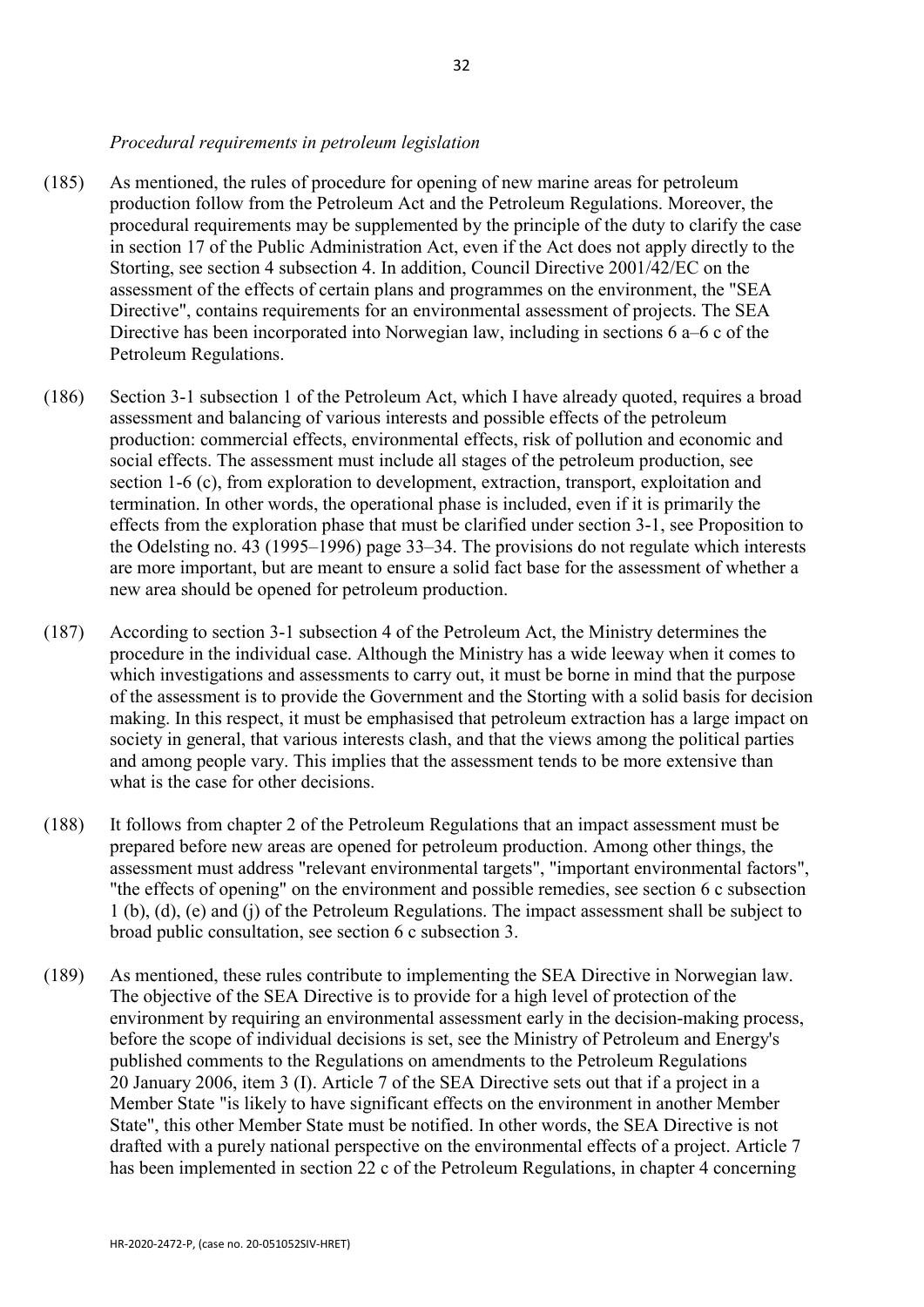*Procedural requirements in petroleum legislation*

(185) As mentioned, the rules of procedure for opening of new marine areas for petroleum production follow from the Petroleum Act and the Petroleum Regulations. Moreover, the procedural requirements may be supplemented by the principle of the duty to clarify the case in section 17 of the Public Administration Act, even if the Act does not apply directly to the Storting, see section 4 subsection 4. In addition, Council Directive 2001/42/EC on the assessment of the effects of certain plans and programmes on the environment, the "SEA Directive", contains requirements for an environmental assessment of projects. The SEA Directive has been incorporated into Norwegian law, including in sections 6 a–6 c of the Petroleum Regulations.

(186) Section 3-1 subsection 1 of the Petroleum Act, which I have already quoted, requires a broad assessment and balancing of various interests and possible effects of the petroleum production: commercial effects, environmental effects, risk of pollution and economic and social effects. The assessment must include all stages of the petroleum production, see section 1-6 (c), from exploration to development, extraction, transport, exploitation and termination. In other words, the operational phase is included, even if it is primarily the effects from the exploration phase that must be clarified under section 3-1, see Proposition to the Odelsting no. 43 (1995–1996) page 33–34. The provisions do not regulate which interests are more important, but are meant to ensure a solid fact base for the assessment of whether a new area should be opened for petroleum production.

(187) According to section 3-1 subsection 4 of the Petroleum Act, the Ministry determines the procedure in the individual case. Although the Ministry has a wide leeway when it comes to which investigations and assessments to carry out, it must be borne in mind that the purpose of the assessment is to provide the Government and the Storting with a solid basis for decision making. In this respect, it must be emphasised that petroleum extraction has a large impact on society in general, that various interests clash, and that the views among the political parties and among people vary. This implies that the assessment tends to be more extensive than what is the case for other decisions.

(188) It follows from chapter 2 of the Petroleum Regulations that an impact assessment must be prepared before new areas are opened for petroleum production. Among other things, the assessment must address "relevant environmental targets", "important environmental factors", "the effects of opening" on the environment and possible remedies, see section 6 c subsection 1 (b), (d), (e) and (j) of the Petroleum Regulations. The impact assessment shall be subject to broad public consultation, see section 6 c subsection 3.

(189) As mentioned, these rules contribute to implementing the SEA Directive in Norwegian law. The objective of the SEA Directive is to provide for a high level of protection of the environment by requiring an environmental assessment early in the decision-making process, before the scope of individual decisions is set, see the Ministry of Petroleum and Energy's published comments to the Regulations on amendments to the Petroleum Regulations 20 January 2006, item 3 (I). Article 7 of the SEA Directive sets out that if a project in a Member State "is likely to have significant effects on the environment in another Member State", this other Member State must be notified. In other words, the SEA Directive is not drafted with a purely national perspective on the environmental effects of a project. Article 7 has been implemented in section 22 c of the Petroleum Regulations, in chapter 4 concerning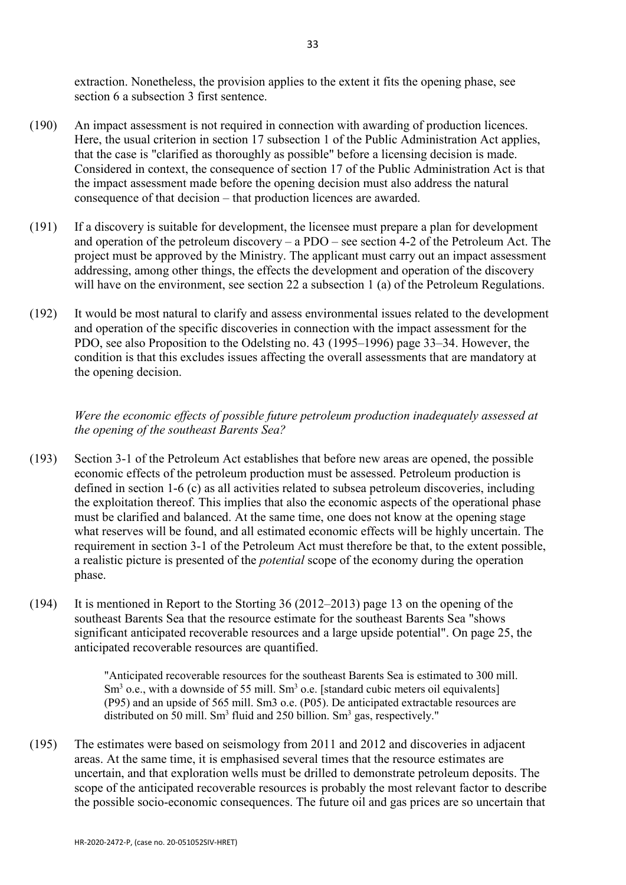extraction. Nonetheless, the provision applies to the extent it fits the opening phase, see section 6 a subsection 3 first sentence.

(190) An impact assessment is not required in connection with awarding of production licences. Here, the usual criterion in section 17 subsection 1 of the Public Administration Act applies, that the case is "clarified as thoroughly as possible" before a licensing decision is made. Considered in context, the consequence of section 17 of the Public Administration Act is that the impact assessment made before the opening decision must also address the natural consequence of that decision – that production licences are awarded.

(191) If a discovery is suitable for development, the licensee must prepare a plan for development and operation of the petroleum discovery – a PDO – see section 4-2 of the Petroleum Act. The project must be approved by the Ministry. The applicant must carry out an impact assessment addressing, among other things, the effects the development and operation of the discovery will have on the environment, see section 22 a subsection 1 (a) of the Petroleum Regulations.

(192) It would be most natural to clarify and assess environmental issues related to the development and operation of the specific discoveries in connection with the impact assessment for the PDO, see also Proposition to the Odelsting no. 43 (1995–1996) page 33–34. However, the condition is that this excludes issues affecting the overall assessments that are mandatory at the opening decision.

*Were the economic effects of possible future petroleum production inadequately assessed at the opening of the southeast Barents Sea?*

(193) Section 3-1 of the Petroleum Act establishes that before new areas are opened, the possible economic effects of the petroleum production must be assessed. Petroleum production is defined in section 1-6 (c) as all activities related to subsea petroleum discoveries, including the exploitation thereof. This implies that also the economic aspects of the operational phase must be clarified and balanced. At the same time, one does not know at the opening stage what reserves will be found, and all estimated economic effects will be highly uncertain. The requirement in section 3-1 of the Petroleum Act must therefore be that, to the extent possible, a realistic picture is presented of the *potential* scope of the economy during the operation phase.

(194) It is mentioned in Report to the Storting 36 (2012–2013) page 13 on the opening of the southeast Barents Sea that the resource estimate for the southeast Barents Sea "shows significant anticipated recoverable resources and a large upside potential". On page 25, the anticipated recoverable resources are quantified.

> "Anticipated recoverable resources for the southeast Barents Sea is estimated to 300 mill. $Sm^3$ o.e., with a downside of 55 mill. $Sm^3$ o.e. [standard cubic meters oil equivalents] (P95) and an upside of 565 mill. Sm3 o.e. (P05). De anticipated extractable resources are distributed on 50 mill. $Sm^3$ fluid and 250 billion. $Sm^3$ gas, respectively."

(195) The estimates were based on seismology from 2011 and 2012 and discoveries in adjacent areas. At the same time, it is emphasised several times that the resource estimates are uncertain, and that exploration wells must be drilled to demonstrate petroleum deposits. The scope of the anticipated recoverable resources is probably the most relevant factor to describe the possible socio-economic consequences. The future oil and gas prices are so uncertain that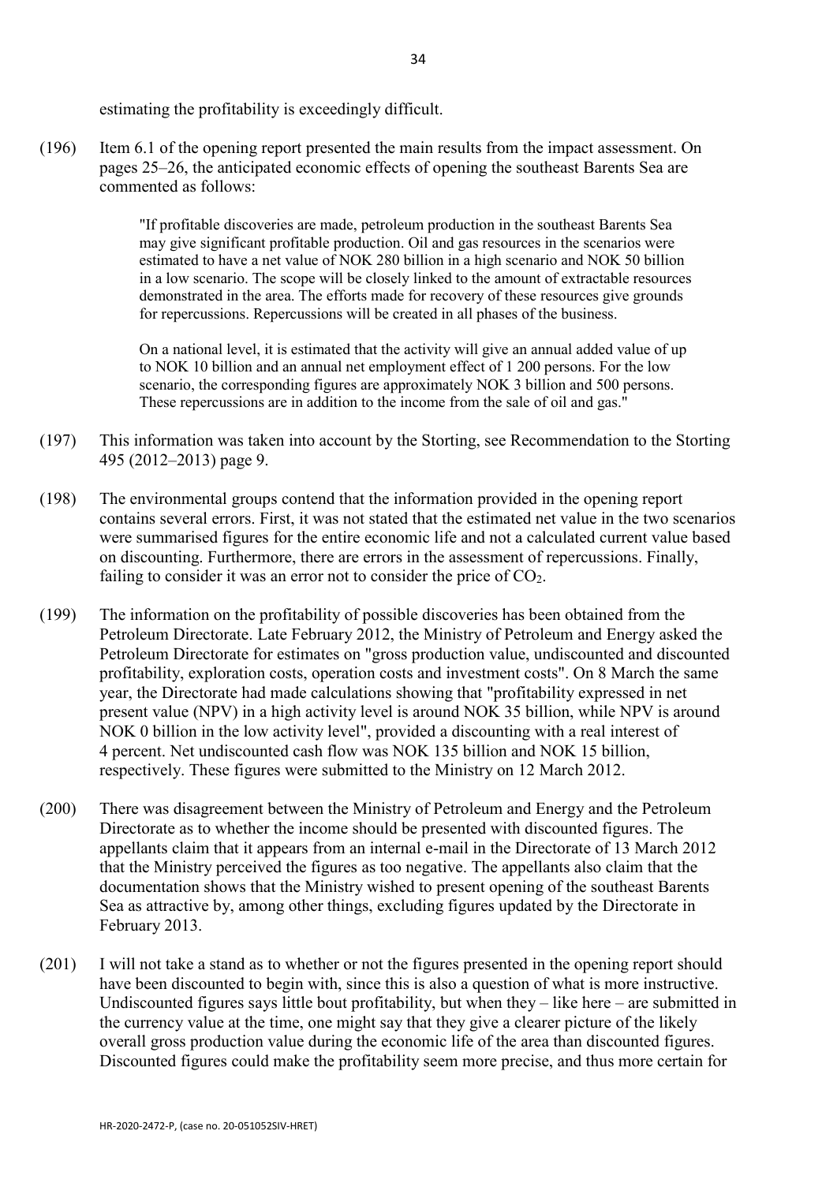estimating the profitability is exceedingly difficult.

(196) Item 6.1 of the opening report presented the main results from the impact assessment. On pages 25–26, the anticipated economic effects of opening the southeast Barents Sea are commented as follows:

> "If profitable discoveries are made, petroleum production in the southeast Barents Sea may give significant profitable production. Oil and gas resources in the scenarios were estimated to have a net value of NOK 280 billion in a high scenario and NOK 50 billion in a low scenario. The scope will be closely linked to the amount of extractable resources demonstrated in the area. The efforts made for recovery of these resources give grounds for repercussions. Repercussions will be created in all phases of the business.
>
> On a national level, it is estimated that the activity will give an annual added value of up to NOK 10 billion and an annual net employment effect of 1 200 persons. For the low scenario, the corresponding figures are approximately NOK 3 billion and 500 persons. These repercussions are in addition to the income from the sale of oil and gas."

(197) This information was taken into account by the Storting, see Recommendation to the Storting 495 (2012–2013) page 9.

(198) The environmental groups contend that the information provided in the opening report contains several errors. First, it was not stated that the estimated net value in the two scenarios were summarised figures for the entire economic life and not a calculated current value based on discounting. Furthermore, there are errors in the assessment of repercussions. Finally, failing to consider it was an error not to consider the price of $CO_2$.

(199) The information on the profitability of possible discoveries has been obtained from the Petroleum Directorate. Late February 2012, the Ministry of Petroleum and Energy asked the Petroleum Directorate for estimates on "gross production value, undiscounted and discounted profitability, exploration costs, operation costs and investment costs". On 8 March the same year, the Directorate had made calculations showing that "profitability expressed in net present value (NPV) in a high activity level is around NOK 35 billion, while NPV is around NOK 0 billion in the low activity level", provided a discounting with a real interest of 4 percent. Net undiscounted cash flow was NOK 135 billion and NOK 15 billion, respectively. These figures were submitted to the Ministry on 12 March 2012.

(200) There was disagreement between the Ministry of Petroleum and Energy and the Petroleum Directorate as to whether the income should be presented with discounted figures. The appellants claim that it appears from an internal e-mail in the Directorate of 13 March 2012 that the Ministry perceived the figures as too negative. The appellants also claim that the documentation shows that the Ministry wished to present opening of the southeast Barents Sea as attractive by, among other things, excluding figures updated by the Directorate in February 2013.

(201) I will not take a stand as to whether or not the figures presented in the opening report should have been discounted to begin with, since this is also a question of what is more instructive. Undiscounted figures says little bout profitability, but when they – like here – are submitted in the currency value at the time, one might say that they give a clearer picture of the likely overall gross production value during the economic life of the area than discounted figures. Discounted figures could make the profitability seem more precise, and thus more certain for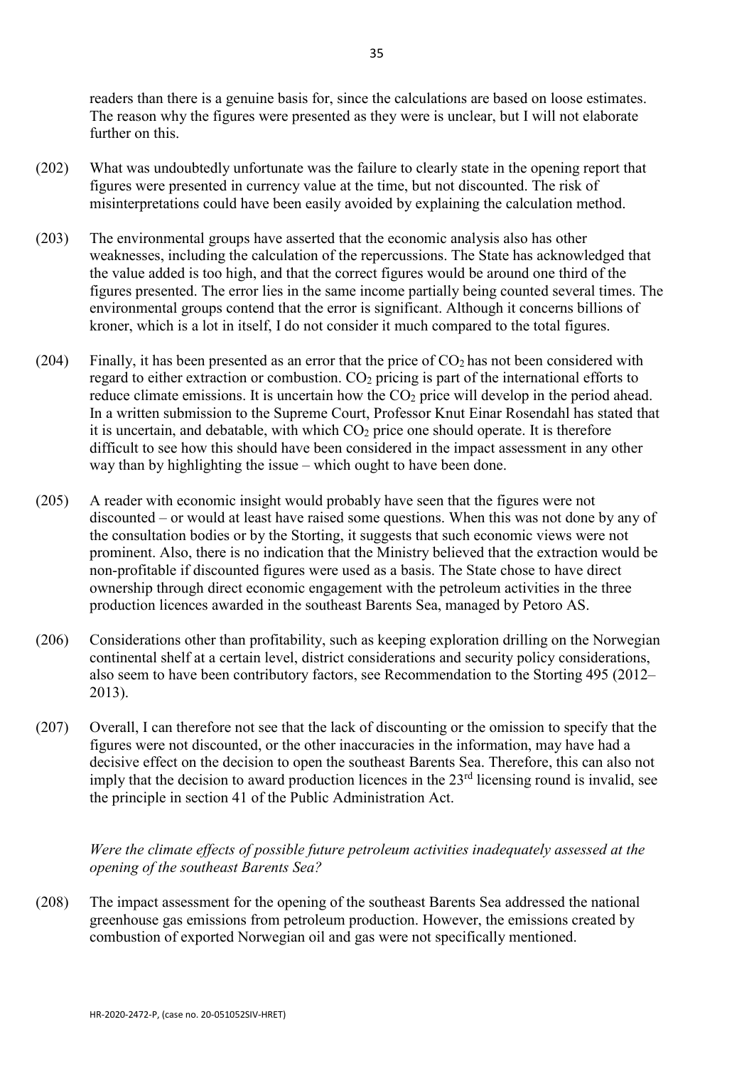readers than there is a genuine basis for, since the calculations are based on loose estimates. The reason why the figures were presented as they were is unclear, but I will not elaborate further on this.

(202) What was undoubtedly unfortunate was the failure to clearly state in the opening report that figures were presented in currency value at the time, but not discounted. The risk of misinterpretations could have been easily avoided by explaining the calculation method.

(203) The environmental groups have asserted that the economic analysis also has other weaknesses, including the calculation of the repercussions. The State has acknowledged that the value added is too high, and that the correct figures would be around one third of the figures presented. The error lies in the same income partially being counted several times. The environmental groups contend that the error is significant. Although it concerns billions of kroner, which is a lot in itself, I do not consider it much compared to the total figures.

(204) Finally, it has been presented as an error that the price of $CO_2$ has not been considered with regard to either extraction or combustion. $CO_2$ pricing is part of the international efforts to reduce climate emissions. It is uncertain how the $CO_2$ price will develop in the period ahead. In a written submission to the Supreme Court, Professor Knut Einar Rosendahl has stated that it is uncertain, and debatable, with which $CO_2$ price one should operate. It is therefore difficult to see how this should have been considered in the impact assessment in any other way than by highlighting the issue – which ought to have been done.

(205) A reader with economic insight would probably have seen that the figures were not discounted – or would at least have raised some questions. When this was not done by any of the consultation bodies or by the Storting, it suggests that such economic views were not prominent. Also, there is no indication that the Ministry believed that the extraction would be non-profitable if discounted figures were used as a basis. The State chose to have direct ownership through direct economic engagement with the petroleum activities in the three production licences awarded in the southeast Barents Sea, managed by Petoro AS.

(206) Considerations other than profitability, such as keeping exploration drilling on the Norwegian continental shelf at a certain level, district considerations and security policy considerations, also seem to have been contributory factors, see Recommendation to the Storting 495 (2012–2013).

(207) Overall, I can therefore not see that the lack of discounting or the omission to specify that the figures were not discounted, or the other inaccuracies in the information, may have had a decisive effect on the decision to open the southeast Barents Sea. Therefore, this can also not imply that the decision to award production licences in the 23rd licensing round is invalid, see the principle in section 41 of the Public Administration Act.

*Were the climate effects of possible future petroleum activities inadequately assessed at the opening of the southeast Barents Sea?*

(208) The impact assessment for the opening of the southeast Barents Sea addressed the national greenhouse gas emissions from petroleum production. However, the emissions created by combustion of exported Norwegian oil and gas were not specifically mentioned.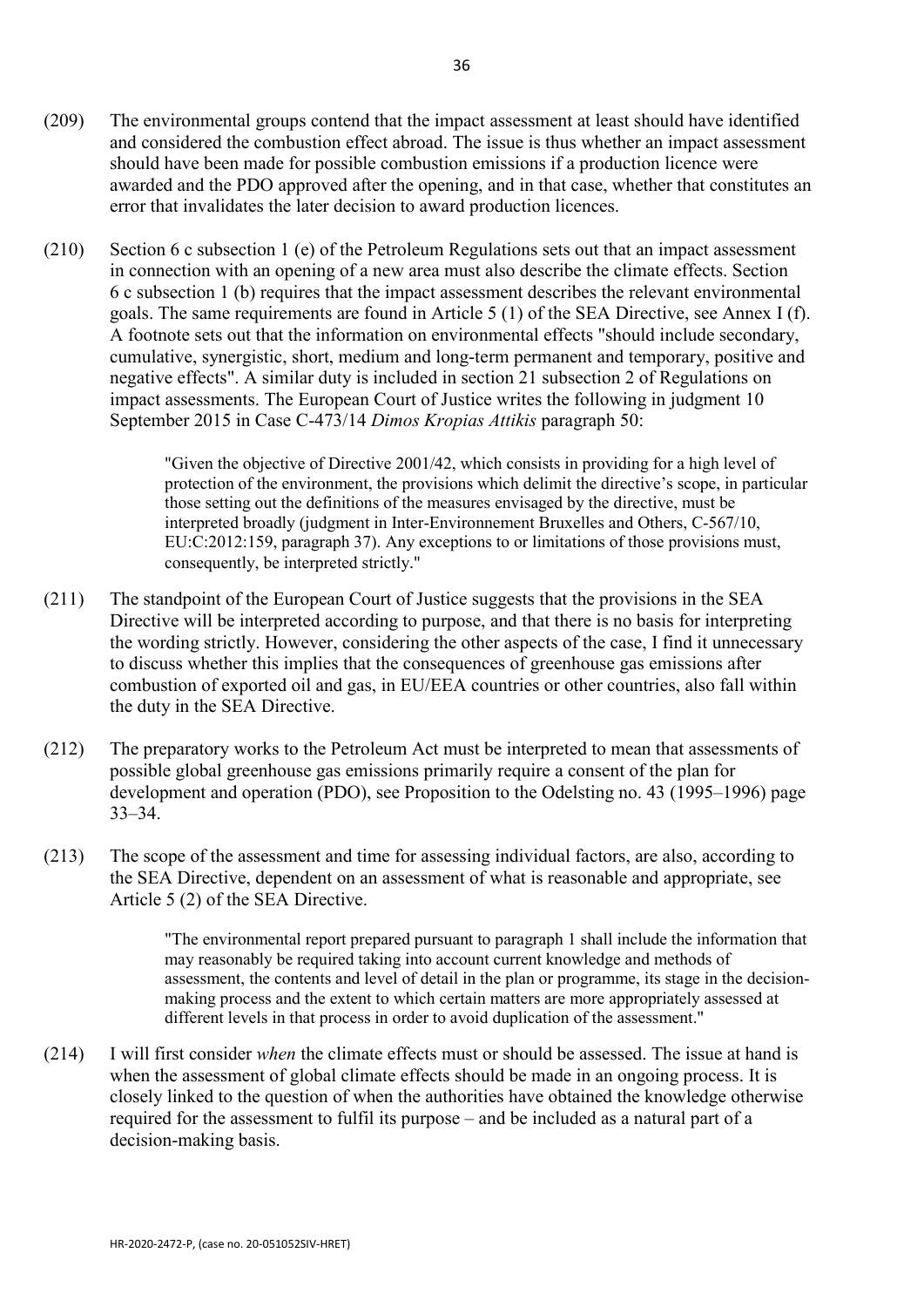(209) The environmental groups contend that the impact assessment at least should have identified and considered the combustion effect abroad. The issue is thus whether an impact assessment should have been made for possible combustion emissions if a production licence were awarded and the PDO approved after the opening, and in that case, whether that constitutes an error that invalidates the later decision to award production licences.

(210) Section 6 c subsection 1 (e) of the Petroleum Regulations sets out that an impact assessment in connection with an opening of a new area must also describe the climate effects. Section 6 c subsection 1 (b) requires that the impact assessment describes the relevant environmental goals. The same requirements are found in Article 5 (1) of the SEA Directive, see Annex I (f). A footnote sets out that the information on environmental effects "should include secondary, cumulative, synergistic, short, medium and long-term permanent and temporary, positive and negative effects". A similar duty is included in section 21 subsection 2 of Regulations on impact assessments. The European Court of Justice writes the following in judgment 10 September 2015 in Case C-473/14 *Dimos Kropias Attikis* paragraph 50:

> "Given the objective of Directive 2001/42, which consists in providing for a high level of protection of the environment, the provisions which delimit the directive's scope, in particular those setting out the definitions of the measures envisaged by the directive, must be interpreted broadly (judgment in Inter-Environnement Bruxelles and Others, C-567/10, EU:C:2012:159, paragraph 37). Any exceptions to or limitations of those provisions must, consequently, be interpreted strictly."

(211) The standpoint of the European Court of Justice suggests that the provisions in the SEA Directive will be interpreted according to purpose, and that there is no basis for interpreting the wording strictly. However, considering the other aspects of the case, I find it unnecessary to discuss whether this implies that the consequences of greenhouse gas emissions after combustion of exported oil and gas, in EU/EEA countries or other countries, also fall within the duty in the SEA Directive.

(212) The preparatory works to the Petroleum Act must be interpreted to mean that assessments of possible global greenhouse gas emissions primarily require a consent of the plan for development and operation (PDO), see Proposition to the Odelsting no. 43 (1995–1996) page 33–34.

(213) The scope of the assessment and time for assessing individual factors, are also, according to the SEA Directive, dependent on an assessment of what is reasonable and appropriate, see Article 5 (2) of the SEA Directive.

> "The environmental report prepared pursuant to paragraph 1 shall include the information that may reasonably be required taking into account current knowledge and methods of assessment, the contents and level of detail in the plan or programme, its stage in the decision-making process and the extent to which certain matters are more appropriately assessed at different levels in that process in order to avoid duplication of the assessment."

(214) I will first consider *when* the climate effects must or should be assessed. The issue at hand is when the assessment of global climate effects should be made in an ongoing process. It is closely linked to the question of when the authorities have obtained the knowledge otherwise required for the assessment to fulfil its purpose – and be included as a natural part of a decision-making basis.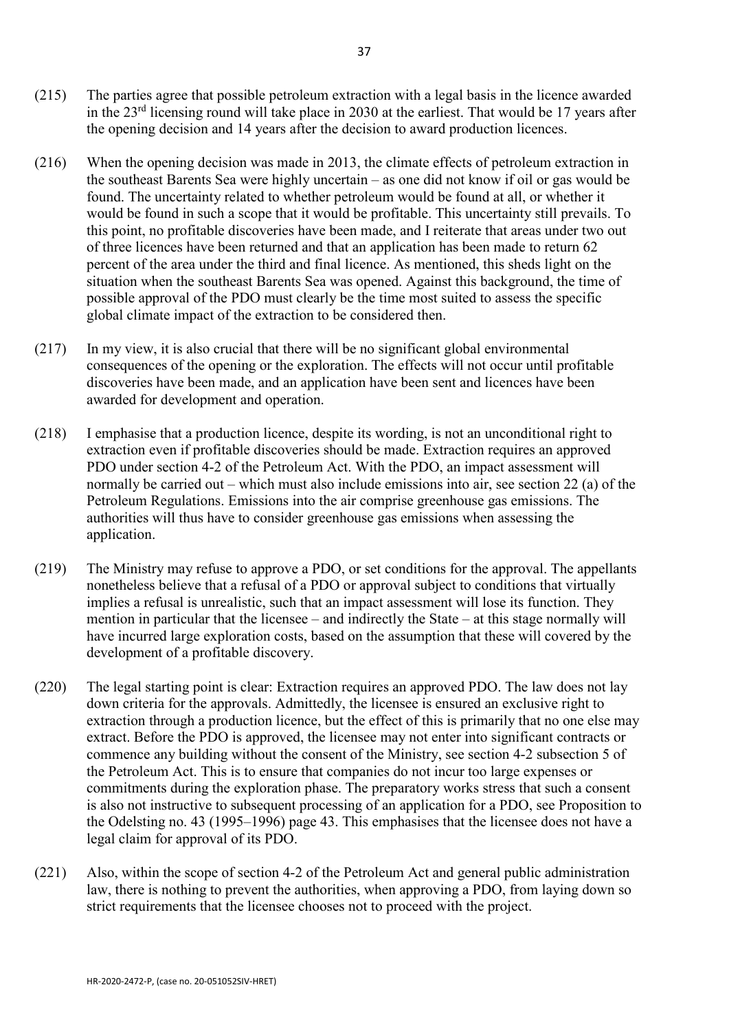(215) The parties agree that possible petroleum extraction with a legal basis in the licence awarded in the 23rd licensing round will take place in 2030 at the earliest. That would be 17 years after the opening decision and 14 years after the decision to award production licences.

(216) When the opening decision was made in 2013, the climate effects of petroleum extraction in the southeast Barents Sea were highly uncertain – as one did not know if oil or gas would be found. The uncertainty related to whether petroleum would be found at all, or whether it would be found in such a scope that it would be profitable. This uncertainty still prevails. To this point, no profitable discoveries have been made, and I reiterate that areas under two out of three licences have been returned and that an application has been made to return 62 percent of the area under the third and final licence. As mentioned, this sheds light on the situation when the southeast Barents Sea was opened. Against this background, the time of possible approval of the PDO must clearly be the time most suited to assess the specific global climate impact of the extraction to be considered then.

(217) In my view, it is also crucial that there will be no significant global environmental consequences of the opening or the exploration. The effects will not occur until profitable discoveries have been made, and an application have been sent and licences have been awarded for development and operation.

(218) I emphasise that a production licence, despite its wording, is not an unconditional right to extraction even if profitable discoveries should be made. Extraction requires an approved PDO under section 4-2 of the Petroleum Act. With the PDO, an impact assessment will normally be carried out – which must also include emissions into air, see section 22 (a) of the Petroleum Regulations. Emissions into the air comprise greenhouse gas emissions. The authorities will thus have to consider greenhouse gas emissions when assessing the application.

(219) The Ministry may refuse to approve a PDO, or set conditions for the approval. The appellants nonetheless believe that a refusal of a PDO or approval subject to conditions that virtually implies a refusal is unrealistic, such that an impact assessment will lose its function. They mention in particular that the licensee – and indirectly the State – at this stage normally will have incurred large exploration costs, based on the assumption that these will covered by the development of a profitable discovery.

(220) The legal starting point is clear: Extraction requires an approved PDO. The law does not lay down criteria for the approvals. Admittedly, the licensee is ensured an exclusive right to extraction through a production licence, but the effect of this is primarily that no one else may extract. Before the PDO is approved, the licensee may not enter into significant contracts or commence any building without the consent of the Ministry, see section 4-2 subsection 5 of the Petroleum Act. This is to ensure that companies do not incur too large expenses or commitments during the exploration phase. The preparatory works stress that such a consent is also not instructive to subsequent processing of an application for a PDO, see Proposition to the Odelsting no. 43 (1995–1996) page 43. This emphasises that the licensee does not have a legal claim for approval of its PDO.

(221) Also, within the scope of section 4-2 of the Petroleum Act and general public administration law, there is nothing to prevent the authorities, when approving a PDO, from laying down so strict requirements that the licensee chooses not to proceed with the project.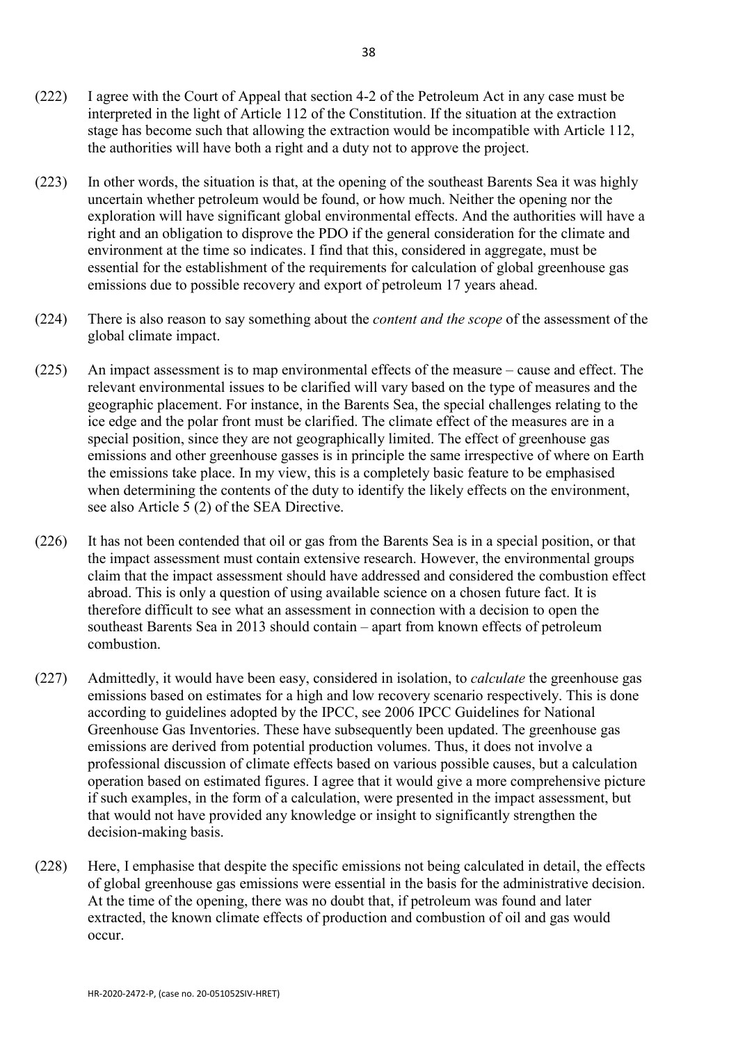(222) I agree with the Court of Appeal that section 4-2 of the Petroleum Act in any case must be interpreted in the light of Article 112 of the Constitution. If the situation at the extraction stage has become such that allowing the extraction would be incompatible with Article 112, the authorities will have both a right and a duty not to approve the project.

(223) In other words, the situation is that, at the opening of the southeast Barents Sea it was highly uncertain whether petroleum would be found, or how much. Neither the opening nor the exploration will have significant global environmental effects. And the authorities will have a right and an obligation to disprove the PDO if the general consideration for the climate and environment at the time so indicates. I find that this, considered in aggregate, must be essential for the establishment of the requirements for calculation of global greenhouse gas emissions due to possible recovery and export of petroleum 17 years ahead.

(224) There is also reason to say something about the *content and the scope* of the assessment of the global climate impact.

(225) An impact assessment is to map environmental effects of the measure – cause and effect. The relevant environmental issues to be clarified will vary based on the type of measures and the geographic placement. For instance, in the Barents Sea, the special challenges relating to the ice edge and the polar front must be clarified. The climate effect of the measures are in a special position, since they are not geographically limited. The effect of greenhouse gas emissions and other greenhouse gasses is in principle the same irrespective of where on Earth the emissions take place. In my view, this is a completely basic feature to be emphasised when determining the contents of the duty to identify the likely effects on the environment, see also Article 5 (2) of the SEA Directive.

(226) It has not been contended that oil or gas from the Barents Sea is in a special position, or that the impact assessment must contain extensive research. However, the environmental groups claim that the impact assessment should have addressed and considered the combustion effect abroad. This is only a question of using available science on a chosen future fact. It is therefore difficult to see what an assessment in connection with a decision to open the southeast Barents Sea in 2013 should contain – apart from known effects of petroleum combustion.

(227) Admittedly, it would have been easy, considered in isolation, to *calculate* the greenhouse gas emissions based on estimates for a high and low recovery scenario respectively. This is done according to guidelines adopted by the IPCC, see 2006 IPCC Guidelines for National Greenhouse Gas Inventories. These have subsequently been updated. The greenhouse gas emissions are derived from potential production volumes. Thus, it does not involve a professional discussion of climate effects based on various possible causes, but a calculation operation based on estimated figures. I agree that it would give a more comprehensive picture if such examples, in the form of a calculation, were presented in the impact assessment, but that would not have provided any knowledge or insight to significantly strengthen the decision-making basis.

(228) Here, I emphasise that despite the specific emissions not being calculated in detail, the effects of global greenhouse gas emissions were essential in the basis for the administrative decision. At the time of the opening, there was no doubt that, if petroleum was found and later extracted, the known climate effects of production and combustion of oil and gas would occur.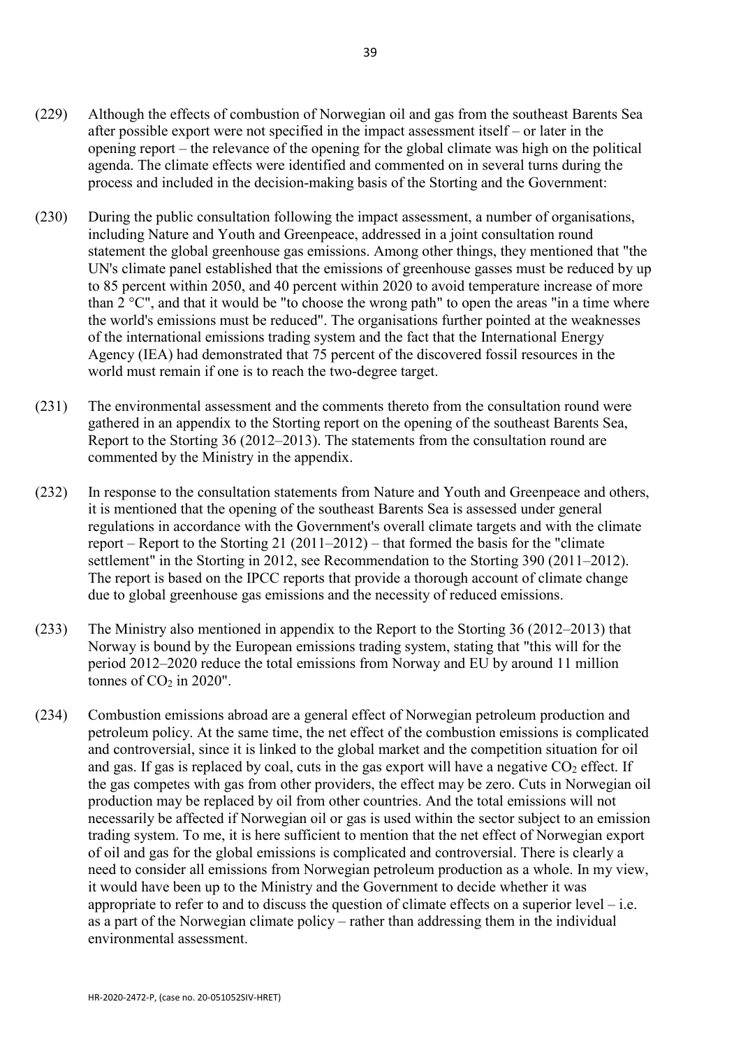(229) Although the effects of combustion of Norwegian oil and gas from the southeast Barents Sea after possible export were not specified in the impact assessment itself – or later in the opening report – the relevance of the opening for the global climate was high on the political agenda. The climate effects were identified and commented on in several turns during the process and included in the decision-making basis of the Storting and the Government:

(230) During the public consultation following the impact assessment, a number of organisations, including Nature and Youth and Greenpeace, addressed in a joint consultation round statement the global greenhouse gas emissions. Among other things, they mentioned that "the UN's climate panel established that the emissions of greenhouse gasses must be reduced by up to 85 percent within 2050, and 40 percent within 2020 to avoid temperature increase of more than 2 °C", and that it would be "to choose the wrong path" to open the areas "in a time where the world's emissions must be reduced". The organisations further pointed at the weaknesses of the international emissions trading system and the fact that the International Energy Agency (IEA) had demonstrated that 75 percent of the discovered fossil resources in the world must remain if one is to reach the two-degree target.

(231) The environmental assessment and the comments thereto from the consultation round were gathered in an appendix to the Storting report on the opening of the southeast Barents Sea, Report to the Storting 36 (2012–2013). The statements from the consultation round are commented by the Ministry in the appendix.

(232) In response to the consultation statements from Nature and Youth and Greenpeace and others, it is mentioned that the opening of the southeast Barents Sea is assessed under general regulations in accordance with the Government's overall climate targets and with the climate report – Report to the Storting 21 (2011–2012) – that formed the basis for the "climate settlement" in the Storting in 2012, see Recommendation to the Storting 390 (2011–2012). The report is based on the IPCC reports that provide a thorough account of climate change due to global greenhouse gas emissions and the necessity of reduced emissions.

(233) The Ministry also mentioned in appendix to the Report to the Storting 36 (2012–2013) that Norway is bound by the European emissions trading system, stating that "this will for the period 2012–2020 reduce the total emissions from Norway and EU by around 11 million tonnes of $CO_2$ in 2020".

(234) Combustion emissions abroad are a general effect of Norwegian petroleum production and petroleum policy. At the same time, the net effect of the combustion emissions is complicated and controversial, since it is linked to the global market and the competition situation for oil and gas. If gas is replaced by coal, cuts in the gas export will have a negative $CO_2$ effect. If the gas competes with gas from other providers, the effect may be zero. Cuts in Norwegian oil production may be replaced by oil from other countries. And the total emissions will not necessarily be affected if Norwegian oil or gas is used within the sector subject to an emission trading system. To me, it is here sufficient to mention that the net effect of Norwegian export of oil and gas for the global emissions is complicated and controversial. There is clearly a need to consider all emissions from Norwegian petroleum production as a whole. In my view, it would have been up to the Ministry and the Government to decide whether it was appropriate to refer to and to discuss the question of climate effects on a superior level – i.e. as a part of the Norwegian climate policy – rather than addressing them in the individual environmental assessment.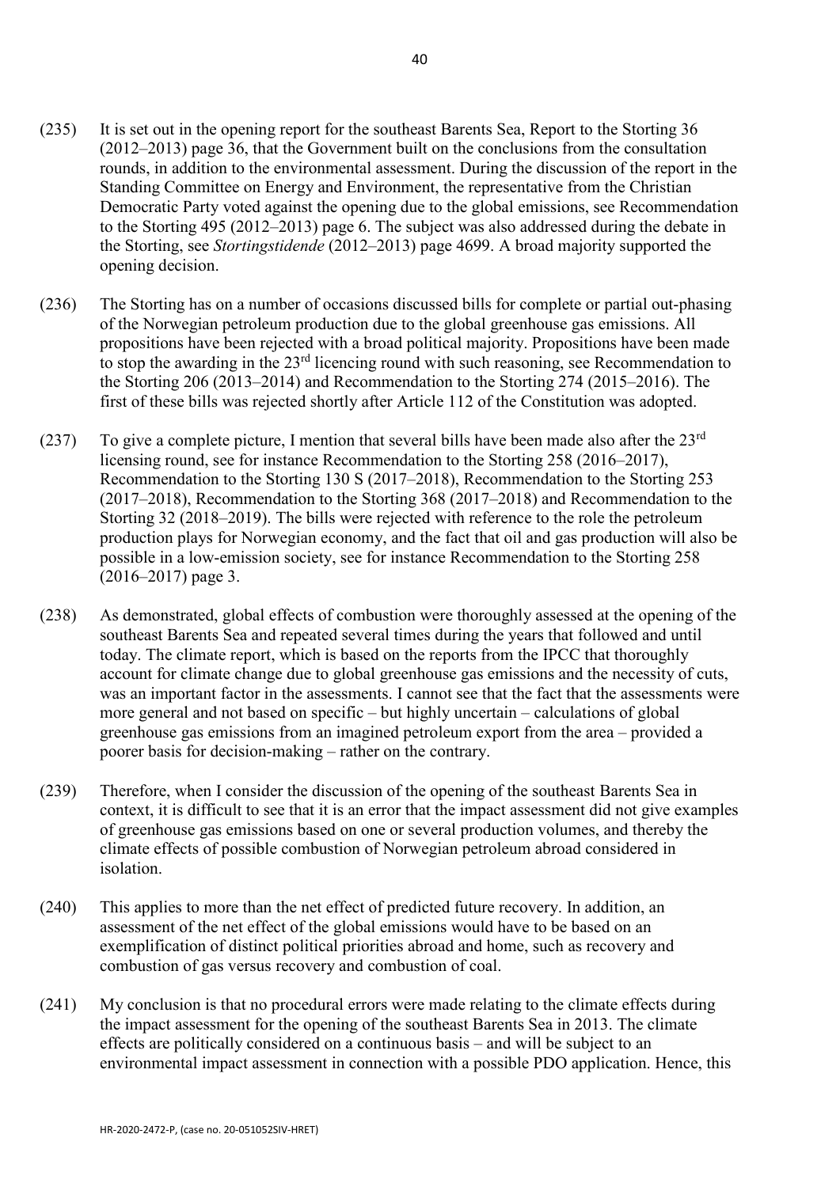(235) It is set out in the opening report for the southeast Barents Sea, Report to the Storting 36 (2012–2013) page 36, that the Government built on the conclusions from the consultation rounds, in addition to the environmental assessment. During the discussion of the report in the Standing Committee on Energy and Environment, the representative from the Christian Democratic Party voted against the opening due to the global emissions, see Recommendation to the Storting 495 (2012–2013) page 6. The subject was also addressed during the debate in the Storting, see *Stortingstidende* (2012–2013) page 4699. A broad majority supported the opening decision.

(236) The Storting has on a number of occasions discussed bills for complete or partial out-phasing of the Norwegian petroleum production due to the global greenhouse gas emissions. All propositions have been rejected with a broad political majority. Propositions have been made to stop the awarding in the 23rd licencing round with such reasoning, see Recommendation to the Storting 206 (2013–2014) and Recommendation to the Storting 274 (2015–2016). The first of these bills was rejected shortly after Article 112 of the Constitution was adopted.

(237) To give a complete picture, I mention that several bills have been made also after the 23rd licensing round, see for instance Recommendation to the Storting 258 (2016–2017), Recommendation to the Storting 130 S (2017–2018), Recommendation to the Storting 253 (2017–2018), Recommendation to the Storting 368 (2017–2018) and Recommendation to the Storting 32 (2018–2019). The bills were rejected with reference to the role the petroleum production plays for Norwegian economy, and the fact that oil and gas production will also be possible in a low-emission society, see for instance Recommendation to the Storting 258 (2016–2017) page 3.

(238) As demonstrated, global effects of combustion were thoroughly assessed at the opening of the southeast Barents Sea and repeated several times during the years that followed and until today. The climate report, which is based on the reports from the IPCC that thoroughly account for climate change due to global greenhouse gas emissions and the necessity of cuts, was an important factor in the assessments. I cannot see that the fact that the assessments were more general and not based on specific – but highly uncertain – calculations of global greenhouse gas emissions from an imagined petroleum export from the area – provided a poorer basis for decision-making – rather on the contrary.

(239) Therefore, when I consider the discussion of the opening of the southeast Barents Sea in context, it is difficult to see that it is an error that the impact assessment did not give examples of greenhouse gas emissions based on one or several production volumes, and thereby the climate effects of possible combustion of Norwegian petroleum abroad considered in isolation.

(240) This applies to more than the net effect of predicted future recovery. In addition, an assessment of the net effect of the global emissions would have to be based on an exemplification of distinct political priorities abroad and home, such as recovery and combustion of gas versus recovery and combustion of coal.

(241) My conclusion is that no procedural errors were made relating to the climate effects during the impact assessment for the opening of the southeast Barents Sea in 2013. The climate effects are politically considered on a continuous basis – and will be subject to an environmental impact assessment in connection with a possible PDO application. Hence, this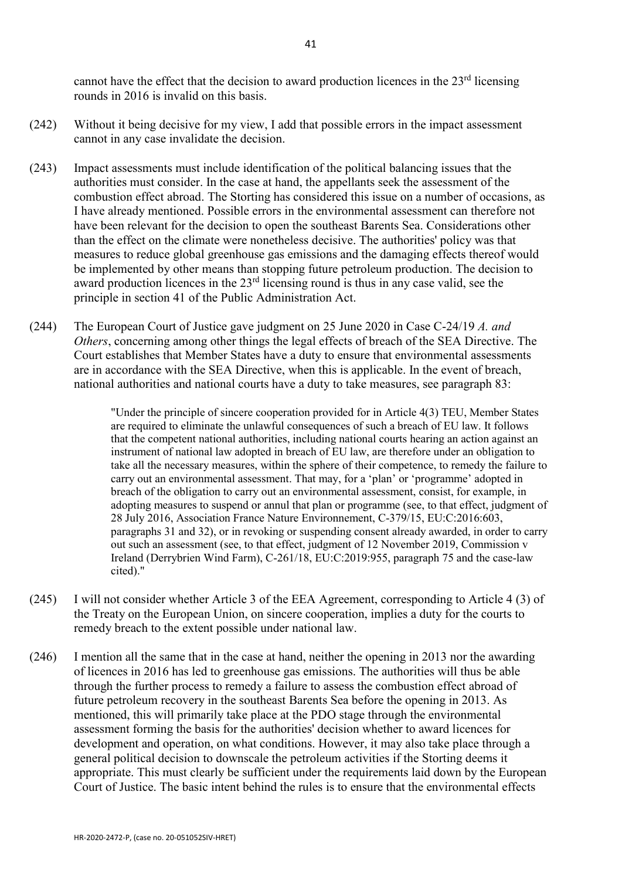cannot have the effect that the decision to award production licences in the 23rd licensing rounds in 2016 is invalid on this basis.

(242) Without it being decisive for my view, I add that possible errors in the impact assessment cannot in any case invalidate the decision.

(243) Impact assessments must include identification of the political balancing issues that the authorities must consider. In the case at hand, the appellants seek the assessment of the combustion effect abroad. The Storting has considered this issue on a number of occasions, as I have already mentioned. Possible errors in the environmental assessment can therefore not have been relevant for the decision to open the southeast Barents Sea. Considerations other than the effect on the climate were nonetheless decisive. The authorities' policy was that measures to reduce global greenhouse gas emissions and the damaging effects thereof would be implemented by other means than stopping future petroleum production. The decision to award production licences in the 23rd licensing round is thus in any case valid, see the principle in section 41 of the Public Administration Act.

(244) The European Court of Justice gave judgment on 25 June 2020 in Case C-24/19 *A. and Others*, concerning among other things the legal effects of breach of the SEA Directive. The Court establishes that Member States have a duty to ensure that environmental assessments are in accordance with the SEA Directive, when this is applicable. In the event of breach, national authorities and national courts have a duty to take measures, see paragraph 83:

> "Under the principle of sincere cooperation provided for in Article 4(3) TEU, Member States are required to eliminate the unlawful consequences of such a breach of EU law. It follows that the competent national authorities, including national courts hearing an action against an instrument of national law adopted in breach of EU law, are therefore under an obligation to take all the necessary measures, within the sphere of their competence, to remedy the failure to carry out an environmental assessment. That may, for a 'plan' or 'programme' adopted in breach of the obligation to carry out an environmental assessment, consist, for example, in adopting measures to suspend or annul that plan or programme (see, to that effect, judgment of 28 July 2016, Association France Nature Environnement, C-379/15, EU:C:2016:603, paragraphs 31 and 32), or in revoking or suspending consent already awarded, in order to carry out such an assessment (see, to that effect, judgment of 12 November 2019, Commission v Ireland (Derrybrien Wind Farm), C-261/18, EU:C:2019:955, paragraph 75 and the case-law cited)."

(245) I will not consider whether Article 3 of the EEA Agreement, corresponding to Article 4 (3) of the Treaty on the European Union, on sincere cooperation, implies a duty for the courts to remedy breach to the extent possible under national law.

(246) I mention all the same that in the case at hand, neither the opening in 2013 nor the awarding of licences in 2016 has led to greenhouse gas emissions. The authorities will thus be able through the further process to remedy a failure to assess the combustion effect abroad of future petroleum recovery in the southeast Barents Sea before the opening in 2013. As mentioned, this will primarily take place at the PDO stage through the environmental assessment forming the basis for the authorities' decision whether to award licences for development and operation, on what conditions. However, it may also take place through a general political decision to downscale the petroleum activities if the Storting deems it appropriate. This must clearly be sufficient under the requirements laid down by the European Court of Justice. The basic intent behind the rules is to ensure that the environmental effects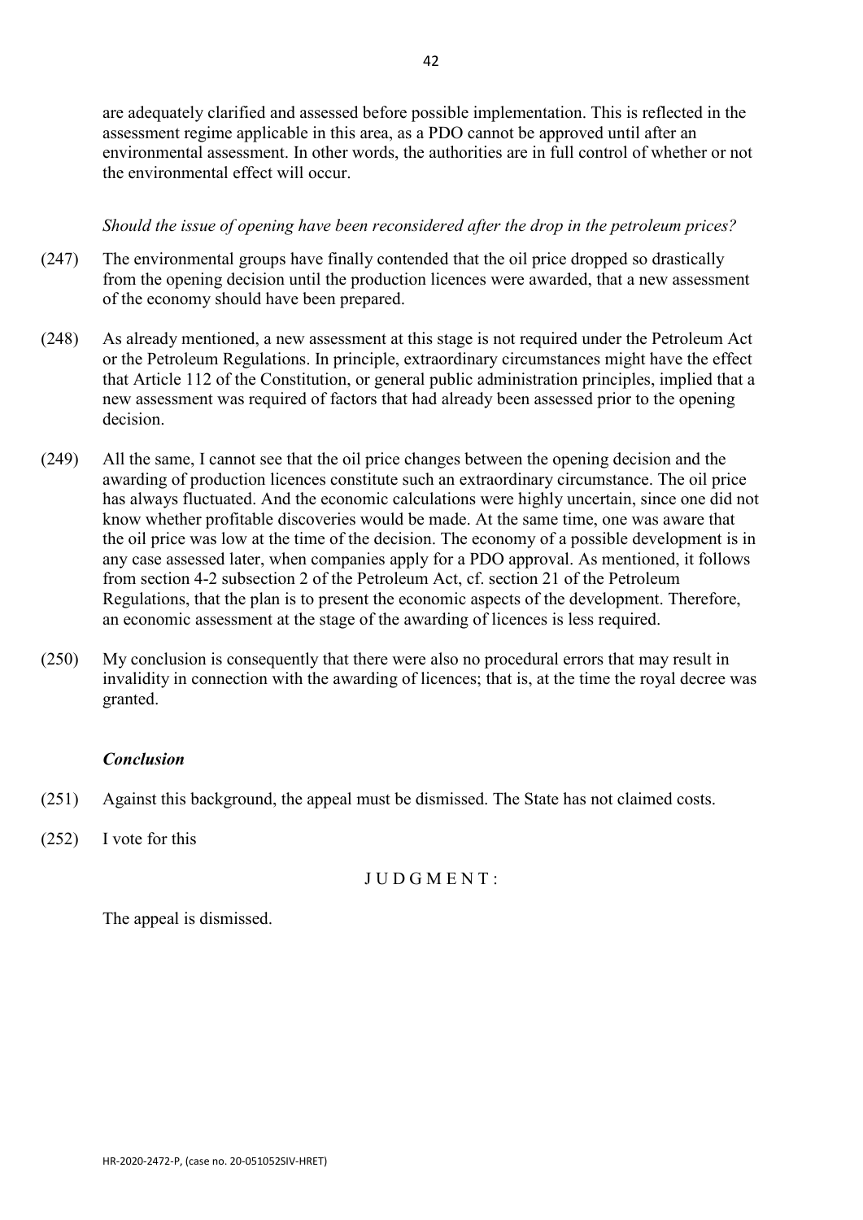are adequately clarified and assessed before possible implementation. This is reflected in the assessment regime applicable in this area, as a PDO cannot be approved until after an environmental assessment. In other words, the authorities are in full control of whether or not the environmental effect will occur.

*Should the issue of opening have been reconsidered after the drop in the petroleum prices?*

(247) The environmental groups have finally contended that the oil price dropped so drastically from the opening decision until the production licences were awarded, that a new assessment of the economy should have been prepared.

(248) As already mentioned, a new assessment at this stage is not required under the Petroleum Act or the Petroleum Regulations. In principle, extraordinary circumstances might have the effect that Article 112 of the Constitution, or general public administration principles, implied that a new assessment was required of factors that had already been assessed prior to the opening decision.

(249) All the same, I cannot see that the oil price changes between the opening decision and the awarding of production licences constitute such an extraordinary circumstance. The oil price has always fluctuated. And the economic calculations were highly uncertain, since one did not know whether profitable discoveries would be made. At the same time, one was aware that the oil price was low at the time of the decision. The economy of a possible development is in any case assessed later, when companies apply for a PDO approval. As mentioned, it follows from section 4-2 subsection 2 of the Petroleum Act, cf. section 21 of the Petroleum Regulations, that the plan is to present the economic aspects of the development. Therefore, an economic assessment at the stage of the awarding of licences is less required.

(250) My conclusion is consequently that there were also no procedural errors that may result in invalidity in connection with the awarding of licences; that is, at the time the royal decree was granted.

***Conclusion***

(251) Against this background, the appeal must be dismissed. The State has not claimed costs.

(252) I vote for this

J U D G M E N T :

The appeal is dismissed.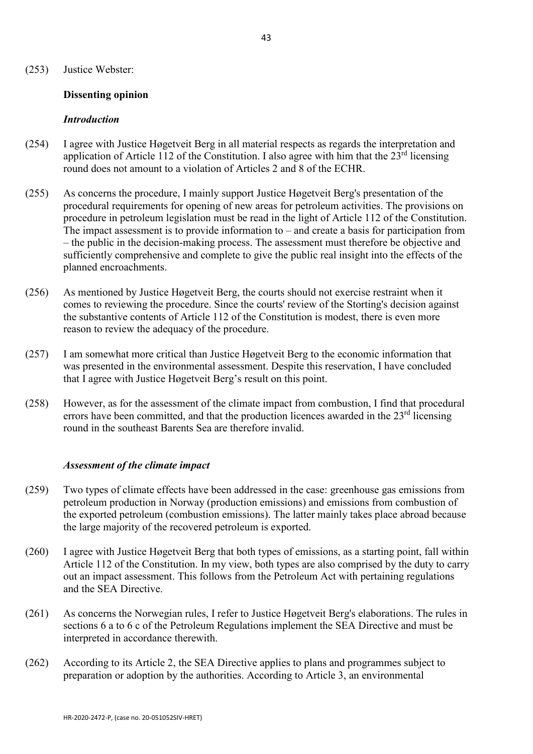(253) Justice Webster:

**Dissenting opinion**

***Introduction***

(254) I agree with Justice Høgetveit Berg in all material respects as regards the interpretation and application of Article 112 of the Constitution. I also agree with him that the 23rd licensing round does not amount to a violation of Articles 2 and 8 of the ECHR.

(255) As concerns the procedure, I mainly support Justice Høgetveit Berg's presentation of the procedural requirements for opening of new areas for petroleum activities. The provisions on procedure in petroleum legislation must be read in the light of Article 112 of the Constitution. The impact assessment is to provide information to – and create a basis for participation from – the public in the decision-making process. The assessment must therefore be objective and sufficiently comprehensive and complete to give the public real insight into the effects of the planned encroachments.

(256) As mentioned by Justice Høgetveit Berg, the courts should not exercise restraint when it comes to reviewing the procedure. Since the courts' review of the Storting's decision against the substantive contents of Article 112 of the Constitution is modest, there is even more reason to review the adequacy of the procedure.

(257) I am somewhat more critical than Justice Høgetveit Berg to the economic information that was presented in the environmental assessment. Despite this reservation, I have concluded that I agree with Justice Høgetveit Berg's result on this point.

(258) However, as for the assessment of the climate impact from combustion, I find that procedural errors have been committed, and that the production licences awarded in the 23rd licensing round in the southeast Barents Sea are therefore invalid.

***Assessment of the climate impact***

(259) Two types of climate effects have been addressed in the case: greenhouse gas emissions from petroleum production in Norway (production emissions) and emissions from combustion of the exported petroleum (combustion emissions). The latter mainly takes place abroad because the large majority of the recovered petroleum is exported.

(260) I agree with Justice Høgetveit Berg that both types of emissions, as a starting point, fall within Article 112 of the Constitution. In my view, both types are also comprised by the duty to carry out an impact assessment. This follows from the Petroleum Act with pertaining regulations and the SEA Directive.

(261) As concerns the Norwegian rules, I refer to Justice Høgetveit Berg's elaborations. The rules in sections 6 a to 6 c of the Petroleum Regulations implement the SEA Directive and must be interpreted in accordance therewith.

(262) According to its Article 2, the SEA Directive applies to plans and programmes subject to preparation or adoption by the authorities. According to Article 3, an environmental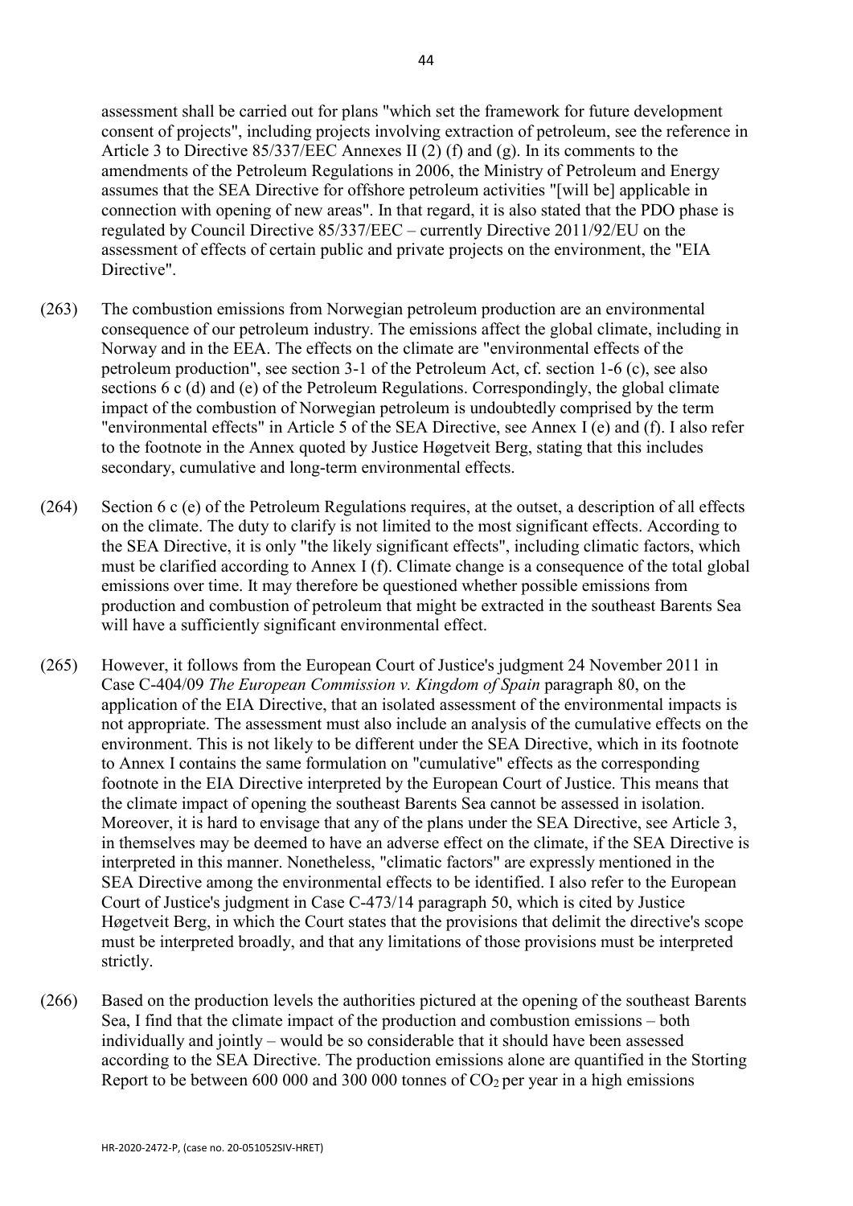assessment shall be carried out for plans "which set the framework for future development consent of projects", including projects involving extraction of petroleum, see the reference in Article 3 to Directive 85/337/EEC Annexes II (2) (f) and (g). In its comments to the amendments of the Petroleum Regulations in 2006, the Ministry of Petroleum and Energy assumes that the SEA Directive for offshore petroleum activities "[will be] applicable in connection with opening of new areas". In that regard, it is also stated that the PDO phase is regulated by Council Directive 85/337/EEC – currently Directive 2011/92/EU on the assessment of effects of certain public and private projects on the environment, the "EIA Directive".

(263) The combustion emissions from Norwegian petroleum production are an environmental consequence of our petroleum industry. The emissions affect the global climate, including in Norway and in the EEA. The effects on the climate are "environmental effects of the petroleum production", see section 3-1 of the Petroleum Act, cf. section 1-6 (c), see also sections 6 c (d) and (e) of the Petroleum Regulations. Correspondingly, the global climate impact of the combustion of Norwegian petroleum is undoubtedly comprised by the term "environmental effects" in Article 5 of the SEA Directive, see Annex I (e) and (f). I also refer to the footnote in the Annex quoted by Justice Høgetveit Berg, stating that this includes secondary, cumulative and long-term environmental effects.

(264) Section 6 c (e) of the Petroleum Regulations requires, at the outset, a description of all effects on the climate. The duty to clarify is not limited to the most significant effects. According to the SEA Directive, it is only "the likely significant effects", including climatic factors, which must be clarified according to Annex I (f). Climate change is a consequence of the total global emissions over time. It may therefore be questioned whether possible emissions from production and combustion of petroleum that might be extracted in the southeast Barents Sea will have a sufficiently significant environmental effect.

(265) However, it follows from the European Court of Justice's judgment 24 November 2011 in Case C-404/09 *The European Commission v. Kingdom of Spain* paragraph 80, on the application of the EIA Directive, that an isolated assessment of the environmental impacts is not appropriate. The assessment must also include an analysis of the cumulative effects on the environment. This is not likely to be different under the SEA Directive, which in its footnote to Annex I contains the same formulation on "cumulative" effects as the corresponding footnote in the EIA Directive interpreted by the European Court of Justice. This means that the climate impact of opening the southeast Barents Sea cannot be assessed in isolation. Moreover, it is hard to envisage that any of the plans under the SEA Directive, see Article 3, in themselves may be deemed to have an adverse effect on the climate, if the SEA Directive is interpreted in this manner. Nonetheless, "climatic factors" are expressly mentioned in the SEA Directive among the environmental effects to be identified. I also refer to the European Court of Justice's judgment in Case C-473/14 paragraph 50, which is cited by Justice Høgetveit Berg, in which the Court states that the provisions that delimit the directive's scope must be interpreted broadly, and that any limitations of those provisions must be interpreted strictly.

(266) Based on the production levels the authorities pictured at the opening of the southeast Barents Sea, I find that the climate impact of the production and combustion emissions – both individually and jointly – would be so considerable that it should have been assessed according to the SEA Directive. The production emissions alone are quantified in the Storting Report to be between 600 000 and 300 000 tonnes of $CO_2$ per year in a high emissions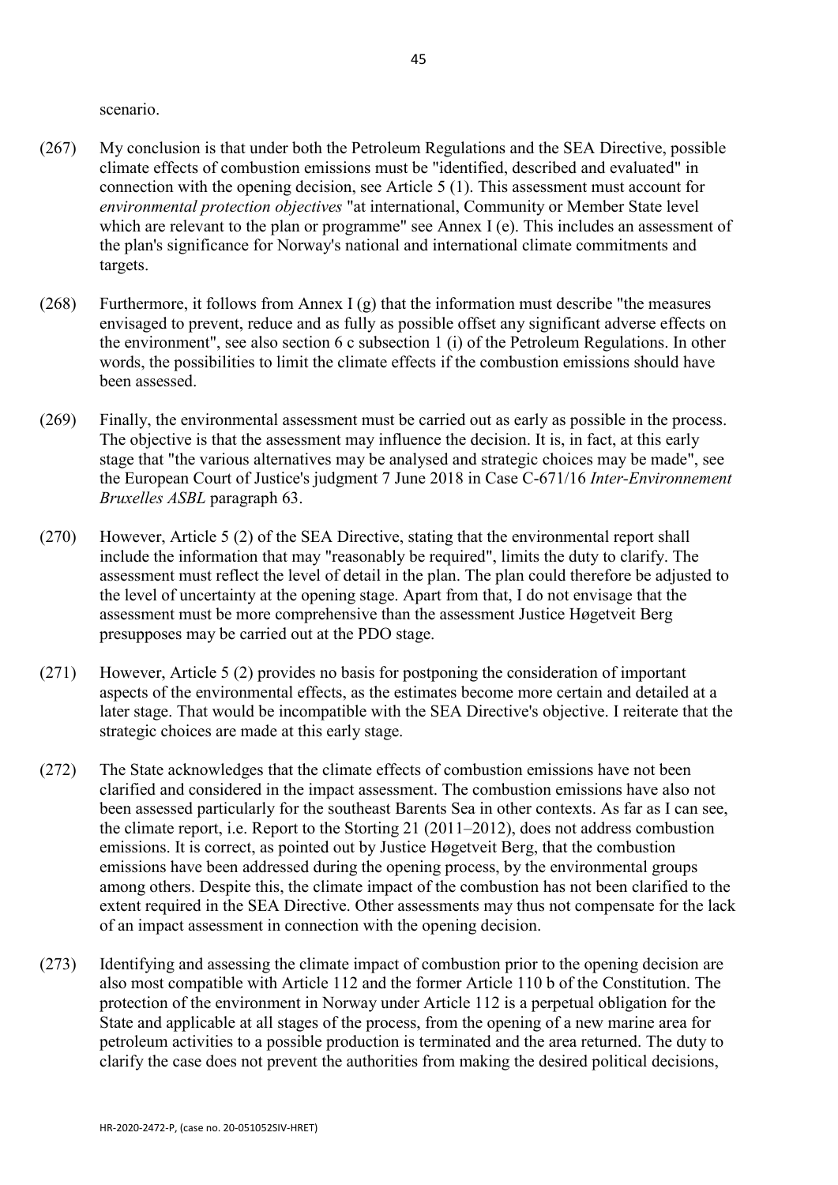scenario.

(267) My conclusion is that under both the Petroleum Regulations and the SEA Directive, possible climate effects of combustion emissions must be "identified, described and evaluated" in connection with the opening decision, see Article 5 (1). This assessment must account for *environmental protection objectives* "at international, Community or Member State level which are relevant to the plan or programme" see Annex I (e). This includes an assessment of the plan's significance for Norway's national and international climate commitments and targets.

(268) Furthermore, it follows from Annex I (g) that the information must describe "the measures envisaged to prevent, reduce and as fully as possible offset any significant adverse effects on the environment", see also section 6 c subsection 1 (i) of the Petroleum Regulations. In other words, the possibilities to limit the climate effects if the combustion emissions should have been assessed.

(269) Finally, the environmental assessment must be carried out as early as possible in the process. The objective is that the assessment may influence the decision. It is, in fact, at this early stage that "the various alternatives may be analysed and strategic choices may be made", see the European Court of Justice's judgment 7 June 2018 in Case C-671/16 *Inter-Environnement Bruxelles ASBL* paragraph 63.

(270) However, Article 5 (2) of the SEA Directive, stating that the environmental report shall include the information that may "reasonably be required", limits the duty to clarify. The assessment must reflect the level of detail in the plan. The plan could therefore be adjusted to the level of uncertainty at the opening stage. Apart from that, I do not envisage that the assessment must be more comprehensive than the assessment Justice Høgetveit Berg presupposes may be carried out at the PDO stage.

(271) However, Article 5 (2) provides no basis for postponing the consideration of important aspects of the environmental effects, as the estimates become more certain and detailed at a later stage. That would be incompatible with the SEA Directive's objective. I reiterate that the strategic choices are made at this early stage.

(272) The State acknowledges that the climate effects of combustion emissions have not been clarified and considered in the impact assessment. The combustion emissions have also not been assessed particularly for the southeast Barents Sea in other contexts. As far as I can see, the climate report, i.e. Report to the Storting 21 (2011–2012), does not address combustion emissions. It is correct, as pointed out by Justice Høgetveit Berg, that the combustion emissions have been addressed during the opening process, by the environmental groups among others. Despite this, the climate impact of the combustion has not been clarified to the extent required in the SEA Directive. Other assessments may thus not compensate for the lack of an impact assessment in connection with the opening decision.

(273) Identifying and assessing the climate impact of combustion prior to the opening decision are also most compatible with Article 112 and the former Article 110 b of the Constitution. The protection of the environment in Norway under Article 112 is a perpetual obligation for the State and applicable at all stages of the process, from the opening of a new marine area for petroleum activities to a possible production is terminated and the area returned. The duty to clarify the case does not prevent the authorities from making the desired political decisions,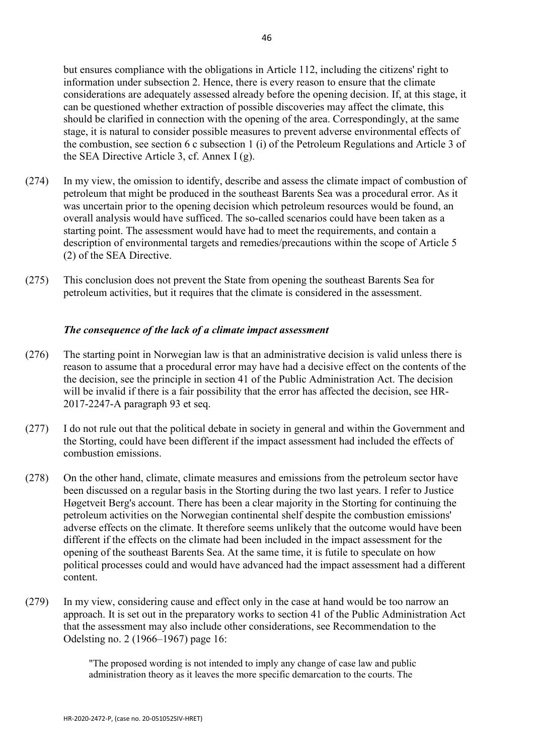but ensures compliance with the obligations in Article 112, including the citizens' right to information under subsection 2. Hence, there is every reason to ensure that the climate considerations are adequately assessed already before the opening decision. If, at this stage, it can be questioned whether extraction of possible discoveries may affect the climate, this should be clarified in connection with the opening of the area. Correspondingly, at the same stage, it is natural to consider possible measures to prevent adverse environmental effects of the combustion, see section 6 c subsection 1 (i) of the Petroleum Regulations and Article 3 of the SEA Directive Article 3, cf. Annex I (g).

(274) In my view, the omission to identify, describe and assess the climate impact of combustion of petroleum that might be produced in the southeast Barents Sea was a procedural error. As it was uncertain prior to the opening decision which petroleum resources would be found, an overall analysis would have sufficed. The so-called scenarios could have been taken as a starting point. The assessment would have had to meet the requirements, and contain a description of environmental targets and remedies/precautions within the scope of Article 5 (2) of the SEA Directive.

(275) This conclusion does not prevent the State from opening the southeast Barents Sea for petroleum activities, but it requires that the climate is considered in the assessment.

### *The consequence of the lack of a climate impact assessment*

(276) The starting point in Norwegian law is that an administrative decision is valid unless there is reason to assume that a procedural error may have had a decisive effect on the contents of the the decision, see the principle in section 41 of the Public Administration Act. The decision will be invalid if there is a fair possibility that the error has affected the decision, see HR-2017-2247-A paragraph 93 et seq.

(277) I do not rule out that the political debate in society in general and within the Government and the Storting, could have been different if the impact assessment had included the effects of combustion emissions.

(278) On the other hand, climate, climate measures and emissions from the petroleum sector have been discussed on a regular basis in the Storting during the two last years. I refer to Justice Høgetveit Berg's account. There has been a clear majority in the Storting for continuing the petroleum activities on the Norwegian continental shelf despite the combustion emissions' adverse effects on the climate. It therefore seems unlikely that the outcome would have been different if the effects on the climate had been included in the impact assessment for the opening of the southeast Barents Sea. At the same time, it is futile to speculate on how political processes could and would have advanced had the impact assessment had a different content.

(279) In my view, considering cause and effect only in the case at hand would be too narrow an approach. It is set out in the preparatory works to section 41 of the Public Administration Act that the assessment may also include other considerations, see Recommendation to the Odelsting no. 2 (1966–1967) page 16:

> "The proposed wording is not intended to imply any change of case law and public administration theory as it leaves the more specific demarcation to the courts. The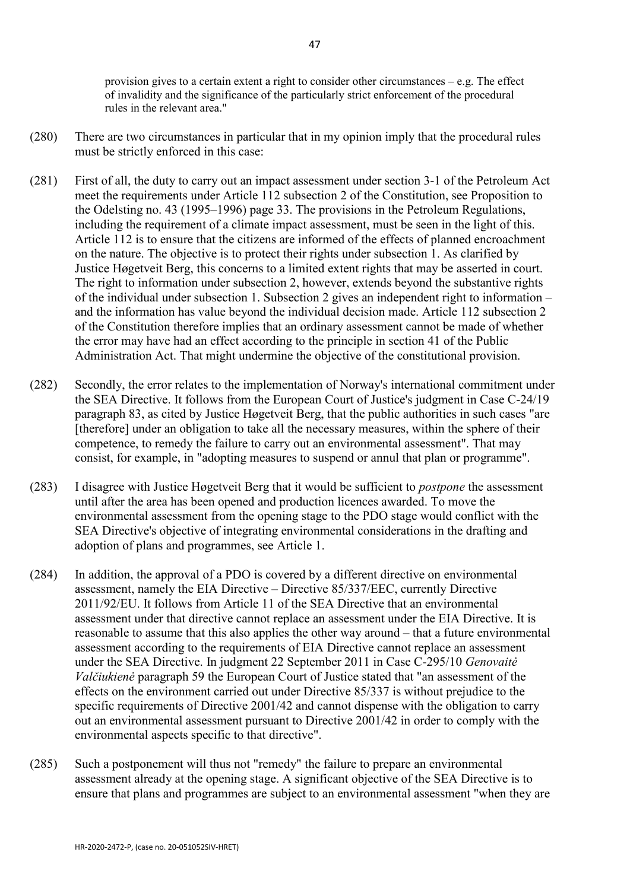provision gives to a certain extent a right to consider other circumstances – e.g. The effect of invalidity and the significance of the particularly strict enforcement of the procedural rules in the relevant area."

(280) There are two circumstances in particular that in my opinion imply that the procedural rules must be strictly enforced in this case:

(281) First of all, the duty to carry out an impact assessment under section 3-1 of the Petroleum Act meet the requirements under Article 112 subsection 2 of the Constitution, see Proposition to the Odelsting no. 43 (1995–1996) page 33. The provisions in the Petroleum Regulations, including the requirement of a climate impact assessment, must be seen in the light of this. Article 112 is to ensure that the citizens are informed of the effects of planned encroachment on the nature. The objective is to protect their rights under subsection 1. As clarified by Justice Høgetveit Berg, this concerns to a limited extent rights that may be asserted in court. The right to information under subsection 2, however, extends beyond the substantive rights of the individual under subsection 1. Subsection 2 gives an independent right to information – and the information has value beyond the individual decision made. Article 112 subsection 2 of the Constitution therefore implies that an ordinary assessment cannot be made of whether the error may have had an effect according to the principle in section 41 of the Public Administration Act. That might undermine the objective of the constitutional provision.

(282) Secondly, the error relates to the implementation of Norway's international commitment under the SEA Directive. It follows from the European Court of Justice's judgment in Case C-24/19 paragraph 83, as cited by Justice Høgetveit Berg, that the public authorities in such cases "are [therefore] under an obligation to take all the necessary measures, within the sphere of their competence, to remedy the failure to carry out an environmental assessment". That may consist, for example, in "adopting measures to suspend or annul that plan or programme".

(283) I disagree with Justice Høgetveit Berg that it would be sufficient to *postpone* the assessment until after the area has been opened and production licences awarded. To move the environmental assessment from the opening stage to the PDO stage would conflict with the SEA Directive's objective of integrating environmental considerations in the drafting and adoption of plans and programmes, see Article 1.

(284) In addition, the approval of a PDO is covered by a different directive on environmental assessment, namely the EIA Directive – Directive 85/337/EEC, currently Directive 2011/92/EU. It follows from Article 11 of the SEA Directive that an environmental assessment under that directive cannot replace an assessment under the EIA Directive. It is reasonable to assume that this also applies the other way around – that a future environmental assessment according to the requirements of EIA Directive cannot replace an assessment under the SEA Directive. In judgment 22 September 2011 in Case C-295/10 *Genovaitė Valčiukienė* paragraph 59 the European Court of Justice stated that "an assessment of the effects on the environment carried out under Directive 85/337 is without prejudice to the specific requirements of Directive 2001/42 and cannot dispense with the obligation to carry out an environmental assessment pursuant to Directive 2001/42 in order to comply with the environmental aspects specific to that directive".

(285) Such a postponement will thus not "remedy" the failure to prepare an environmental assessment already at the opening stage. A significant objective of the SEA Directive is to ensure that plans and programmes are subject to an environmental assessment "when they are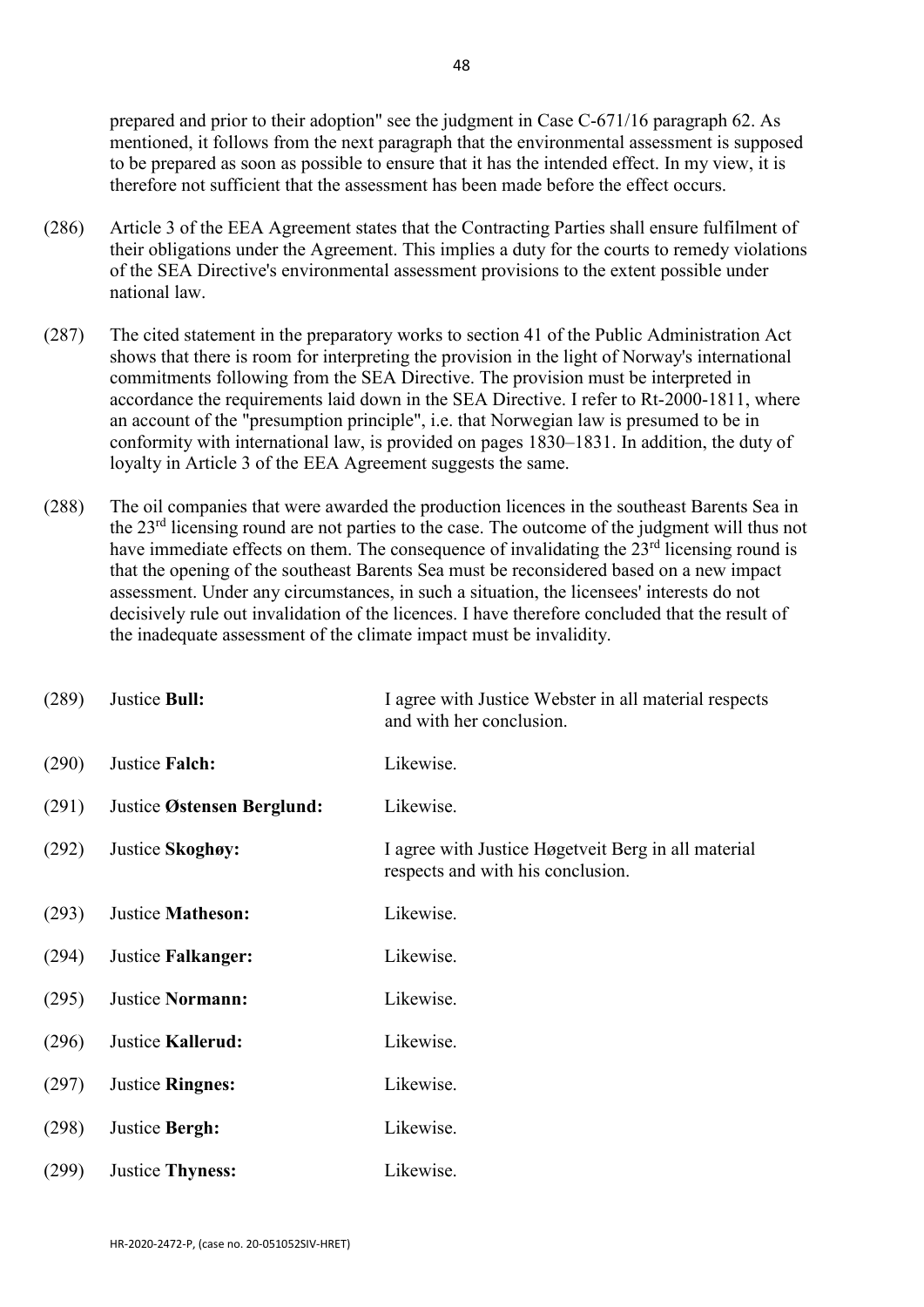prepared and prior to their adoption" see the judgment in Case C-671/16 paragraph 62. As mentioned, it follows from the next paragraph that the environmental assessment is supposed to be prepared as soon as possible to ensure that it has the intended effect. In my view, it is therefore not sufficient that the assessment has been made before the effect occurs.

(286) Article 3 of the EEA Agreement states that the Contracting Parties shall ensure fulfilment of their obligations under the Agreement. This implies a duty for the courts to remedy violations of the SEA Directive's environmental assessment provisions to the extent possible under national law.

(287) The cited statement in the preparatory works to section 41 of the Public Administration Act shows that there is room for interpreting the provision in the light of Norway's international commitments following from the SEA Directive. The provision must be interpreted in accordance the requirements laid down in the SEA Directive. I refer to Rt-2000-1811, where an account of the "presumption principle", i.e. that Norwegian law is presumed to be in conformity with international law, is provided on pages 1830–1831. In addition, the duty of loyalty in Article 3 of the EEA Agreement suggests the same.

(288) The oil companies that were awarded the production licences in the southeast Barents Sea in the 23rd licensing round are not parties to the case. The outcome of the judgment will thus not have immediate effects on them. The consequence of invalidating the 23rd licensing round is that the opening of the southeast Barents Sea must be reconsidered based on a new impact assessment. Under any circumstances, in such a situation, the licensees' interests do not decisively rule out invalidation of the licences. I have therefore concluded that the result of the inadequate assessment of the climate impact must be invalidity.

(289) Justice **Bull:** I agree with Justice Webster in all material respects and with her conclusion.

(290) Justice **Falch:** Likewise.

(291) Justice **Østensen Berglund:** Likewise.

(292) Justice **Skoghøy:** I agree with Justice Høgetveit Berg in all material respects and with his conclusion.

(293) Justice **Matheson:** Likewise.

(294) Justice **Falkanger:** Likewise.

(295) Justice **Normann:** Likewise.

(296) Justice **Kallerud:** Likewise.

(297) Justice **Ringnes:** Likewise.

(298) Justice **Bergh:** Likewise.

(299) Justice **Thyness:** Likewise.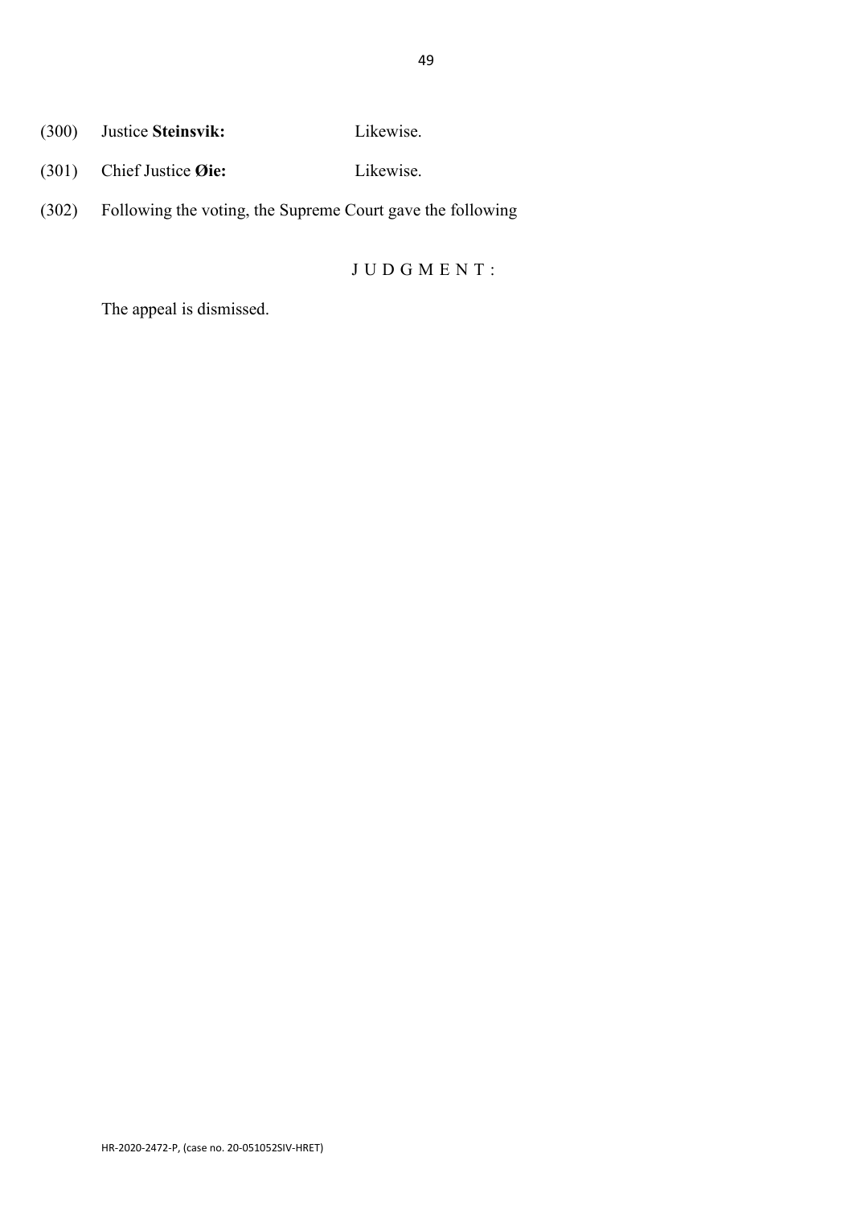(300) Justice **Steinsvik:** Likewise.

(301) Chief Justice **Øie:** Likewise.

(302) Following the voting, the Supreme Court gave the following

J U D G M E N T :

The appeal is dismissed.

HR-2020-2472-P, (case no. 20-051052SIV-HRET)